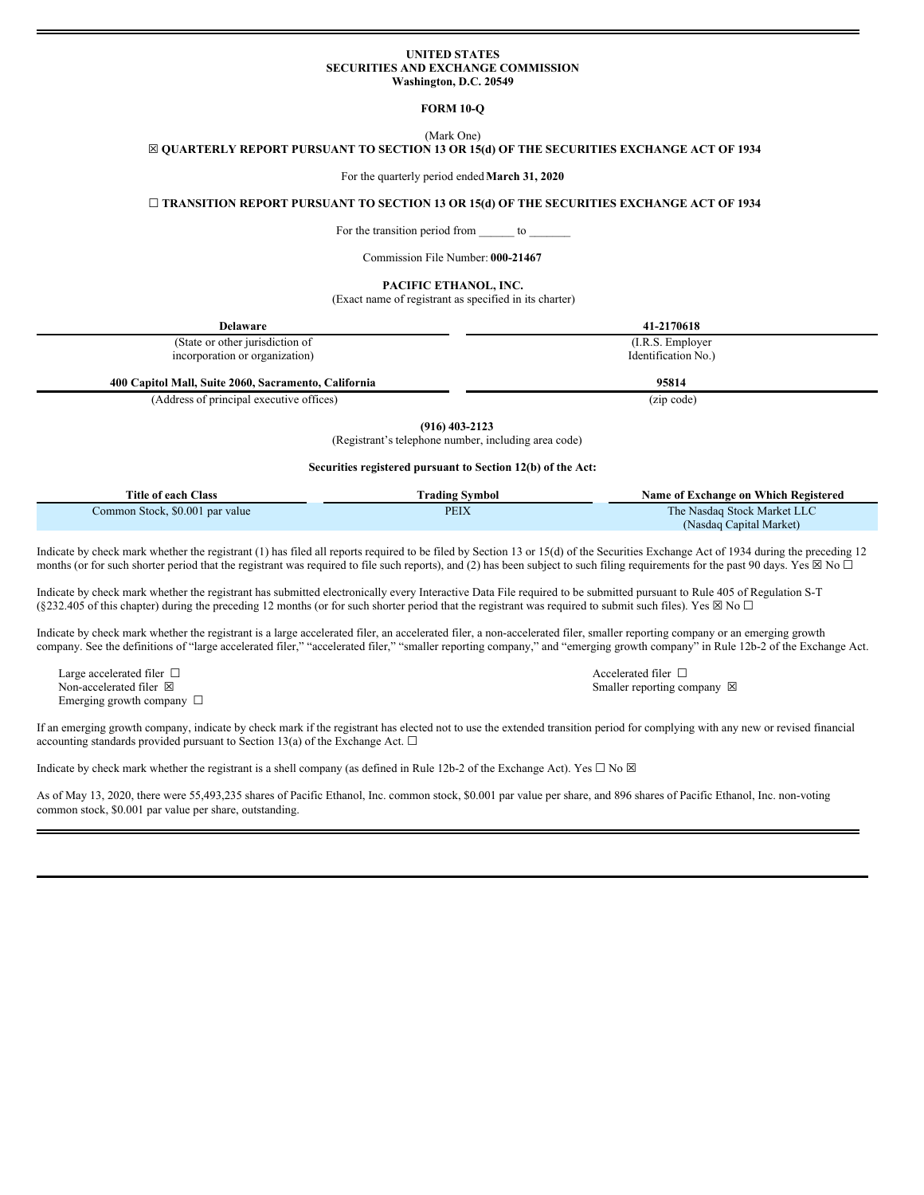**UNITED STATES**
**SECURITIES AND EXCHANGE COMMISSION**
**Washington, D.C. 20549**

**FORM 10-Q**

(Mark One)

☒ **QUARTERLY REPORT PURSUANT TO SECTION 13 OR 15(d) OF THE SECURITIES EXCHANGE ACT OF 1934**

For the quarterly period ended **March 31, 2020**

☐ **TRANSITION REPORT PURSUANT TO SECTION 13 OR 15(d) OF THE SECURITIES EXCHANGE ACT OF 1934**

For the transition period from ______ to _______

Commission File Number: **000-21467**

**PACIFIC ETHANOL, INC.**
(Exact name of registrant as specified in its charter)

| **Delaware** | **41-2170618** |
|---|---|
| (State or other jurisdiction of incorporation or organization) | (I.R.S. Employer Identification No.) |
| **400 Capitol Mall, Suite 2060, Sacramento, California** | **95814** |
| (Address of principal executive offices) | (zip code) |

**(916) 403-2123**
(Registrant's telephone number, including area code)

**Securities registered pursuant to Section 12(b) of the Act:**

| Title of each Class | Trading Symbol | Name of Exchange on Which Registered |
|---|---|---|
| Common Stock, $0.001 par value | PEIX | The Nasdaq Stock Market LLC (Nasdaq Capital Market) |

Indicate by check mark whether the registrant (1) has filed all reports required to be filed by Section 13 or 15(d) of the Securities Exchange Act of 1934 during the preceding 12 months (or for such shorter period that the registrant was required to file such reports), and (2) has been subject to such filing requirements for the past 90 days. Yes ☒ No ☐

Indicate by check mark whether the registrant has submitted electronically every Interactive Data File required to be submitted pursuant to Rule 405 of Regulation S-T (§232.405 of this chapter) during the preceding 12 months (or for such shorter period that the registrant was required to submit such files). Yes ☒ No ☐

Indicate by check mark whether the registrant is a large accelerated filer, an accelerated filer, a non-accelerated filer, smaller reporting company or an emerging growth company. See the definitions of "large accelerated filer," "accelerated filer," "smaller reporting company," and "emerging growth company" in Rule 12b-2 of the Exchange Act.

| | |
|---|---|
| Large accelerated filer ☐ | Accelerated filer ☐ |
| Non-accelerated filer ☒ | Smaller reporting company ☒ |
| Emerging growth company ☐ | |

If an emerging growth company, indicate by check mark if the registrant has elected not to use the extended transition period for complying with any new or revised financial accounting standards provided pursuant to Section 13(a) of the Exchange Act. ☐

Indicate by check mark whether the registrant is a shell company (as defined in Rule 12b-2 of the Exchange Act). Yes ☐ No ☒

As of May 13, 2020, there were 55,493,235 shares of Pacific Ethanol, Inc. common stock, $0.001 par value per share, and 896 shares of Pacific Ethanol, Inc. non-voting common stock, $0.001 par value per share, outstanding.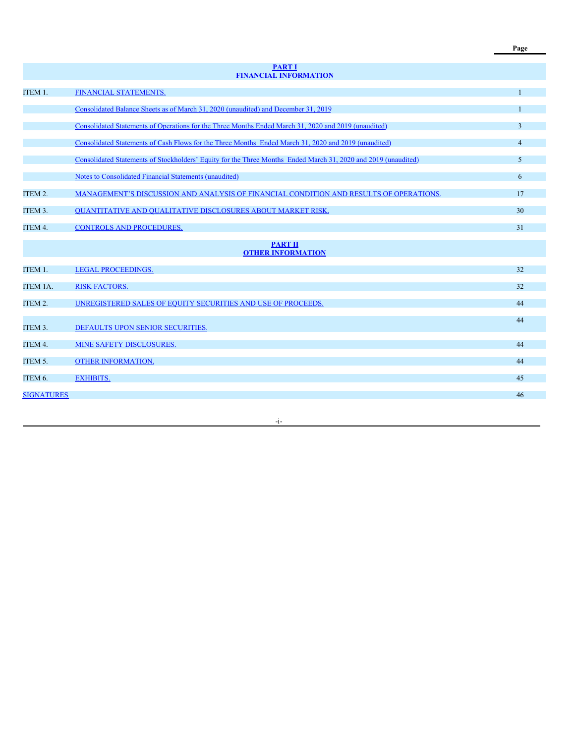| | | Page |
|---|---|---|
| | **PART I FINANCIAL INFORMATION** | |
| ITEM 1. | FINANCIAL STATEMENTS. | 1 |
| | Consolidated Balance Sheets as of March 31, 2020 (unaudited) and December 31, 2019 | 1 |
| | Consolidated Statements of Operations for the Three Months Ended March 31, 2020 and 2019 (unaudited) | 3 |
| | Consolidated Statements of Cash Flows for the Three Months Ended March 31, 2020 and 2019 (unaudited) | 4 |
| | Consolidated Statements of Stockholders' Equity for the Three Months Ended March 31, 2020 and 2019 (unaudited) | 5 |
| | Notes to Consolidated Financial Statements (unaudited) | 6 |
| ITEM 2. | MANAGEMENT'S DISCUSSION AND ANALYSIS OF FINANCIAL CONDITION AND RESULTS OF OPERATIONS. | 17 |
| ITEM 3. | QUANTITATIVE AND QUALITATIVE DISCLOSURES ABOUT MARKET RISK. | 30 |
| ITEM 4. | CONTROLS AND PROCEDURES. | 31 |
| | **PART II OTHER INFORMATION** | |
| ITEM 1. | LEGAL PROCEEDINGS. | 32 |
| ITEM 1A. | RISK FACTORS. | 32 |
| ITEM 2. | UNREGISTERED SALES OF EQUITY SECURITIES AND USE OF PROCEEDS. | 44 |
| ITEM 3. | DEFAULTS UPON SENIOR SECURITIES. | 44 |
| ITEM 4. | MINE SAFETY DISCLOSURES. | 44 |
| ITEM 5. | OTHER INFORMATION. | 44 |
| ITEM 6. | EXHIBITS. | 45 |
| SIGNATURES | | 46 |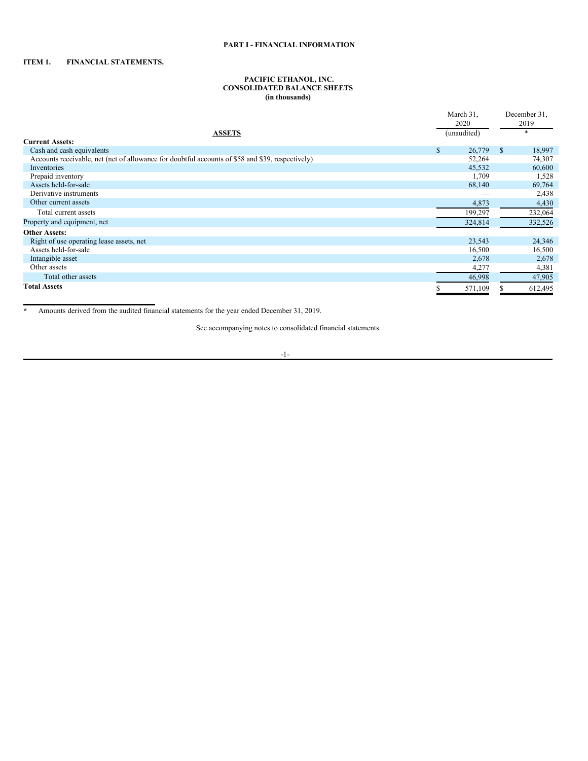# PART I - FINANCIAL INFORMATION

## ITEM 1. FINANCIAL STATEMENTS.

### PACIFIC ETHANOL, INC.
### CONSOLIDATED BALANCE SHEETS
### (in thousands)

| ASSETS | March 31, 2020 (unaudited) | December 31, 2019 * |
|---|---|---|
| **Current Assets:** | | |
| Cash and cash equivalents | $ 26,779 | $ 18,997 |
| Accounts receivable, net (net of allowance for doubtful accounts of $58 and $39, respectively) | 52,264 | 74,307 |
| Inventories | 45,532 | 60,600 |
| Prepaid inventory | 1,709 | 1,528 |
| Assets held-for-sale | 68,140 | 69,764 |
| Derivative instruments | — | 2,438 |
| Other current assets | 4,873 | 4,430 |
| Total current assets | 199,297 | 232,064 |
| Property and equipment, net | 324,814 | 332,526 |
| **Other Assets:** | | |
| Right of use operating lease assets, net | 23,543 | 24,346 |
| Assets held-for-sale | 16,500 | 16,500 |
| Intangible asset | 2,678 | 2,678 |
| Other assets | 4,277 | 4,381 |
| Total other assets | 46,998 | 47,905 |
| **Total Assets** | $ 571,109 | $ 612,495 |

\* Amounts derived from the audited financial statements for the year ended December 31, 2019.

See accompanying notes to consolidated financial statements.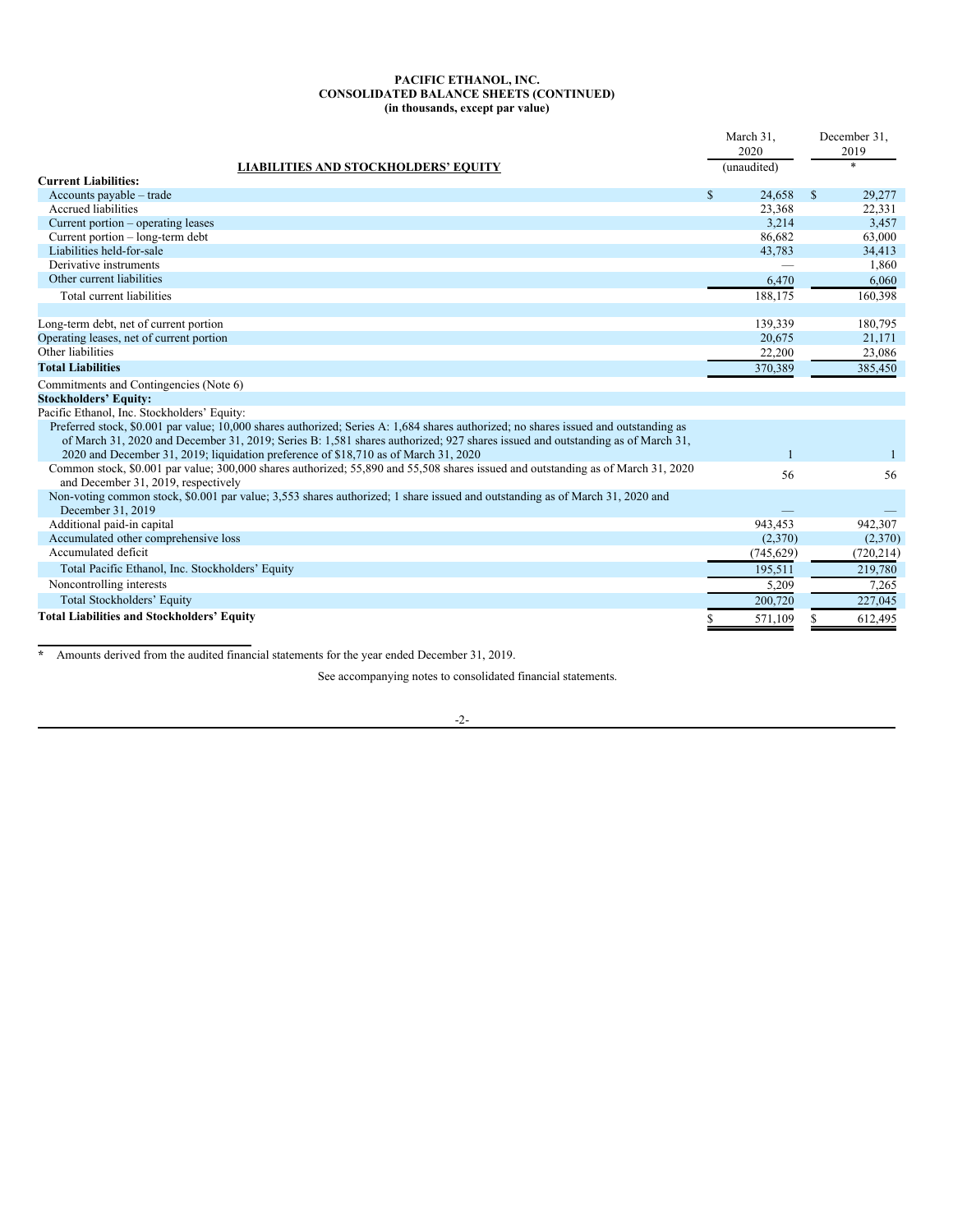**PACIFIC ETHANOL, INC.**
**CONSOLIDATED BALANCE SHEETS (CONTINUED)**
**(in thousands, except par value)**

| LIABILITIES AND STOCKHOLDERS' EQUITY | March 31, 2020 (unaudited) | December 31, 2019 * |
|---|---|---|
| **Current Liabilities:** | | |
| Accounts payable – trade | $ 24,658 | $ 29,277 |
| Accrued liabilities | 23,368 | 22,331 |
| Current portion – operating leases | 3,214 | 3,457 |
| Current portion – long-term debt | 86,682 | 63,000 |
| Liabilities held-for-sale | 43,783 | 34,413 |
| Derivative instruments | — | 1,860 |
| Other current liabilities | 6,470 | 6,060 |
| Total current liabilities | 188,175 | 160,398 |
| | | |
| Long-term debt, net of current portion | 139,339 | 180,795 |
| Operating leases, net of current portion | 20,675 | 21,171 |
| Other liabilities | 22,200 | 23,086 |
| **Total Liabilities** | 370,389 | 385,450 |
| Commitments and Contingencies (Note 6) | | |
| **Stockholders' Equity:** | | |
| Pacific Ethanol, Inc. Stockholders' Equity: | | |
| Preferred stock, $0.001 par value; 10,000 shares authorized; Series A: 1,684 shares authorized; no shares issued and outstanding as of March 31, 2020 and December 31, 2019; Series B: 1,581 shares authorized; 927 shares issued and outstanding as of March 31, 2020 and December 31, 2019; liquidation preference of $18,710 as of March 31, 2020 | 1 | 1 |
| Common stock, $0.001 par value; 300,000 shares authorized; 55,890 and 55,508 shares issued and outstanding as of March 31, 2020 and December 31, 2019, respectively | 56 | 56 |
| Non-voting common stock, $0.001 par value; 3,553 shares authorized; 1 share issued and outstanding as of March 31, 2020 and December 31, 2019 | — | — |
| Additional paid-in capital | 943,453 | 942,307 |
| Accumulated other comprehensive loss | (2,370) | (2,370) |
| Accumulated deficit | (745,629) | (720,214) |
| Total Pacific Ethanol, Inc. Stockholders' Equity | 195,511 | 219,780 |
| Noncontrolling interests | 5,209 | 7,265 |
| Total Stockholders' Equity | 200,720 | 227,045 |
| **Total Liabilities and Stockholders' Equity** | $ 571,109 | $ 612,495 |

\* Amounts derived from the audited financial statements for the year ended December 31, 2019.

See accompanying notes to consolidated financial statements.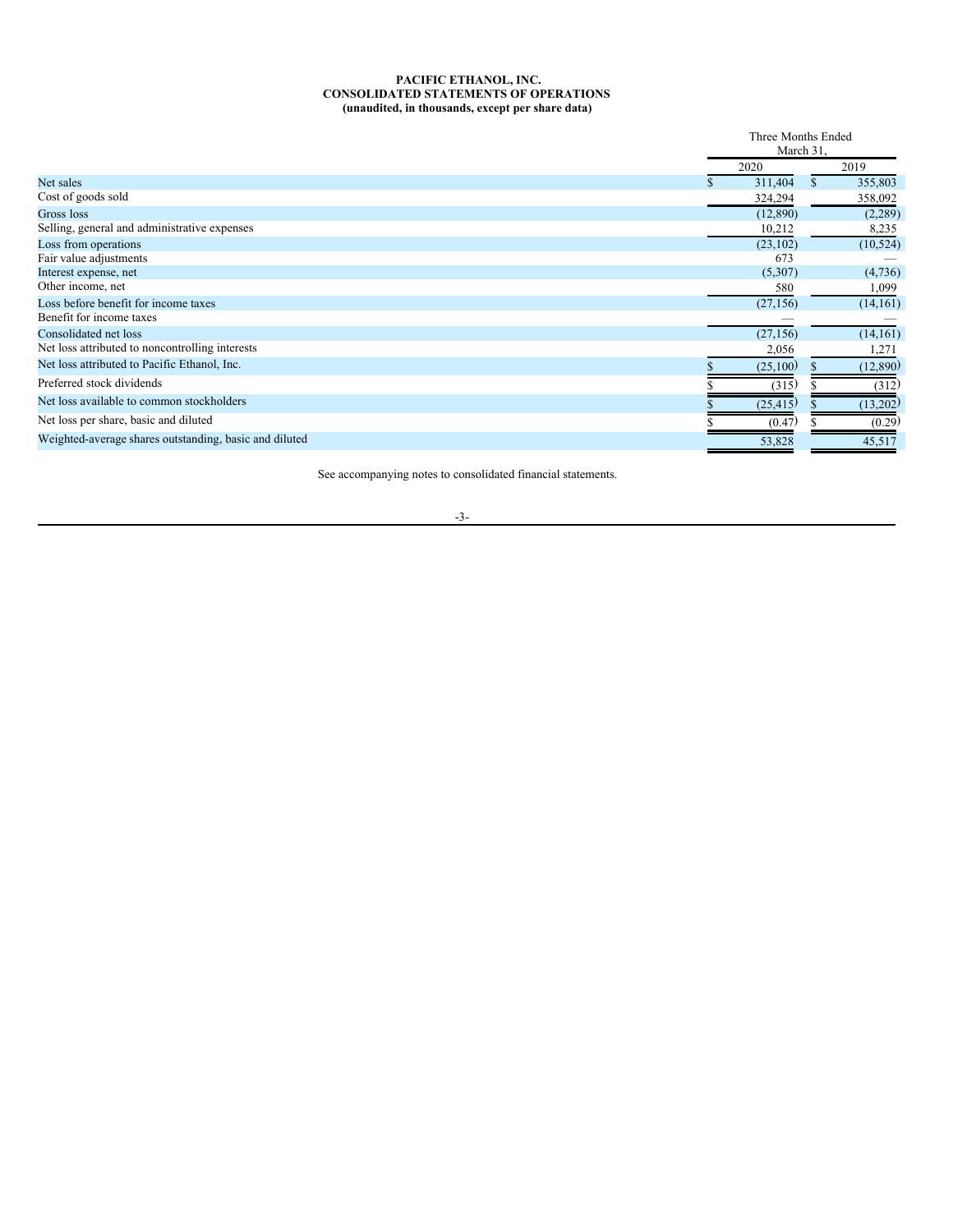**PACIFIC ETHANOL, INC.**
**CONSOLIDATED STATEMENTS OF OPERATIONS**
**(unaudited, in thousands, except per share data)**

| | Three Months Ended March 31, | |
|---|---|---|
| | 2020 | 2019 |
| Net sales | $ 311,404 | $ 355,803 |
| Cost of goods sold | 324,294 | 358,092 |
| Gross loss | (12,890) | (2,289) |
| Selling, general and administrative expenses | 10,212 | 8,235 |
| Loss from operations | (23,102) | (10,524) |
| Fair value adjustments | 673 | — |
| Interest expense, net | (5,307) | (4,736) |
| Other income, net | 580 | 1,099 |
| Loss before benefit for income taxes | (27,156) | (14,161) |
| Benefit for income taxes | — | — |
| Consolidated net loss | (27,156) | (14,161) |
| Net loss attributed to noncontrolling interests | 2,056 | 1,271 |
| Net loss attributed to Pacific Ethanol, Inc. | $ (25,100) | $ (12,890) |
| Preferred stock dividends | $ (315) | $ (312) |
| Net loss available to common stockholders | $ (25,415) | $ (13,202) |
| Net loss per share, basic and diluted | $ (0.47) | $ (0.29) |
| Weighted-average shares outstanding, basic and diluted | 53,828 | 45,517 |

See accompanying notes to consolidated financial statements.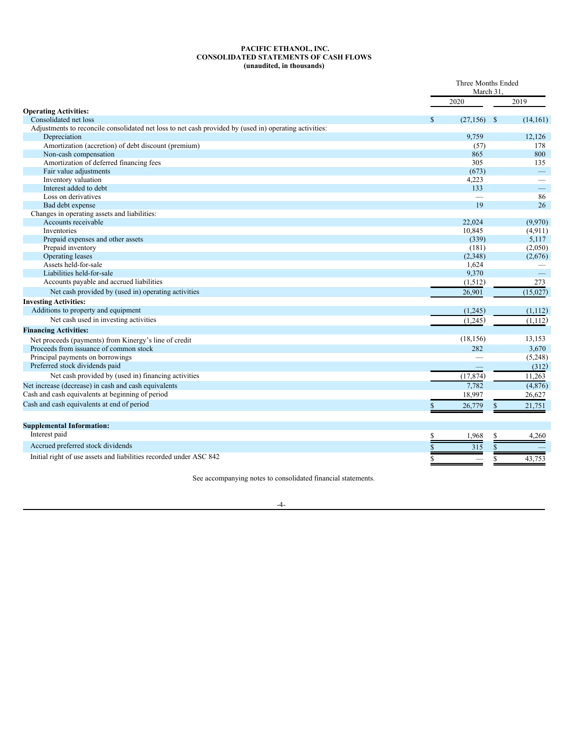**PACIFIC ETHANOL, INC.**
**CONSOLIDATED STATEMENTS OF CASH FLOWS**
**(unaudited, in thousands)**

| | Three Months Ended March 31, | |
|---|---|---|
| | 2020 | 2019 |
| **Operating Activities:** | | |
| Consolidated net loss | $ (27,156) | $ (14,161) |
| Adjustments to reconcile consolidated net loss to net cash provided by (used in) operating activities: | | |
| Depreciation | 9,759 | 12,126 |
| Amortization (accretion) of debt discount (premium) | (57) | 178 |
| Non-cash compensation | 865 | 800 |
| Amortization of deferred financing fees | 305 | 135 |
| Fair value adjustments | (673) | — |
| Inventory valuation | 4,223 | — |
| Interest added to debt | 133 | — |
| Loss on derivatives | — | 86 |
| Bad debt expense | 19 | 26 |
| Changes in operating assets and liabilities: | | |
| Accounts receivable | 22,024 | (9,970) |
| Inventories | 10,845 | (4,911) |
| Prepaid expenses and other assets | (339) | 5,117 |
| Prepaid inventory | (181) | (2,050) |
| Operating leases | (2,348) | (2,676) |
| Assets held-for-sale | 1,624 | — |
| Liabilities held-for-sale | 9,370 | — |
| Accounts payable and accrued liabilities | (1,512) | 273 |
| Net cash provided by (used in) operating activities | 26,901 | (15,027) |
| **Investing Activities:** | | |
| Additions to property and equipment | (1,245) | (1,112) |
| Net cash used in investing activities | (1,245) | (1,112) |
| **Financing Activities:** | | |
| Net proceeds (payments) from Kinergy's line of credit | (18,156) | 13,153 |
| Proceeds from issuance of common stock | 282 | 3,670 |
| Principal payments on borrowings | — | (5,248) |
| Preferred stock dividends paid | — | (312) |
| Net cash provided by (used in) financing activities | (17,874) | 11,263 |
| Net increase (decrease) in cash and cash equivalents | 7,782 | (4,876) |
| Cash and cash equivalents at beginning of period | 18,997 | 26,627 |
| Cash and cash equivalents at end of period | $ 26,779 | $ 21,751 |
| | | |
| **Supplemental Information:** | | |
| Interest paid | $ 1,968 | $ 4,260 |
| Accrued preferred stock dividends | $ 315 | $ — |
| Initial right of use assets and liabilities recorded under ASC 842 | $ — | $ 43,753 |

See accompanying notes to consolidated financial statements.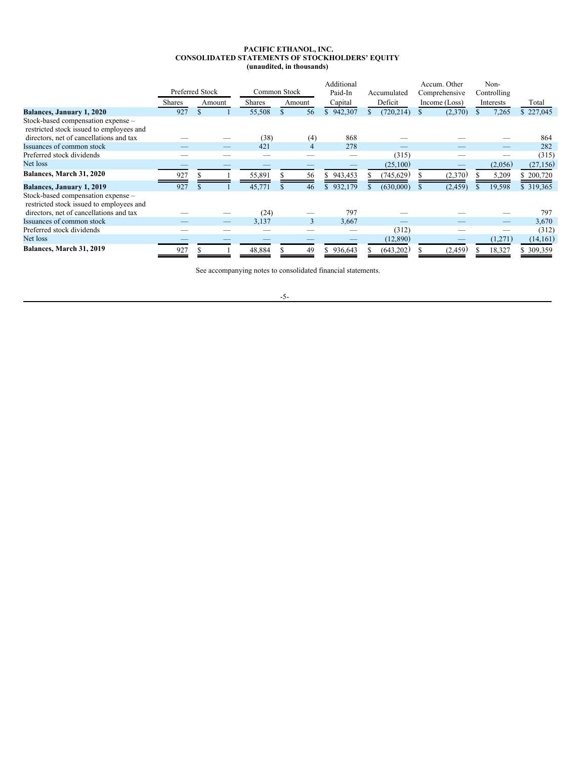**PACIFIC ETHANOL, INC.**
**CONSOLIDATED STATEMENTS OF STOCKHOLDERS' EQUITY**
**(unaudited, in thousands)**

| | Preferred Stock | | Common Stock | | Additional Paid-In | Accumulated | Accum. Other Comprehensive | Non-Controlling | |
|---|---|---|---|---|---|---|---|---|---|
| | Shares | Amount | Shares | Amount | Capital | Deficit | Income (Loss) | Interests | Total |
| **Balances, January 1, 2020** | 927 | $ 1 | 55,508 | $ 56 | $ 942,307 | $ (720,214) | $ (2,370) | $ 7,265 | $ 227,045 |
| Stock-based compensation expense – restricted stock issued to employees and directors, net of cancellations and tax | — | — | (38) | (4) | 868 | — | — | — | 864 |
| Issuances of common stock | — | — | 421 | 4 | 278 | — | — | — | 282 |
| Preferred stock dividends | — | — | — | — | — | (315) | — | — | (315) |
| Net loss | — | — | — | — | — | (25,100) | — | (2,056) | (27,156) |
| **Balances, March 31, 2020** | 927 | $ 1 | 55,891 | $ 56 | $ 943,453 | $ (745,629) | $ (2,370) | $ 5,209 | $ 200,720 |
| **Balances, January 1, 2019** | 927 | $ 1 | 45,771 | $ 46 | $ 932,179 | $ (630,000) | $ (2,459) | $ 19,598 | $ 319,365 |
| Stock-based compensation expense – restricted stock issued to employees and directors, net of cancellations and tax | — | — | (24) | — | 797 | — | — | — | 797 |
| Issuances of common stock | — | — | 3,137 | 3 | 3,667 | — | — | — | 3,670 |
| Preferred stock dividends | — | — | — | — | — | (312) | — | — | (312) |
| Net loss | — | — | — | — | — | (12,890) | — | (1,271) | (14,161) |
| **Balances, March 31, 2019** | 927 | $ 1 | 48,884 | $ 49 | $ 936,643 | $ (643,202) | $ (2,459) | $ 18,327 | $ 309,359 |

See accompanying notes to consolidated financial statements.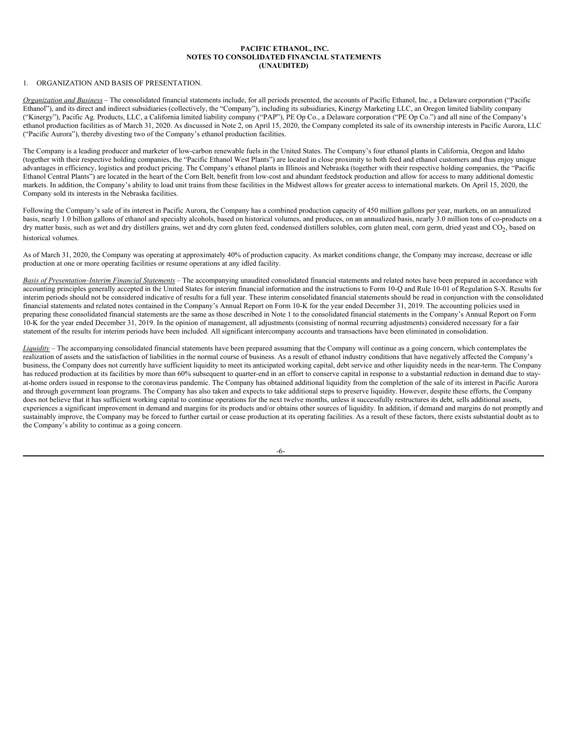**PACIFIC ETHANOL, INC.**
**NOTES TO CONSOLIDATED FINANCIAL STATEMENTS**
**(UNAUDITED)**

1. ORGANIZATION AND BASIS OF PRESENTATION.

*Organization and Business* – The consolidated financial statements include, for all periods presented, the accounts of Pacific Ethanol, Inc., a Delaware corporation ("Pacific Ethanol"), and its direct and indirect subsidiaries (collectively, the "Company"), including its subsidiaries, Kinergy Marketing LLC, an Oregon limited liability company ("Kinergy"), Pacific Ag. Products, LLC, a California limited liability company ("PAP"), PE Op Co., a Delaware corporation ("PE Op Co.") and all nine of the Company's ethanol production facilities as of March 31, 2020. As discussed in Note 2, on April 15, 2020, the Company completed its sale of its ownership interests in Pacific Aurora, LLC ("Pacific Aurora"), thereby divesting two of the Company's ethanol production facilities.

The Company is a leading producer and marketer of low-carbon renewable fuels in the United States. The Company's four ethanol plants in California, Oregon and Idaho (together with their respective holding companies, the "Pacific Ethanol West Plants") are located in close proximity to both feed and ethanol customers and thus enjoy unique advantages in efficiency, logistics and product pricing. The Company's ethanol plants in Illinois and Nebraska (together with their respective holding companies, the "Pacific Ethanol Central Plants") are located in the heart of the Corn Belt, benefit from low-cost and abundant feedstock production and allow for access to many additional domestic markets. In addition, the Company's ability to load unit trains from these facilities in the Midwest allows for greater access to international markets. On April 15, 2020, the Company sold its interests in the Nebraska facilities.

Following the Company's sale of its interest in Pacific Aurora, the Company has a combined production capacity of 450 million gallons per year, markets, on an annualized basis, nearly 1.0 billion gallons of ethanol and specialty alcohols, based on historical volumes, and produces, on an annualized basis, nearly 3.0 million tons of co-products on a dry matter basis, such as wet and dry distillers grains, wet and dry corn gluten feed, condensed distillers solubles, corn gluten meal, corn germ, dried yeast and $CO_2$, based on historical volumes.

As of March 31, 2020, the Company was operating at approximately 40% of production capacity. As market conditions change, the Company may increase, decrease or idle production at one or more operating facilities or resume operations at any idled facility.

*Basis of Presentation–Interim Financial Statements* – The accompanying unaudited consolidated financial statements and related notes have been prepared in accordance with accounting principles generally accepted in the United States for interim financial information and the instructions to Form 10-Q and Rule 10-01 of Regulation S-X. Results for interim periods should not be considered indicative of results for a full year. These interim consolidated financial statements should be read in conjunction with the consolidated financial statements and related notes contained in the Company's Annual Report on Form 10-K for the year ended December 31, 2019. The accounting policies used in preparing these consolidated financial statements are the same as those described in Note 1 to the consolidated financial statements in the Company's Annual Report on Form 10-K for the year ended December 31, 2019. In the opinion of management, all adjustments (consisting of normal recurring adjustments) considered necessary for a fair statement of the results for interim periods have been included. All significant intercompany accounts and transactions have been eliminated in consolidation.

*Liquidity* – The accompanying consolidated financial statements have been prepared assuming that the Company will continue as a going concern, which contemplates the realization of assets and the satisfaction of liabilities in the normal course of business. As a result of ethanol industry conditions that have negatively affected the Company's business, the Company does not currently have sufficient liquidity to meet its anticipated working capital, debt service and other liquidity needs in the near-term. The Company has reduced production at its facilities by more than 60% subsequent to quarter-end in an effort to conserve capital in response to a substantial reduction in demand due to stay-at-home orders issued in response to the coronavirus pandemic. The Company has obtained additional liquidity from the completion of the sale of its interest in Pacific Aurora and through government loan programs. The Company has also taken and expects to take additional steps to preserve liquidity. However, despite these efforts, the Company does not believe that it has sufficient working capital to continue operations for the next twelve months, unless it successfully restructures its debt, sells additional assets, experiences a significant improvement in demand and margins for its products and/or obtains other sources of liquidity. In addition, if demand and margins do not promptly and sustainably improve, the Company may be forced to further curtail or cease production at its operating facilities. As a result of these factors, there exists substantial doubt as to the Company's ability to continue as a going concern.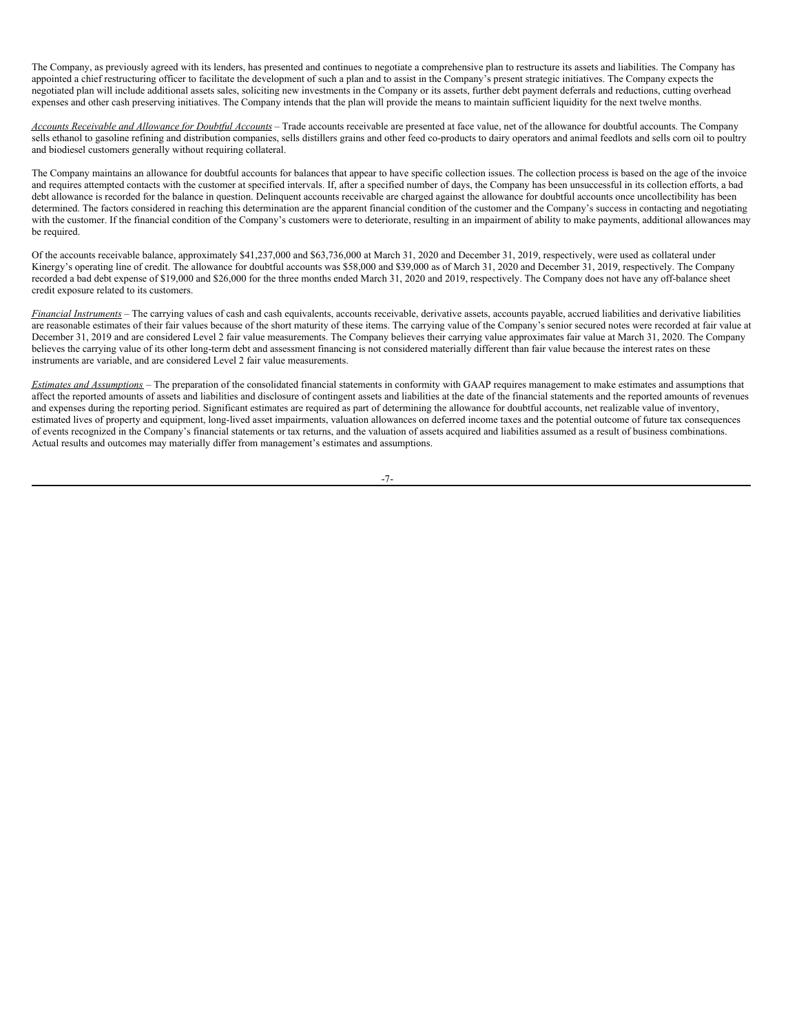The Company, as previously agreed with its lenders, has presented and continues to negotiate a comprehensive plan to restructure its assets and liabilities. The Company has appointed a chief restructuring officer to facilitate the development of such a plan and to assist in the Company's present strategic initiatives. The Company expects the negotiated plan will include additional assets sales, soliciting new investments in the Company or its assets, further debt payment deferrals and reductions, cutting overhead expenses and other cash preserving initiatives. The Company intends that the plan will provide the means to maintain sufficient liquidity for the next twelve months.

*Accounts Receivable and Allowance for Doubtful Accounts* – Trade accounts receivable are presented at face value, net of the allowance for doubtful accounts. The Company sells ethanol to gasoline refining and distribution companies, sells distillers grains and other feed co-products to dairy operators and animal feedlots and sells corn oil to poultry and biodiesel customers generally without requiring collateral.

The Company maintains an allowance for doubtful accounts for balances that appear to have specific collection issues. The collection process is based on the age of the invoice and requires attempted contacts with the customer at specified intervals. If, after a specified number of days, the Company has been unsuccessful in its collection efforts, a bad debt allowance is recorded for the balance in question. Delinquent accounts receivable are charged against the allowance for doubtful accounts once uncollectibility has been determined. The factors considered in reaching this determination are the apparent financial condition of the customer and the Company's success in contacting and negotiating with the customer. If the financial condition of the Company's customers were to deteriorate, resulting in an impairment of ability to make payments, additional allowances may be required.

Of the accounts receivable balance, approximately $41,237,000 and $63,736,000 at March 31, 2020 and December 31, 2019, respectively, were used as collateral under Kinergy's operating line of credit. The allowance for doubtful accounts was $58,000 and $39,000 as of March 31, 2020 and December 31, 2019, respectively. The Company recorded a bad debt expense of $19,000 and $26,000 for the three months ended March 31, 2020 and 2019, respectively. The Company does not have any off-balance sheet credit exposure related to its customers.

*Financial Instruments* – The carrying values of cash and cash equivalents, accounts receivable, derivative assets, accounts payable, accrued liabilities and derivative liabilities are reasonable estimates of their fair values because of the short maturity of these items. The carrying value of the Company's senior secured notes were recorded at fair value at December 31, 2019 and are considered Level 2 fair value measurements. The Company believes their carrying value approximates fair value at March 31, 2020. The Company believes the carrying value of its other long-term debt and assessment financing is not considered materially different than fair value because the interest rates on these instruments are variable, and are considered Level 2 fair value measurements.

*Estimates and Assumptions* – The preparation of the consolidated financial statements in conformity with GAAP requires management to make estimates and assumptions that affect the reported amounts of assets and liabilities and disclosure of contingent assets and liabilities at the date of the financial statements and the reported amounts of revenues and expenses during the reporting period. Significant estimates are required as part of determining the allowance for doubtful accounts, net realizable value of inventory, estimated lives of property and equipment, long-lived asset impairments, valuation allowances on deferred income taxes and the potential outcome of future tax consequences of events recognized in the Company's financial statements or tax returns, and the valuation of assets acquired and liabilities assumed as a result of business combinations. Actual results and outcomes may materially differ from management's estimates and assumptions.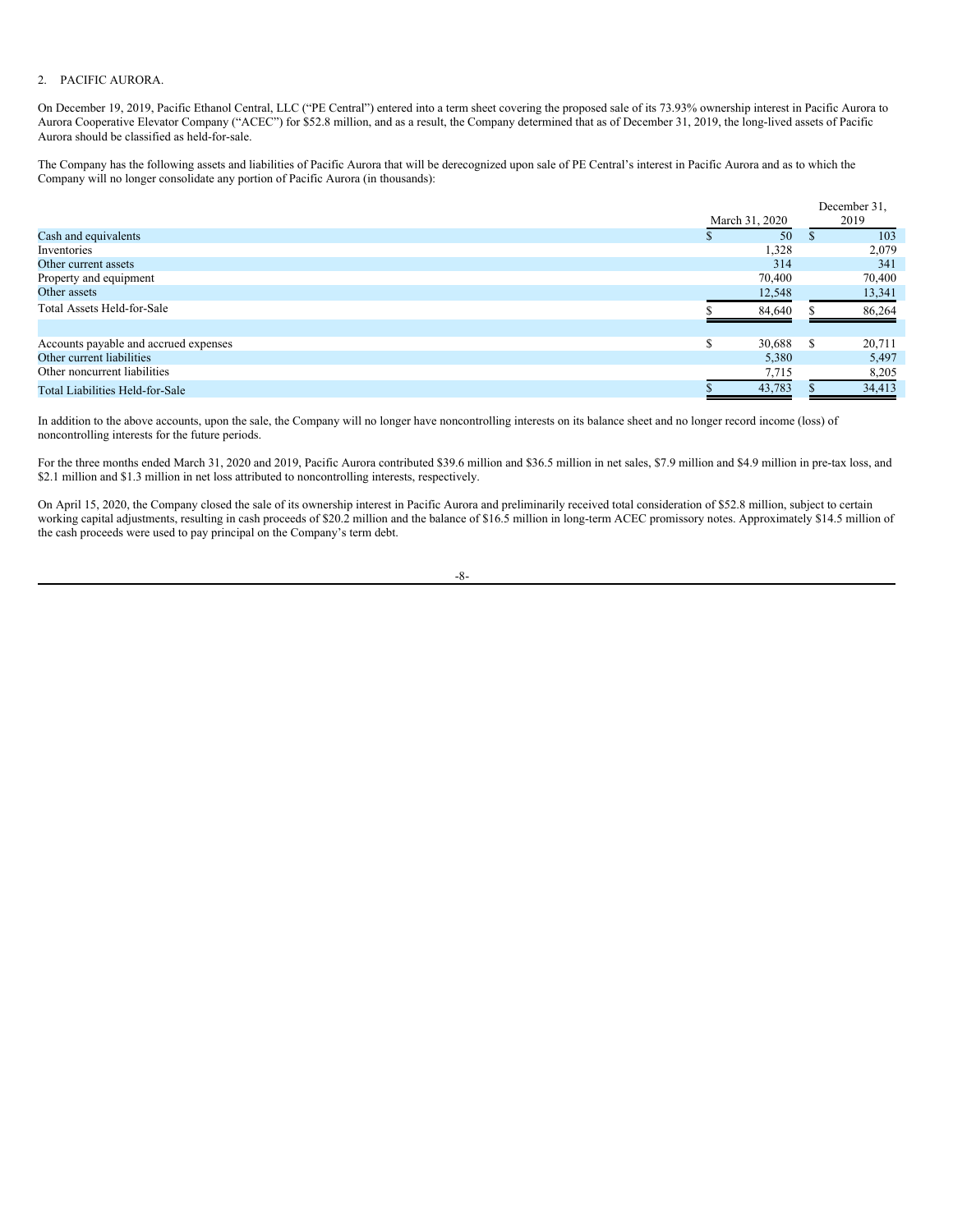2. PACIFIC AURORA.

On December 19, 2019, Pacific Ethanol Central, LLC ("PE Central") entered into a term sheet covering the proposed sale of its 73.93% ownership interest in Pacific Aurora to Aurora Cooperative Elevator Company ("ACEC") for $52.8 million, and as a result, the Company determined that as of December 31, 2019, the long-lived assets of Pacific Aurora should be classified as held-for-sale.

The Company has the following assets and liabilities of Pacific Aurora that will be derecognized upon sale of PE Central's interest in Pacific Aurora and as to which the Company will no longer consolidate any portion of Pacific Aurora (in thousands):

| | March 31, 2020 | December 31, 2019 |
|---|---|---|
| Cash and equivalents | $ 50 | $ 103 |
| Inventories | 1,328 | 2,079 |
| Other current assets | 314 | 341 |
| Property and equipment | 70,400 | 70,400 |
| Other assets | 12,548 | 13,341 |
| Total Assets Held-for-Sale | $ 84,640 | $ 86,264 |
| | | |
| Accounts payable and accrued expenses | $ 30,688 | $ 20,711 |
| Other current liabilities | 5,380 | 5,497 |
| Other noncurrent liabilities | 7,715 | 8,205 |
| Total Liabilities Held-for-Sale | $ 43,783 | $ 34,413 |

In addition to the above accounts, upon the sale, the Company will no longer have noncontrolling interests on its balance sheet and no longer record income (loss) of noncontrolling interests for the future periods.

For the three months ended March 31, 2020 and 2019, Pacific Aurora contributed $39.6 million and $36.5 million in net sales, $7.9 million and $4.9 million in pre-tax loss, and $2.1 million and $1.3 million in net loss attributed to noncontrolling interests, respectively.

On April 15, 2020, the Company closed the sale of its ownership interest in Pacific Aurora and preliminarily received total consideration of $52.8 million, subject to certain working capital adjustments, resulting in cash proceeds of $20.2 million and the balance of $16.5 million in long-term ACEC promissory notes. Approximately $14.5 million of the cash proceeds were used to pay principal on the Company's term debt.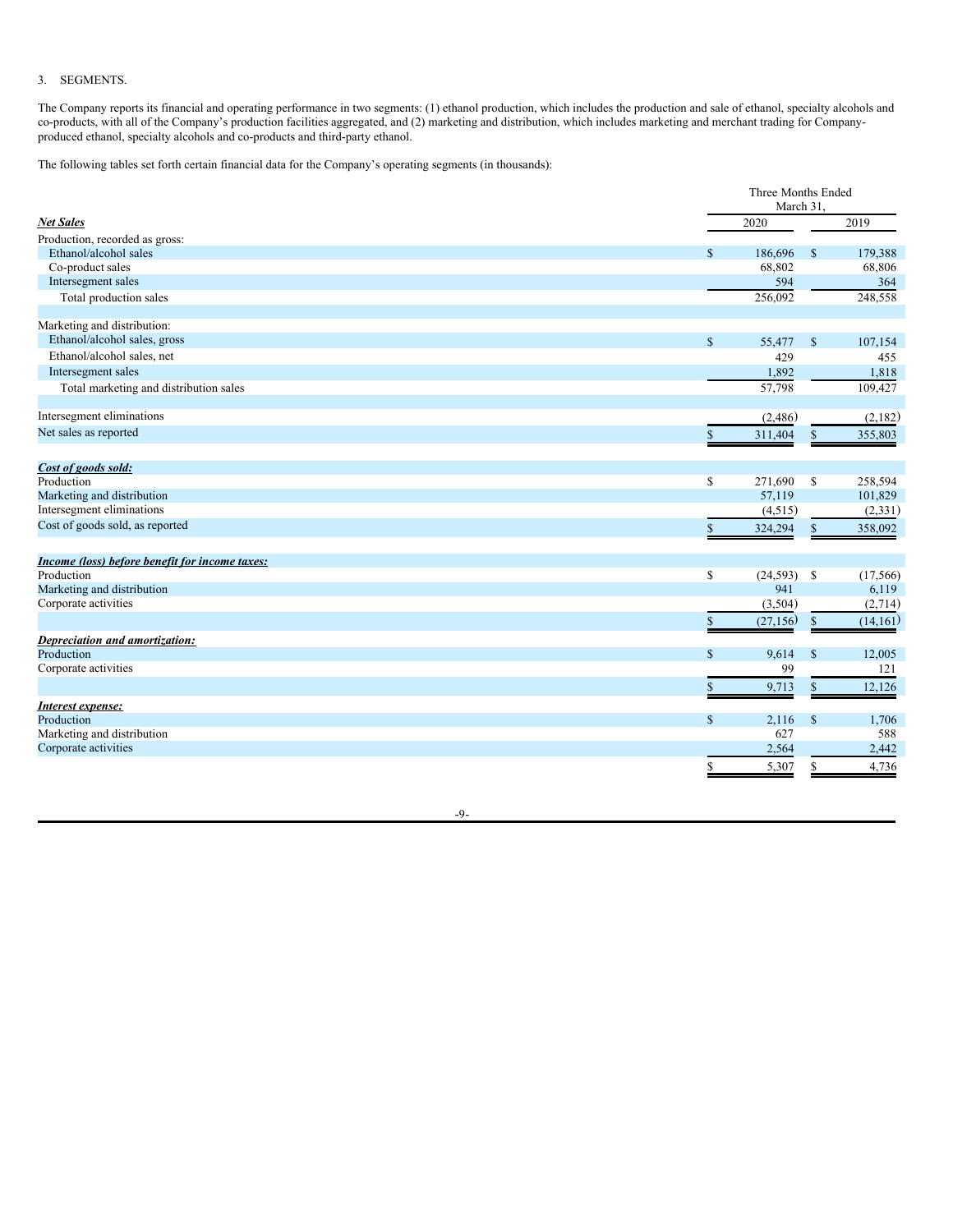3. SEGMENTS.

The Company reports its financial and operating performance in two segments: (1) ethanol production, which includes the production and sale of ethanol, specialty alcohols and co-products, with all of the Company's production facilities aggregated, and (2) marketing and distribution, which includes marketing and merchant trading for Company-produced ethanol, specialty alcohols and co-products and third-party ethanol.

The following tables set forth certain financial data for the Company's operating segments (in thousands):

| | Three Months Ended March 31, | |
|---|---|---|
| ***Net Sales*** | 2020 | 2019 |
| Production, recorded as gross: | | |
| Ethanol/alcohol sales | $ 186,696 | $ 179,388 |
| Co-product sales | 68,802 | 68,806 |
| Intersegment sales | 594 | 364 |
| Total production sales | 256,092 | 248,558 |
| | | |
| Marketing and distribution: | | |
| Ethanol/alcohol sales, gross | $ 55,477 | $ 107,154 |
| Ethanol/alcohol sales, net | 429 | 455 |
| Intersegment sales | 1,892 | 1,818 |
| Total marketing and distribution sales | 57,798 | 109,427 |
| | | |
| Intersegment eliminations | (2,486) | (2,182) |
| Net sales as reported | $ 311,404 | $ 355,803 |
| | | |
| ***Cost of goods sold:*** | | |
| Production | $ 271,690 | $ 258,594 |
| Marketing and distribution | 57,119 | 101,829 |
| Intersegment eliminations | (4,515) | (2,331) |
| Cost of goods sold, as reported | $ 324,294 | $ 358,092 |
| | | |
| ***Income (loss) before benefit for income taxes:*** | | |
| Production | $ (24,593) | $ (17,566) |
| Marketing and distribution | 941 | 6,119 |
| Corporate activities | (3,504) | (2,714) |
| | $ (27,156) | $ (14,161) |
| ***Depreciation and amortization:*** | | |
| Production | $ 9,614 | $ 12,005 |
| Corporate activities | 99 | 121 |
| | $ 9,713 | $ 12,126 |
| ***Interest expense:*** | | |
| Production | $ 2,116 | $ 1,706 |
| Marketing and distribution | 627 | 588 |
| Corporate activities | 2,564 | 2,442 |
| | $ 5,307 | $ 4,736 |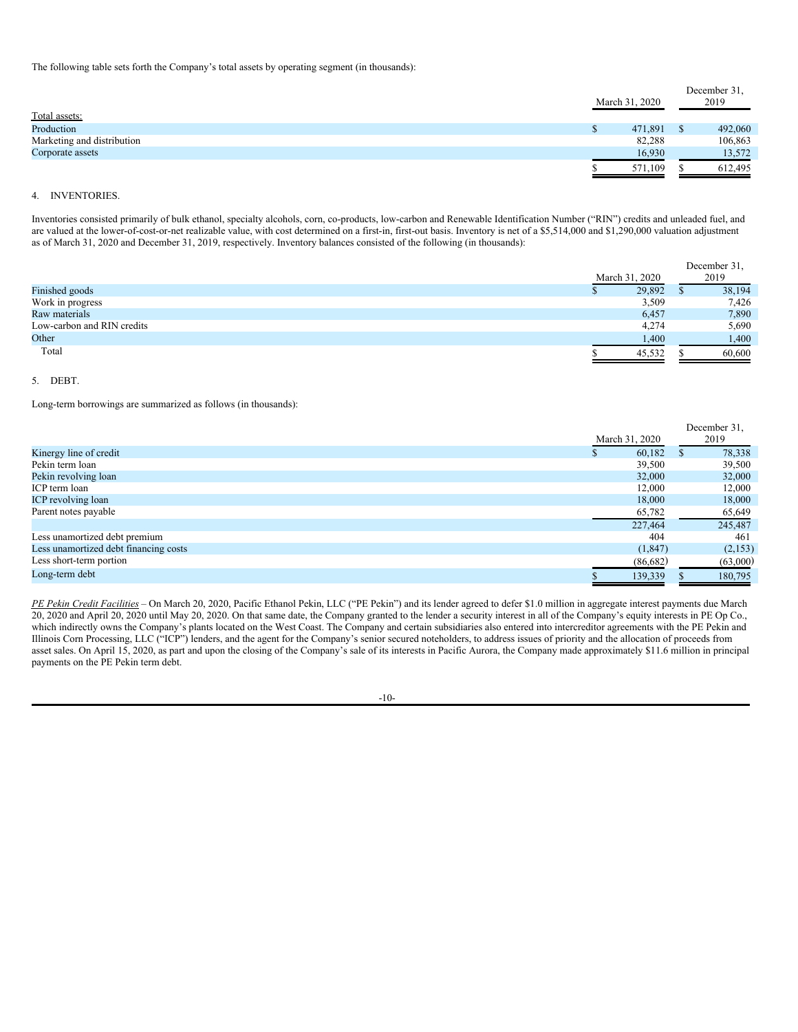The following table sets forth the Company's total assets by operating segment (in thousands):

| | March 31, 2020 | December 31, 2019 |
|---|---|---|
| Total assets: | | |
| Production | $ 471,891 | $ 492,060 |
| Marketing and distribution | 82,288 | 106,863 |
| Corporate assets | 16,930 | 13,572 |
| | $ 571,109 | $ 612,495 |

4. INVENTORIES.

Inventories consisted primarily of bulk ethanol, specialty alcohols, corn, co-products, low-carbon and Renewable Identification Number ("RIN") credits and unleaded fuel, and are valued at the lower-of-cost-or-net realizable value, with cost determined on a first-in, first-out basis. Inventory is net of a $5,514,000 and $1,290,000 valuation adjustment as of March 31, 2020 and December 31, 2019, respectively. Inventory balances consisted of the following (in thousands):

| | March 31, 2020 | December 31, 2019 |
|---|---|---|
| Finished goods | $ 29,892 | $ 38,194 |
| Work in progress | 3,509 | 7,426 |
| Raw materials | 6,457 | 7,890 |
| Low-carbon and RIN credits | 4,274 | 5,690 |
| Other | 1,400 | 1,400 |
| Total | $ 45,532 | $ 60,600 |

5. DEBT.

Long-term borrowings are summarized as follows (in thousands):

| | March 31, 2020 | December 31, 2019 |
|---|---|---|
| Kinergy line of credit | $ 60,182 | $ 78,338 |
| Pekin term loan | 39,500 | 39,500 |
| Pekin revolving loan | 32,000 | 32,000 |
| ICP term loan | 12,000 | 12,000 |
| ICP revolving loan | 18,000 | 18,000 |
| Parent notes payable | 65,782 | 65,649 |
| | 227,464 | 245,487 |
| Less unamortized debt premium | 404 | 461 |
| Less unamortized debt financing costs | (1,847) | (2,153) |
| Less short-term portion | (86,682) | (63,000) |
| Long-term debt | $ 139,339 | $ 180,795 |

*PE Pekin Credit Facilities* – On March 20, 2020, Pacific Ethanol Pekin, LLC ("PE Pekin") and its lender agreed to defer $1.0 million in aggregate interest payments due March 20, 2020 and April 20, 2020 until May 20, 2020. On that same date, the Company granted to the lender a security interest in all of the Company's equity interests in PE Op Co., which indirectly owns the Company's plants located on the West Coast. The Company and certain subsidiaries also entered into intercreditor agreements with the PE Pekin and Illinois Corn Processing, LLC ("ICP") lenders, and the agent for the Company's senior secured noteholders, to address issues of priority and the allocation of proceeds from asset sales. On April 15, 2020, as part and upon the closing of the Company's sale of its interests in Pacific Aurora, the Company made approximately $11.6 million in principal payments on the PE Pekin term debt.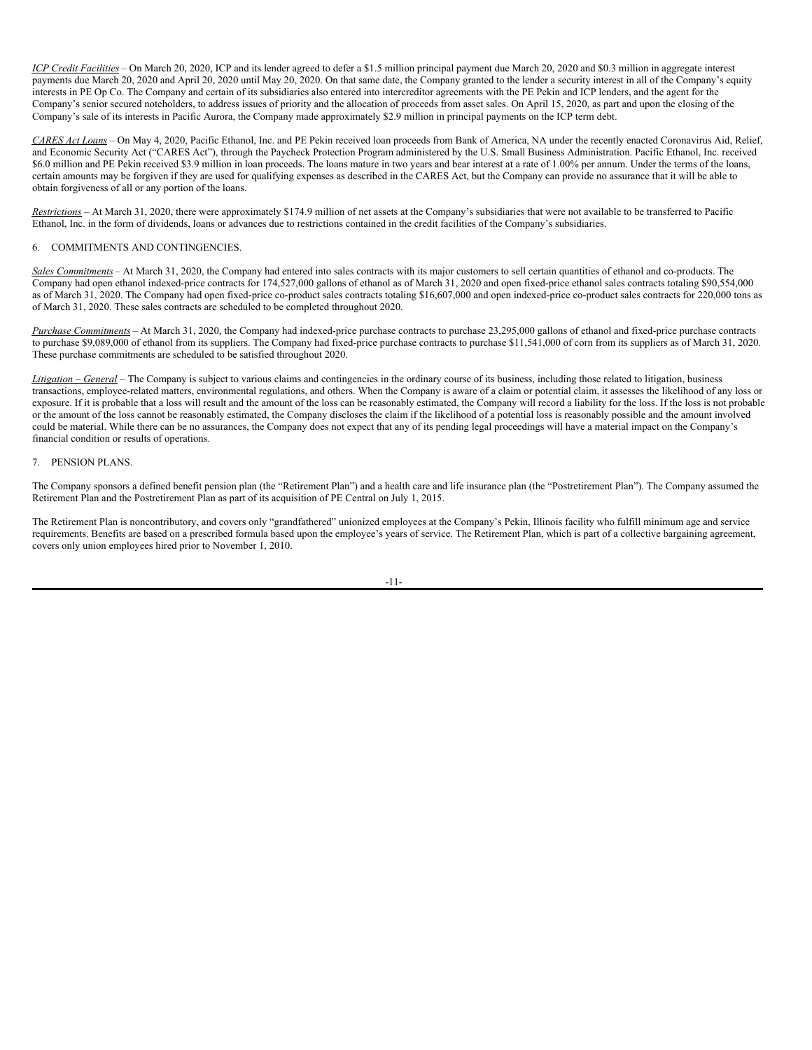*ICP Credit Facilities* – On March 20, 2020, ICP and its lender agreed to defer a $1.5 million principal payment due March 20, 2020 and $0.3 million in aggregate interest payments due March 20, 2020 and April 20, 2020 until May 20, 2020. On that same date, the Company granted to the lender a security interest in all of the Company's equity interests in PE Op Co. The Company and certain of its subsidiaries also entered into intercreditor agreements with the PE Pekin and ICP lenders, and the agent for the Company's senior secured noteholders, to address issues of priority and the allocation of proceeds from asset sales. On April 15, 2020, as part and upon the closing of the Company's sale of its interests in Pacific Aurora, the Company made approximately $2.9 million in principal payments on the ICP term debt.

*CARES Act Loans* – On May 4, 2020, Pacific Ethanol, Inc. and PE Pekin received loan proceeds from Bank of America, NA under the recently enacted Coronavirus Aid, Relief, and Economic Security Act ("CARES Act"), through the Paycheck Protection Program administered by the U.S. Small Business Administration. Pacific Ethanol, Inc. received $6.0 million and PE Pekin received $3.9 million in loan proceeds. The loans mature in two years and bear interest at a rate of 1.00% per annum. Under the terms of the loans, certain amounts may be forgiven if they are used for qualifying expenses as described in the CARES Act, but the Company can provide no assurance that it will be able to obtain forgiveness of all or any portion of the loans.

*Restrictions* – At March 31, 2020, there were approximately $174.9 million of net assets at the Company's subsidiaries that were not available to be transferred to Pacific Ethanol, Inc. in the form of dividends, loans or advances due to restrictions contained in the credit facilities of the Company's subsidiaries.

## 6. COMMITMENTS AND CONTINGENCIES.

*Sales Commitments* – At March 31, 2020, the Company had entered into sales contracts with its major customers to sell certain quantities of ethanol and co-products. The Company had open ethanol indexed-price contracts for 174,527,000 gallons of ethanol as of March 31, 2020 and open fixed-price ethanol sales contracts totaling $90,554,000 as of March 31, 2020. The Company had open fixed-price co-product sales contracts totaling $16,607,000 and open indexed-price co-product sales contracts for 220,000 tons as of March 31, 2020. These sales contracts are scheduled to be completed throughout 2020.

*Purchase Commitments* – At March 31, 2020, the Company had indexed-price purchase contracts to purchase 23,295,000 gallons of ethanol and fixed-price purchase contracts to purchase $9,089,000 of ethanol from its suppliers. The Company had fixed-price purchase contracts to purchase $11,541,000 of corn from its suppliers as of March 31, 2020. These purchase commitments are scheduled to be satisfied throughout 2020.

*Litigation – General* – The Company is subject to various claims and contingencies in the ordinary course of its business, including those related to litigation, business transactions, employee-related matters, environmental regulations, and others. When the Company is aware of a claim or potential claim, it assesses the likelihood of any loss or exposure. If it is probable that a loss will result and the amount of the loss can be reasonably estimated, the Company will record a liability for the loss. If the loss is not probable or the amount of the loss cannot be reasonably estimated, the Company discloses the claim if the likelihood of a potential loss is reasonably possible and the amount involved could be material. While there can be no assurances, the Company does not expect that any of its pending legal proceedings will have a material impact on the Company's financial condition or results of operations.

## 7. PENSION PLANS.

The Company sponsors a defined benefit pension plan (the "Retirement Plan") and a health care and life insurance plan (the "Postretirement Plan"). The Company assumed the Retirement Plan and the Postretirement Plan as part of its acquisition of PE Central on July 1, 2015.

The Retirement Plan is noncontributory, and covers only "grandfathered" unionized employees at the Company's Pekin, Illinois facility who fulfill minimum age and service requirements. Benefits are based on a prescribed formula based upon the employee's years of service. The Retirement Plan, which is part of a collective bargaining agreement, covers only union employees hired prior to November 1, 2010.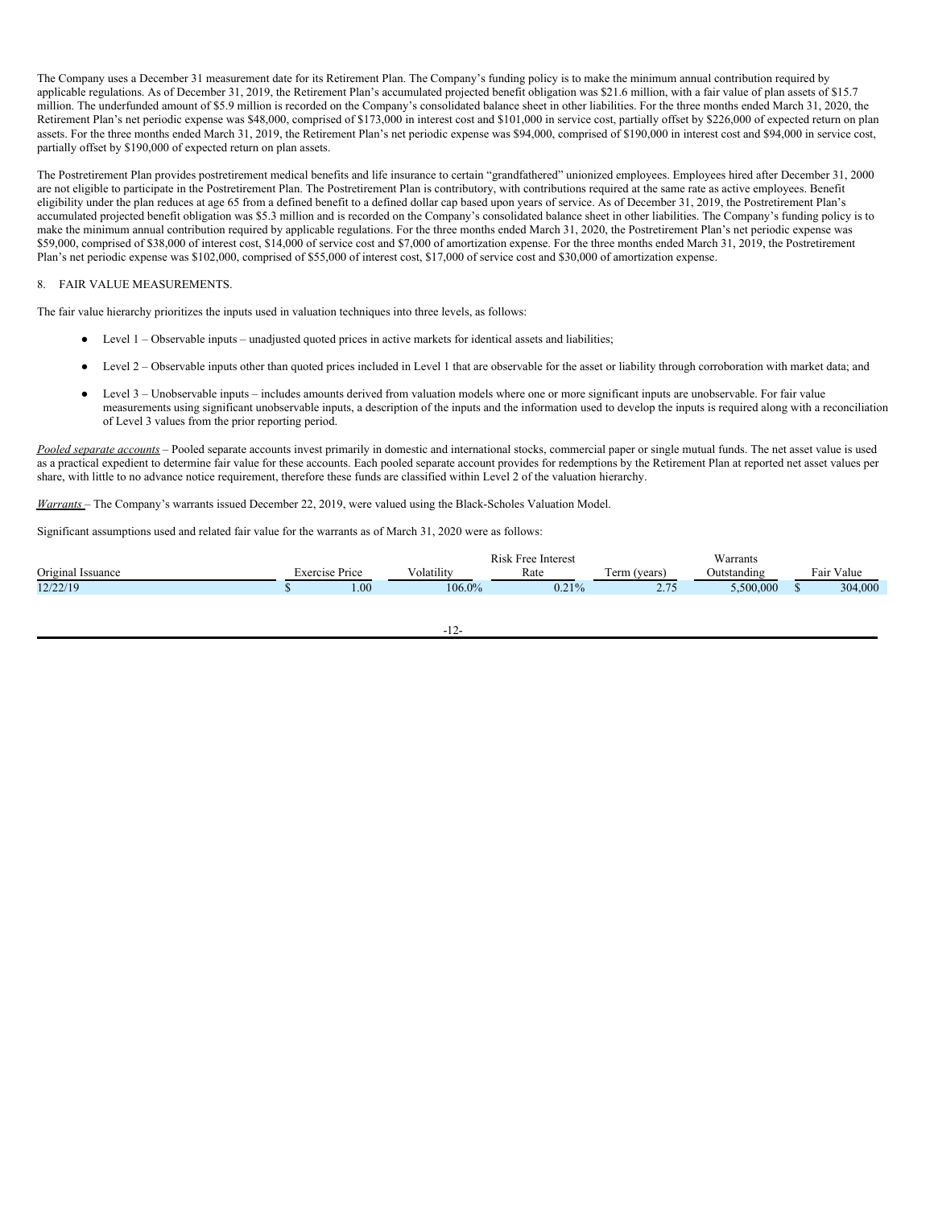The Company uses a December 31 measurement date for its Retirement Plan. The Company's funding policy is to make the minimum annual contribution required by applicable regulations. As of December 31, 2019, the Retirement Plan's accumulated projected benefit obligation was $21.6 million, with a fair value of plan assets of $15.7 million. The underfunded amount of $5.9 million is recorded on the Company's consolidated balance sheet in other liabilities. For the three months ended March 31, 2020, the Retirement Plan's net periodic expense was $48,000, comprised of $173,000 in interest cost and $101,000 in service cost, partially offset by $226,000 of expected return on plan assets. For the three months ended March 31, 2019, the Retirement Plan's net periodic expense was $94,000, comprised of $190,000 in interest cost and $94,000 in service cost, partially offset by $190,000 of expected return on plan assets.

The Postretirement Plan provides postretirement medical benefits and life insurance to certain "grandfathered" unionized employees. Employees hired after December 31, 2000 are not eligible to participate in the Postretirement Plan. The Postretirement Plan is contributory, with contributions required at the same rate as active employees. Benefit eligibility under the plan reduces at age 65 from a defined benefit to a defined dollar cap based upon years of service. As of December 31, 2019, the Postretirement Plan's accumulated projected benefit obligation was $5.3 million and is recorded on the Company's consolidated balance sheet in other liabilities. The Company's funding policy is to make the minimum annual contribution required by applicable regulations. For the three months ended March 31, 2020, the Postretirement Plan's net periodic expense was $59,000, comprised of $38,000 of interest cost, $14,000 of service cost and $7,000 of amortization expense. For the three months ended March 31, 2019, the Postretirement Plan's net periodic expense was $102,000, comprised of $55,000 of interest cost, $17,000 of service cost and $30,000 of amortization expense.

## 8. FAIR VALUE MEASUREMENTS.

The fair value hierarchy prioritizes the inputs used in valuation techniques into three levels, as follows:

- Level 1 – Observable inputs – unadjusted quoted prices in active markets for identical assets and liabilities;
- Level 2 – Observable inputs other than quoted prices included in Level 1 that are observable for the asset or liability through corroboration with market data; and
- Level 3 – Unobservable inputs – includes amounts derived from valuation models where one or more significant inputs are unobservable. For fair value measurements using significant unobservable inputs, a description of the inputs and the information used to develop the inputs is required along with a reconciliation of Level 3 values from the prior reporting period.

*Pooled separate accounts* – Pooled separate accounts invest primarily in domestic and international stocks, commercial paper or single mutual funds. The net asset value is used as a practical expedient to determine fair value for these accounts. Each pooled separate account provides for redemptions by the Retirement Plan at reported net asset values per share, with little to no advance notice requirement, therefore these funds are classified within Level 2 of the valuation hierarchy.

*Warrants* – The Company's warrants issued December 22, 2019, were valued using the Black-Scholes Valuation Model.

Significant assumptions used and related fair value for the warrants as of March 31, 2020 were as follows:

| Original Issuance | Exercise Price | Volatility | Risk Free Interest Rate | Term (years) | Warrants Outstanding | Fair Value |
|---|---|---|---|---|---|---|
| 12/22/19 | $ 1.00 | 106.0% | 0.21% | 2.75 | 5,500,000 | $ 304,000 |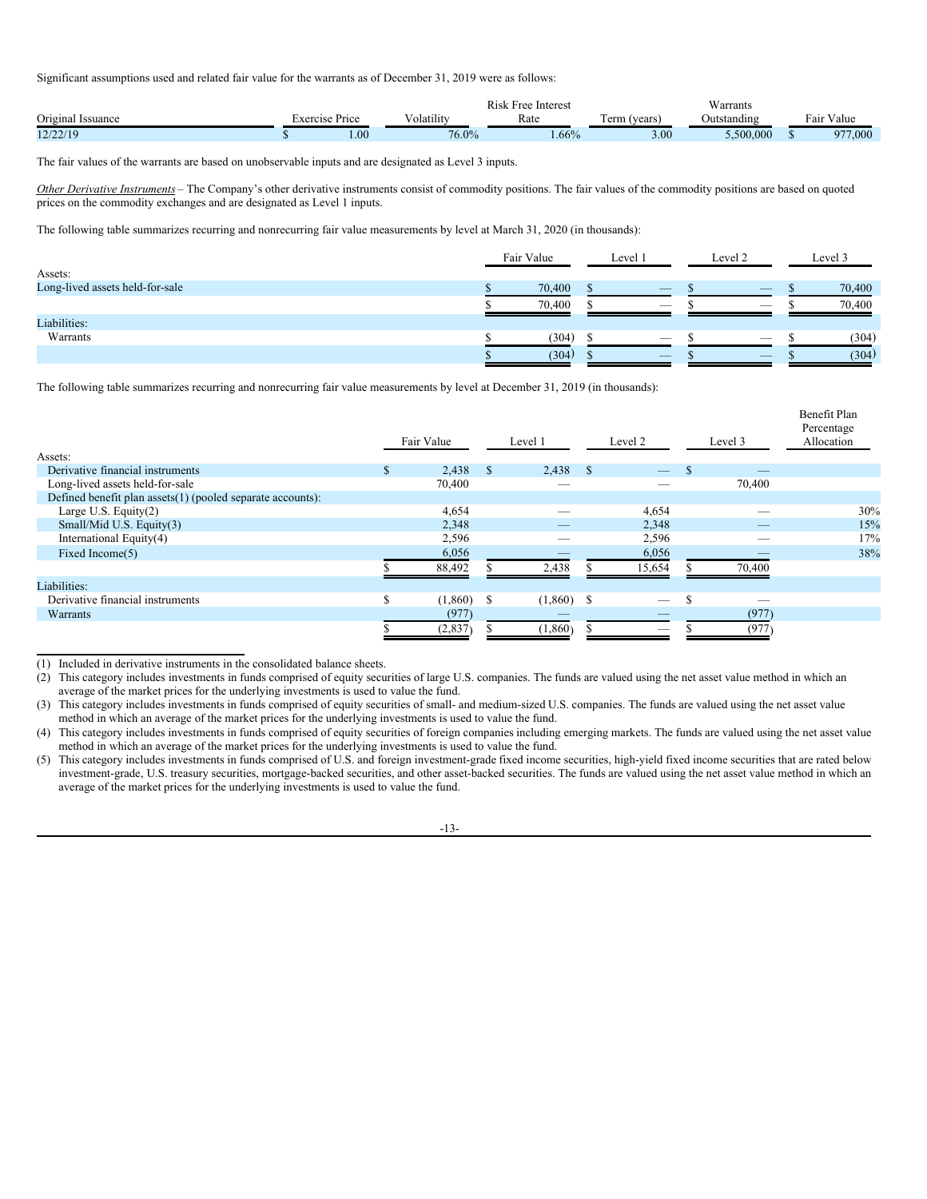Significant assumptions used and related fair value for the warrants as of December 31, 2019 were as follows:

| Original Issuance | Exercise Price | Volatility | Risk Free Interest Rate | Term (years) | Warrants Outstanding | Fair Value |
|---|---|---|---|---|---|---|
| 12/22/19 | $ 1.00 | 76.0% | 1.66% | 3.00 | 5,500,000 | $ 977,000 |

The fair values of the warrants are based on unobservable inputs and are designated as Level 3 inputs.

*Other Derivative Instruments* – The Company's other derivative instruments consist of commodity positions. The fair values of the commodity positions are based on quoted prices on the commodity exchanges and are designated as Level 1 inputs.

The following table summarizes recurring and nonrecurring fair value measurements by level at March 31, 2020 (in thousands):

| | Fair Value | Level 1 | Level 2 | Level 3 |
|---|---|---|---|---|
| Assets: | | | | |
| Long-lived assets held-for-sale | $ 70,400 | $ — | $ — | $ 70,400 |
| | $ 70,400 | $ — | $ — | $ 70,400 |
| Liabilities: | | | | |
| Warrants | $ (304) | $ — | $ — | $ (304) |
| | $ (304) | $ — | $ — | $ (304) |

The following table summarizes recurring and nonrecurring fair value measurements by level at December 31, 2019 (in thousands):

| | Fair Value | Level 1 | Level 2 | Level 3 | Benefit Plan Percentage Allocation |
|---|---|---|---|---|---|
| Assets: | | | | | |
| Derivative financial instruments | $ 2,438 | $ 2,438 | $ — | $ — | |
| Long-lived assets held-for-sale | 70,400 | — | — | 70,400 | |
| Defined benefit plan assets(1) (pooled separate accounts): | | | | | |
| Large U.S. Equity(2) | 4,654 | — | 4,654 | — | 30% |
| Small/Mid U.S. Equity(3) | 2,348 | — | 2,348 | — | 15% |
| International Equity(4) | 2,596 | — | 2,596 | — | 17% |
| Fixed Income(5) | 6,056 | — | 6,056 | — | 38% |
| | $ 88,492 | $ 2,438 | $ 15,654 | $ 70,400 | |
| Liabilities: | | | | | |
| Derivative financial instruments | $ (1,860) | $ (1,860) | $ — | $ — | |
| Warrants | (977) | — | — | (977) | |
| | $ (2,837) | $ (1,860) | $ — | $ (977) | |

(1) Included in derivative instruments in the consolidated balance sheets.

(2) This category includes investments in funds comprised of equity securities of large U.S. companies. The funds are valued using the net asset value method in which an average of the market prices for the underlying investments is used to value the fund.

(3) This category includes investments in funds comprised of equity securities of small- and medium-sized U.S. companies. The funds are valued using the net asset value method in which an average of the market prices for the underlying investments is used to value the fund.

(4) This category includes investments in funds comprised of equity securities of foreign companies including emerging markets. The funds are valued using the net asset value method in which an average of the market prices for the underlying investments is used to value the fund.

(5) This category includes investments in funds comprised of U.S. and foreign investment-grade fixed income securities, high-yield fixed income securities that are rated below investment-grade, U.S. treasury securities, mortgage-backed securities, and other asset-backed securities. The funds are valued using the net asset value method in which an average of the market prices for the underlying investments is used to value the fund.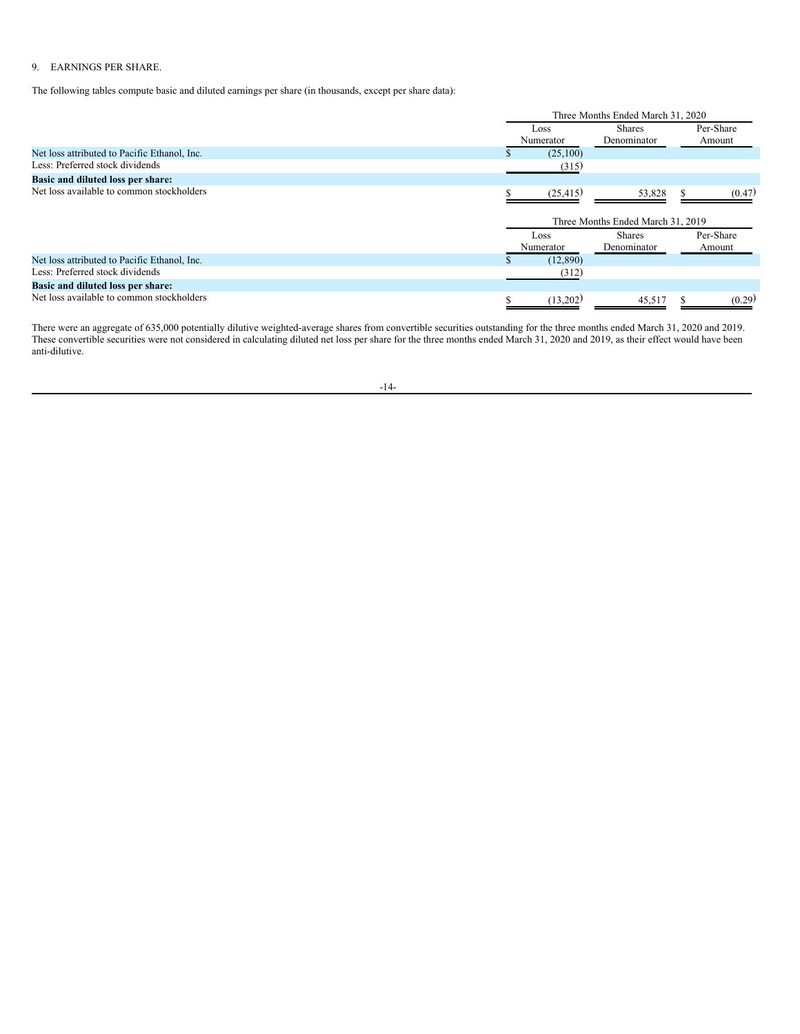9. EARNINGS PER SHARE.

The following tables compute basic and diluted earnings per share (in thousands, except per share data):

| | Three Months Ended March 31, 2020 | | |
|---|---|---|---|
| | Loss Numerator | Shares Denominator | Per-Share Amount |
| Net loss attributed to Pacific Ethanol, Inc. | $ (25,100) | | |
| Less: Preferred stock dividends | (315) | | |
| **Basic and diluted loss per share:** | | | |
| Net loss available to common stockholders | $ (25,415) | 53,828 | $ (0.47) |

| | Three Months Ended March 31, 2019 | | |
|---|---|---|---|
| | Loss Numerator | Shares Denominator | Per-Share Amount |
| Net loss attributed to Pacific Ethanol, Inc. | $ (12,890) | | |
| Less: Preferred stock dividends | (312) | | |
| **Basic and diluted loss per share:** | | | |
| Net loss available to common stockholders | $ (13,202) | 45,517 | $ (0.29) |

There were an aggregate of 635,000 potentially dilutive weighted-average shares from convertible securities outstanding for the three months ended March 31, 2020 and 2019. These convertible securities were not considered in calculating diluted net loss per share for the three months ended March 31, 2020 and 2019, as their effect would have been anti-dilutive.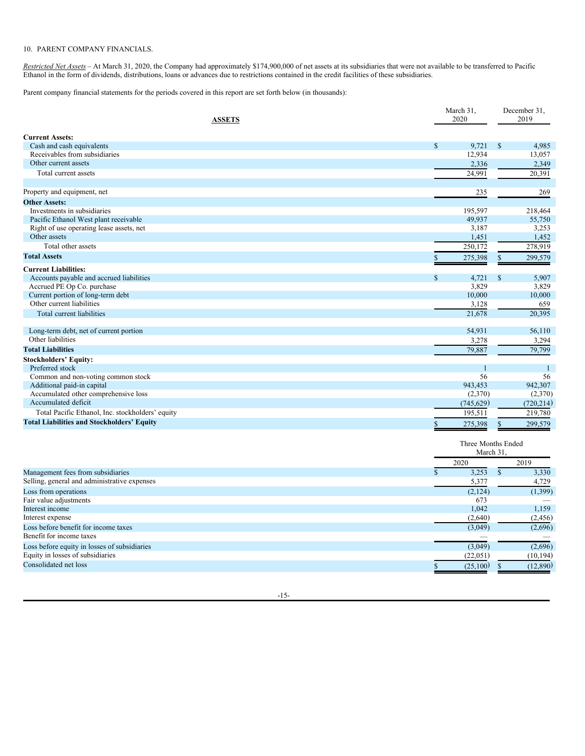10. PARENT COMPANY FINANCIALS.

*Restricted Net Assets* – At March 31, 2020, the Company had approximately $174,900,000 of net assets at its subsidiaries that were not available to be transferred to Pacific Ethanol in the form of dividends, distributions, loans or advances due to restrictions contained in the credit facilities of these subsidiaries.

Parent company financial statements for the periods covered in this report are set forth below (in thousands):

| **ASSETS** | March 31, 2020 | December 31, 2019 |
|---|---|---|
| **Current Assets:** | | |
| Cash and cash equivalents | $ 9,721 | $ 4,985 |
| Receivables from subsidiaries | 12,934 | 13,057 |
| Other current assets | 2,336 | 2,349 |
| Total current assets | 24,991 | 20,391 |
| | | |
| Property and equipment, net | 235 | 269 |
| **Other Assets:** | | |
| Investments in subsidiaries | 195,597 | 218,464 |
| Pacific Ethanol West plant receivable | 49,937 | 55,750 |
| Right of use operating lease assets, net | 3,187 | 3,253 |
| Other assets | 1,451 | 1,452 |
| Total other assets | 250,172 | 278,919 |
| **Total Assets** | $ 275,398 | $ 299,579 |
| **Current Liabilities:** | | |
| Accounts payable and accrued liabilities | $ 4,721 | $ 5,907 |
| Accrued PE Op Co. purchase | 3,829 | 3,829 |
| Current portion of long-term debt | 10,000 | 10,000 |
| Other current liabilities | 3,128 | 659 |
| Total current liabilities | 21,678 | 20,395 |
| | | |
| Long-term debt, net of current portion | 54,931 | 56,110 |
| Other liabilities | 3,278 | 3,294 |
| **Total Liabilities** | 79,887 | 79,799 |
| **Stockholders' Equity:** | | |
| Preferred stock | 1 | 1 |
| Common and non-voting common stock | 56 | 56 |
| Additional paid-in capital | 943,453 | 942,307 |
| Accumulated other comprehensive loss | (2,370) | (2,370) |
| Accumulated deficit | (745,629) | (720,214) |
| Total Pacific Ethanol, Inc. stockholders' equity | 195,511 | 219,780 |
| **Total Liabilities and Stockholders' Equity** | $ 275,398 | $ 299,579 |

| | Three Months Ended March 31, | |
|---|---|---|
| | 2020 | 2019 |
| Management fees from subsidiaries | $ 3,253 | $ 3,330 |
| Selling, general and administrative expenses | 5,377 | 4,729 |
| Loss from operations | (2,124) | (1,399) |
| Fair value adjustments | 673 | — |
| Interest income | 1,042 | 1,159 |
| Interest expense | (2,640) | (2,456) |
| Loss before benefit for income taxes | (3,049) | (2,696) |
| Benefit for income taxes | — | — |
| Loss before equity in losses of subsidiaries | (3,049) | (2,696) |
| Equity in losses of subsidiaries | (22,051) | (10,194) |
| Consolidated net loss | $ (25,100) | $ (12,890) |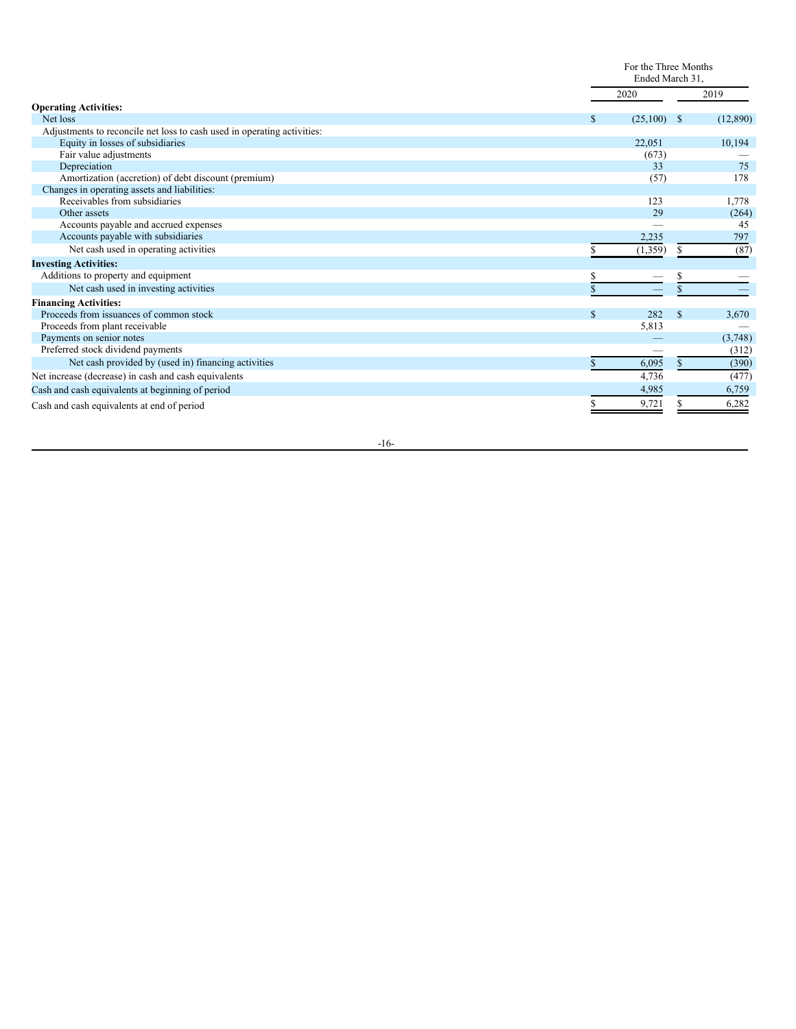| | For the Three Months Ended March 31, | |
|---|---|---|
| | 2020 | 2019 |
| **Operating Activities:** | | |
| Net loss | $ (25,100) | $ (12,890) |
| Adjustments to reconcile net loss to cash used in operating activities: | | |
| Equity in losses of subsidiaries | 22,051 | 10,194 |
| Fair value adjustments | (673) | — |
| Depreciation | 33 | 75 |
| Amortization (accretion) of debt discount (premium) | (57) | 178 |
| Changes in operating assets and liabilities: | | |
| Receivables from subsidiaries | 123 | 1,778 |
| Other assets | 29 | (264) |
| Accounts payable and accrued expenses | — | 45 |
| Accounts payable with subsidiaries | 2,235 | 797 |
| Net cash used in operating activities | $ (1,359) | $ (87) |
| **Investing Activities:** | | |
| Additions to property and equipment | $ — | $ — |
| Net cash used in investing activities | $ — | $ — |
| **Financing Activities:** | | |
| Proceeds from issuances of common stock | $ 282 | $ 3,670 |
| Proceeds from plant receivable | 5,813 | — |
| Payments on senior notes | — | (3,748) |
| Preferred stock dividend payments | — | (312) |
| Net cash provided by (used in) financing activities | $ 6,095 | $ (390) |
| Net increase (decrease) in cash and cash equivalents | 4,736 | (477) |
| Cash and cash equivalents at beginning of period | 4,985 | 6,759 |
| Cash and cash equivalents at end of period | $ 9,721 | $ 6,282 |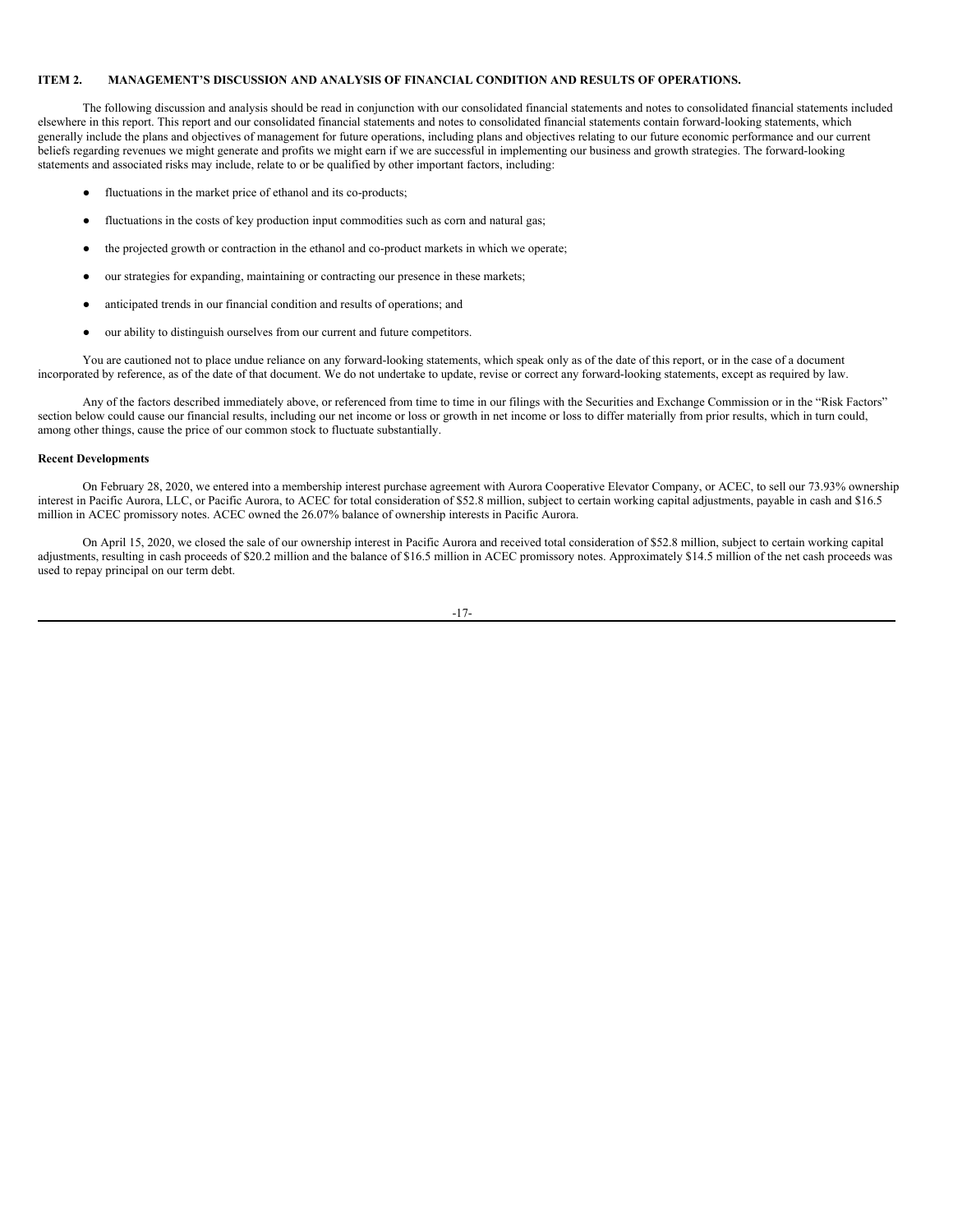## ITEM 2. MANAGEMENT'S DISCUSSION AND ANALYSIS OF FINANCIAL CONDITION AND RESULTS OF OPERATIONS.

The following discussion and analysis should be read in conjunction with our consolidated financial statements and notes to consolidated financial statements included elsewhere in this report. This report and our consolidated financial statements and notes to consolidated financial statements contain forward-looking statements, which generally include the plans and objectives of management for future operations, including plans and objectives relating to our future economic performance and our current beliefs regarding revenues we might generate and profits we might earn if we are successful in implementing our business and growth strategies. The forward-looking statements and associated risks may include, relate to or be qualified by other important factors, including:

- fluctuations in the market price of ethanol and its co-products;
- fluctuations in the costs of key production input commodities such as corn and natural gas;
- the projected growth or contraction in the ethanol and co-product markets in which we operate;
- our strategies for expanding, maintaining or contracting our presence in these markets;
- anticipated trends in our financial condition and results of operations; and
- our ability to distinguish ourselves from our current and future competitors.

You are cautioned not to place undue reliance on any forward-looking statements, which speak only as of the date of this report, or in the case of a document incorporated by reference, as of the date of that document. We do not undertake to update, revise or correct any forward-looking statements, except as required by law.

Any of the factors described immediately above, or referenced from time to time in our filings with the Securities and Exchange Commission or in the "Risk Factors" section below could cause our financial results, including our net income or loss or growth in net income or loss to differ materially from prior results, which in turn could, among other things, cause the price of our common stock to fluctuate substantially.

**Recent Developments**

On February 28, 2020, we entered into a membership interest purchase agreement with Aurora Cooperative Elevator Company, or ACEC, to sell our 73.93% ownership interest in Pacific Aurora, LLC, or Pacific Aurora, to ACEC for total consideration of $52.8 million, subject to certain working capital adjustments, payable in cash and $16.5 million in ACEC promissory notes. ACEC owned the 26.07% balance of ownership interests in Pacific Aurora.

On April 15, 2020, we closed the sale of our ownership interest in Pacific Aurora and received total consideration of $52.8 million, subject to certain working capital adjustments, resulting in cash proceeds of $20.2 million and the balance of $16.5 million in ACEC promissory notes. Approximately $14.5 million of the net cash proceeds was used to repay principal on our term debt.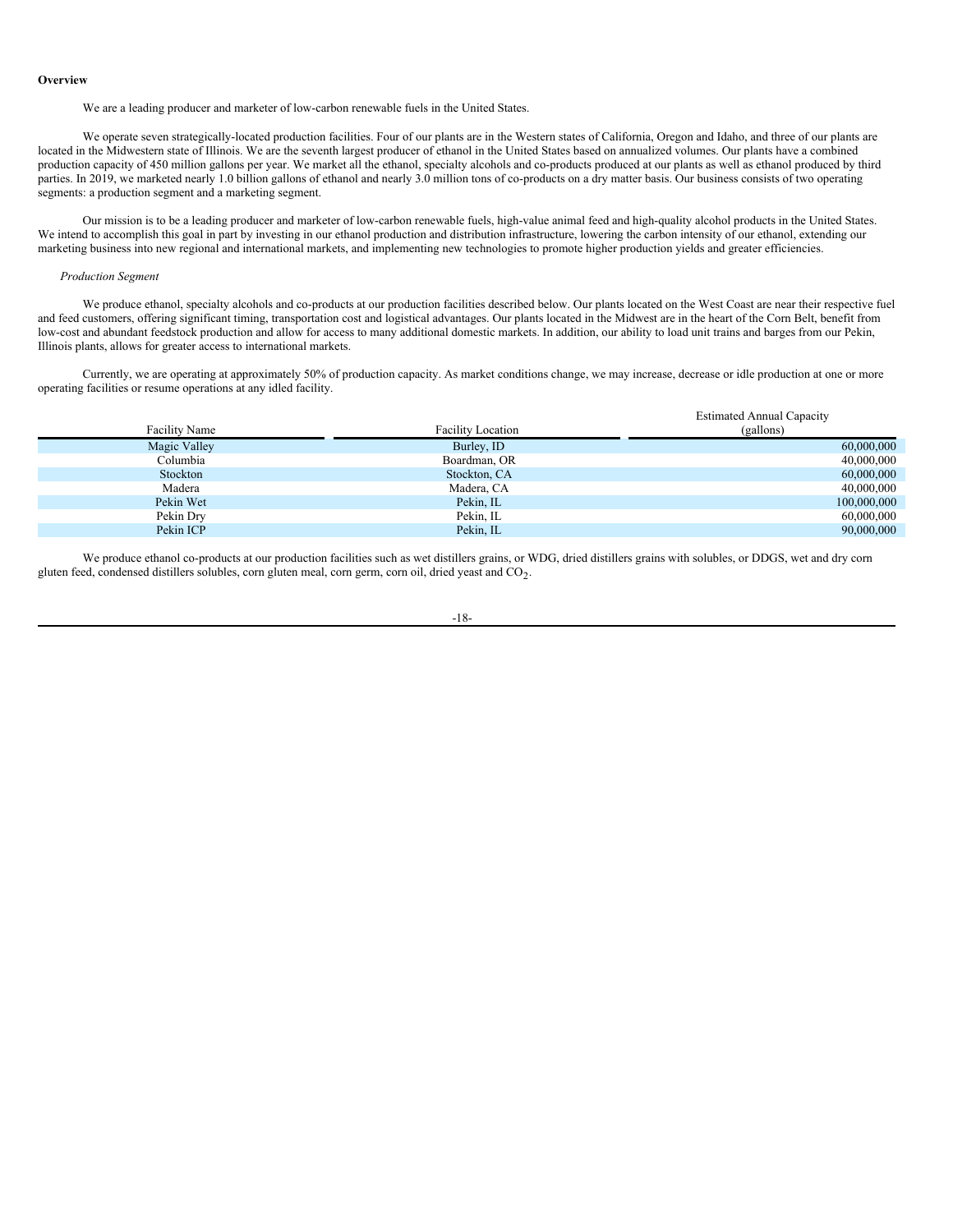**Overview**

We are a leading producer and marketer of low-carbon renewable fuels in the United States.

We operate seven strategically-located production facilities. Four of our plants are in the Western states of California, Oregon and Idaho, and three of our plants are located in the Midwestern state of Illinois. We are the seventh largest producer of ethanol in the United States based on annualized volumes. Our plants have a combined production capacity of 450 million gallons per year. We market all the ethanol, specialty alcohols and co-products produced at our plants as well as ethanol produced by third parties. In 2019, we marketed nearly 1.0 billion gallons of ethanol and nearly 3.0 million tons of co-products on a dry matter basis. Our business consists of two operating segments: a production segment and a marketing segment.

Our mission is to be a leading producer and marketer of low-carbon renewable fuels, high-value animal feed and high-quality alcohol products in the United States. We intend to accomplish this goal in part by investing in our ethanol production and distribution infrastructure, lowering the carbon intensity of our ethanol, extending our marketing business into new regional and international markets, and implementing new technologies to promote higher production yields and greater efficiencies.

*Production Segment*

We produce ethanol, specialty alcohols and co-products at our production facilities described below. Our plants located on the West Coast are near their respective fuel and feed customers, offering significant timing, transportation cost and logistical advantages. Our plants located in the Midwest are in the heart of the Corn Belt, benefit from low-cost and abundant feedstock production and allow for access to many additional domestic markets. In addition, our ability to load unit trains and barges from our Pekin, Illinois plants, allows for greater access to international markets.

Currently, we are operating at approximately 50% of production capacity. As market conditions change, we may increase, decrease or idle production at one or more operating facilities or resume operations at any idled facility.

| Facility Name | Facility Location | Estimated Annual Capacity (gallons) |
|---|---|---|
| Magic Valley | Burley, ID | 60,000,000 |
| Columbia | Boardman, OR | 40,000,000 |
| Stockton | Stockton, CA | 60,000,000 |
| Madera | Madera, CA | 40,000,000 |
| Pekin Wet | Pekin, IL | 100,000,000 |
| Pekin Dry | Pekin, IL | 60,000,000 |
| Pekin ICP | Pekin, IL | 90,000,000 |

We produce ethanol co-products at our production facilities such as wet distillers grains, or WDG, dried distillers grains with solubles, or DDGS, wet and dry corn gluten feed, condensed distillers solubles, corn gluten meal, corn germ, corn oil, dried yeast and $CO_2$.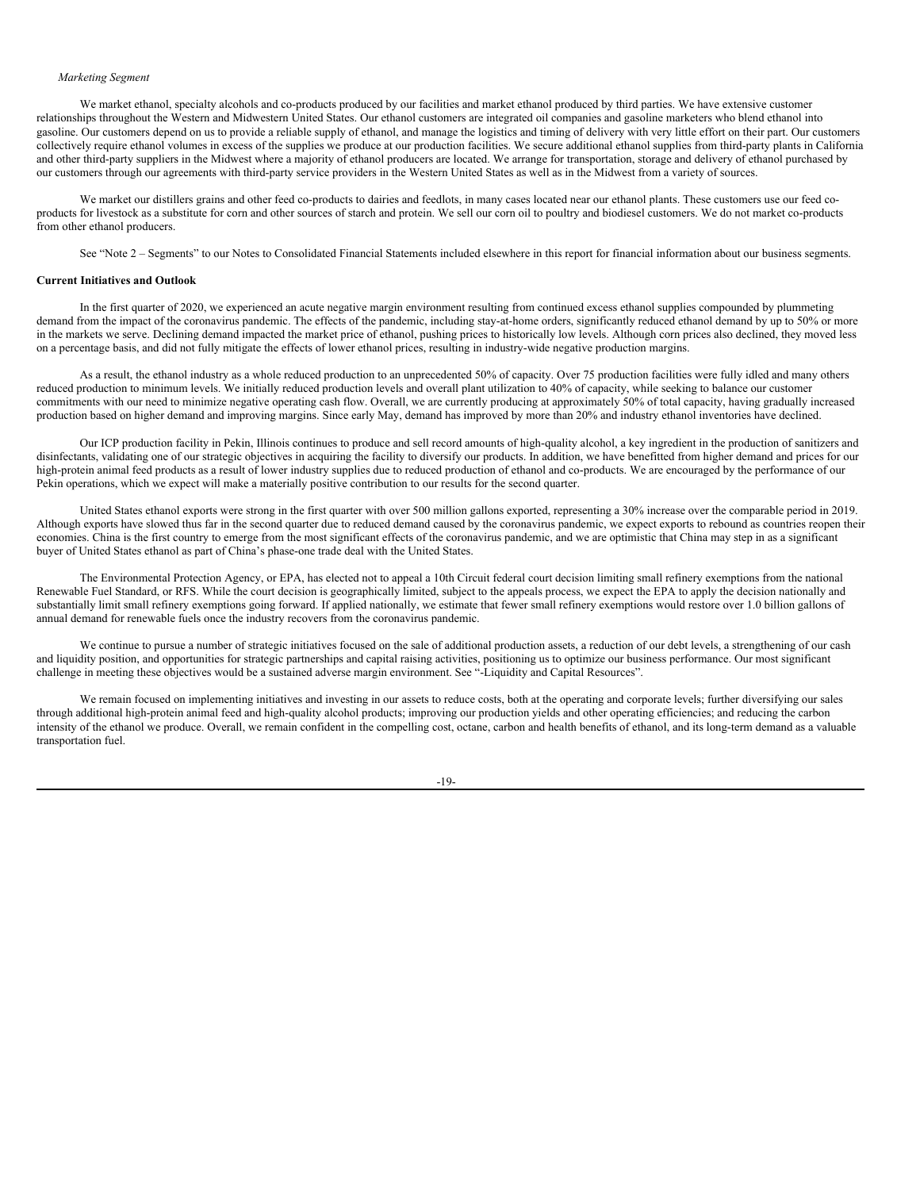*Marketing Segment*

We market ethanol, specialty alcohols and co-products produced by our facilities and market ethanol produced by third parties. We have extensive customer relationships throughout the Western and Midwestern United States. Our ethanol customers are integrated oil companies and gasoline marketers who blend ethanol into gasoline. Our customers depend on us to provide a reliable supply of ethanol, and manage the logistics and timing of delivery with very little effort on their part. Our customers collectively require ethanol volumes in excess of the supplies we produce at our production facilities. We secure additional ethanol supplies from third-party plants in California and other third-party suppliers in the Midwest where a majority of ethanol producers are located. We arrange for transportation, storage and delivery of ethanol purchased by our customers through our agreements with third-party service providers in the Western United States as well as in the Midwest from a variety of sources.

We market our distillers grains and other feed co-products to dairies and feedlots, in many cases located near our ethanol plants. These customers use our feed co-products for livestock as a substitute for corn and other sources of starch and protein. We sell our corn oil to poultry and biodiesel customers. We do not market co-products from other ethanol producers.

See "Note 2 – Segments" to our Notes to Consolidated Financial Statements included elsewhere in this report for financial information about our business segments.

**Current Initiatives and Outlook**

In the first quarter of 2020, we experienced an acute negative margin environment resulting from continued excess ethanol supplies compounded by plummeting demand from the impact of the coronavirus pandemic. The effects of the pandemic, including stay-at-home orders, significantly reduced ethanol demand by up to 50% or more in the markets we serve. Declining demand impacted the market price of ethanol, pushing prices to historically low levels. Although corn prices also declined, they moved less on a percentage basis, and did not fully mitigate the effects of lower ethanol prices, resulting in industry-wide negative production margins.

As a result, the ethanol industry as a whole reduced production to an unprecedented 50% of capacity. Over 75 production facilities were fully idled and many others reduced production to minimum levels. We initially reduced production levels and overall plant utilization to 40% of capacity, while seeking to balance our customer commitments with our need to minimize negative operating cash flow. Overall, we are currently producing at approximately 50% of total capacity, having gradually increased production based on higher demand and improving margins. Since early May, demand has improved by more than 20% and industry ethanol inventories have declined.

Our ICP production facility in Pekin, Illinois continues to produce and sell record amounts of high-quality alcohol, a key ingredient in the production of sanitizers and disinfectants, validating one of our strategic objectives in acquiring the facility to diversify our products. In addition, we have benefitted from higher demand and prices for our high-protein animal feed products as a result of lower industry supplies due to reduced production of ethanol and co-products. We are encouraged by the performance of our Pekin operations, which we expect will make a materially positive contribution to our results for the second quarter.

United States ethanol exports were strong in the first quarter with over 500 million gallons exported, representing a 30% increase over the comparable period in 2019. Although exports have slowed thus far in the second quarter due to reduced demand caused by the coronavirus pandemic, we expect exports to rebound as countries reopen their economies. China is the first country to emerge from the most significant effects of the coronavirus pandemic, and we are optimistic that China may step in as a significant buyer of United States ethanol as part of China's phase-one trade deal with the United States.

The Environmental Protection Agency, or EPA, has elected not to appeal a 10th Circuit federal court decision limiting small refinery exemptions from the national Renewable Fuel Standard, or RFS. While the court decision is geographically limited, subject to the appeals process, we expect the EPA to apply the decision nationally and substantially limit small refinery exemptions going forward. If applied nationally, we estimate that fewer small refinery exemptions would restore over 1.0 billion gallons of annual demand for renewable fuels once the industry recovers from the coronavirus pandemic.

We continue to pursue a number of strategic initiatives focused on the sale of additional production assets, a reduction of our debt levels, a strengthening of our cash and liquidity position, and opportunities for strategic partnerships and capital raising activities, positioning us to optimize our business performance. Our most significant challenge in meeting these objectives would be a sustained adverse margin environment. See "-Liquidity and Capital Resources".

We remain focused on implementing initiatives and investing in our assets to reduce costs, both at the operating and corporate levels; further diversifying our sales through additional high-protein animal feed and high-quality alcohol products; improving our production yields and other operating efficiencies; and reducing the carbon intensity of the ethanol we produce. Overall, we remain confident in the compelling cost, octane, carbon and health benefits of ethanol, and its long-term demand as a valuable transportation fuel.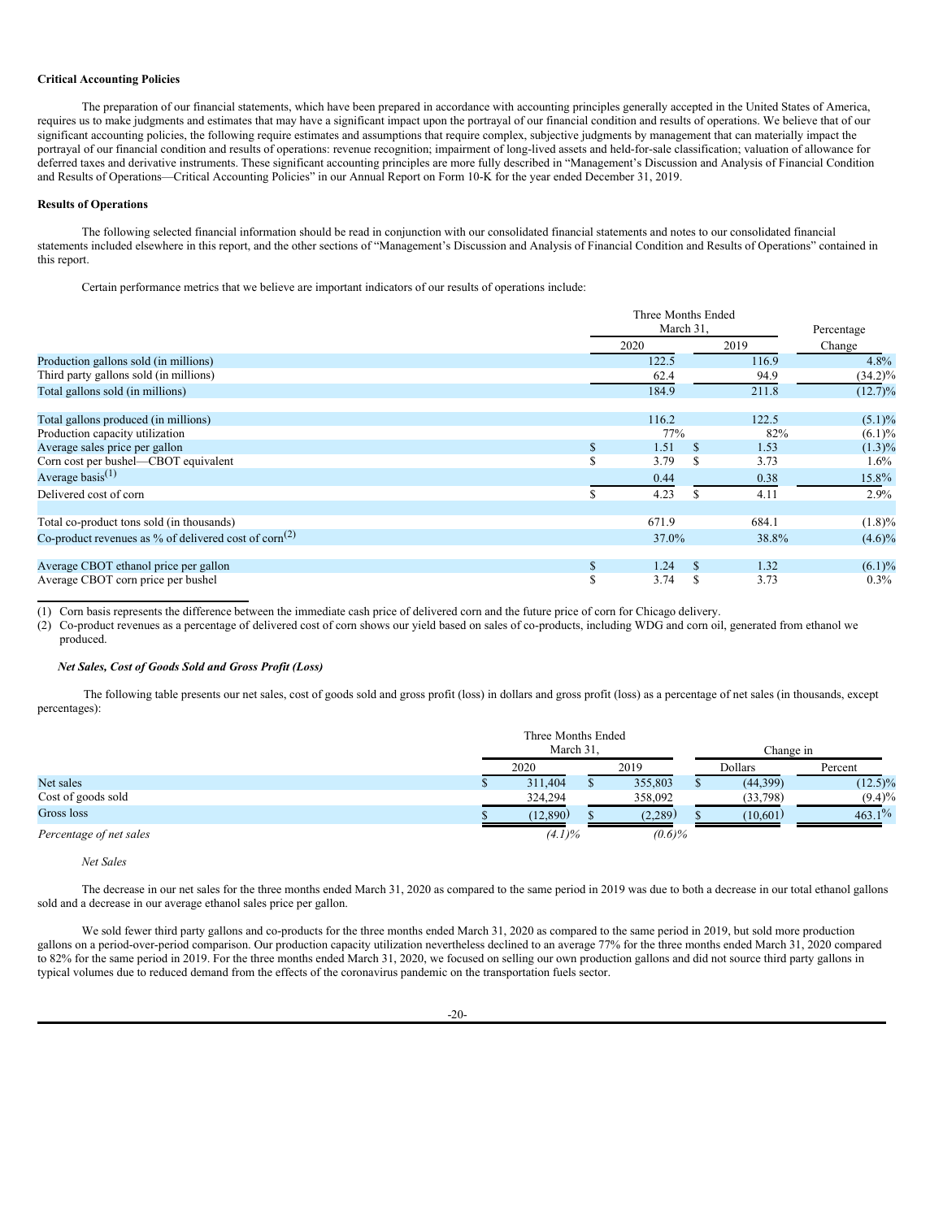**Critical Accounting Policies**

The preparation of our financial statements, which have been prepared in accordance with accounting principles generally accepted in the United States of America, requires us to make judgments and estimates that may have a significant impact upon the portrayal of our financial condition and results of operations. We believe that of our significant accounting policies, the following require estimates and assumptions that require complex, subjective judgments by management that can materially impact the portrayal of our financial condition and results of operations: revenue recognition; impairment of long-lived assets and held-for-sale classification; valuation of allowance for deferred taxes and derivative instruments. These significant accounting principles are more fully described in "Management's Discussion and Analysis of Financial Condition and Results of Operations—Critical Accounting Policies" in our Annual Report on Form 10-K for the year ended December 31, 2019.

**Results of Operations**

The following selected financial information should be read in conjunction with our consolidated financial statements and notes to our consolidated financial statements included elsewhere in this report, and the other sections of "Management's Discussion and Analysis of Financial Condition and Results of Operations" contained in this report.

Certain performance metrics that we believe are important indicators of our results of operations include:

| | Three Months Ended March 31, | | Percentage |
|---|---|---|---|
| | 2020 | 2019 | Change |
| Production gallons sold (in millions) | 122.5 | 116.9 | 4.8% |
| Third party gallons sold (in millions) | 62.4 | 94.9 | (34.2)% |
| Total gallons sold (in millions) | 184.9 | 211.8 | (12.7)% |
| | | | |
| Total gallons produced (in millions) | 116.2 | 122.5 | (5.1)% |
| Production capacity utilization | 77% | 82% | (6.1)% |
| Average sales price per gallon | $ 1.51 | $ 1.53 | (1.3)% |
| Corn cost per bushel—CBOT equivalent | $ 3.79 | $ 3.73 | 1.6% |
| Average basis(1) | 0.44 | 0.38 | 15.8% |
| Delivered cost of corn | $ 4.23 | $ 4.11 | 2.9% |
| | | | |
| Total co-product tons sold (in thousands) | 671.9 | 684.1 | (1.8)% |
| Co-product revenues as % of delivered cost of corn(2) | 37.0% | 38.8% | (4.6)% |
| | | | |
| Average CBOT ethanol price per gallon | $ 1.24 | $ 1.32 | (6.1)% |
| Average CBOT corn price per bushel | $ 3.74 | $ 3.73 | 0.3% |

(1) Corn basis represents the difference between the immediate cash price of delivered corn and the future price of corn for Chicago delivery.

(2) Co-product revenues as a percentage of delivered cost of corn shows our yield based on sales of co-products, including WDG and corn oil, generated from ethanol we produced.

***Net Sales, Cost of Goods Sold and Gross Profit (Loss)***

The following table presents our net sales, cost of goods sold and gross profit (loss) in dollars and gross profit (loss) as a percentage of net sales (in thousands, except percentages):

| | Three Months Ended March 31, | | Change in | |
|---|---|---|---|---|
| | 2020 | 2019 | Dollars | Percent |
| Net sales | $ 311,404 | $ 355,803 | $ (44,399) | (12.5)% |
| Cost of goods sold | 324,294 | 358,092 | (33,798) | (9.4)% |
| Gross loss | $ (12,890) | $ (2,289) | $ (10,601) | 463.1% |
| *Percentage of net sales* | *(4.1)%* | *(0.6)%* | | |

*Net Sales*

The decrease in our net sales for the three months ended March 31, 2020 as compared to the same period in 2019 was due to both a decrease in our total ethanol gallons sold and a decrease in our average ethanol sales price per gallon.

We sold fewer third party gallons and co-products for the three months ended March 31, 2020 as compared to the same period in 2019, but sold more production gallons on a period-over-period comparison. Our production capacity utilization nevertheless declined to an average 77% for the three months ended March 31, 2020 compared to 82% for the same period in 2019. For the three months ended March 31, 2020, we focused on selling our own production gallons and did not source third party gallons in typical volumes due to reduced demand from the effects of the coronavirus pandemic on the transportation fuels sector.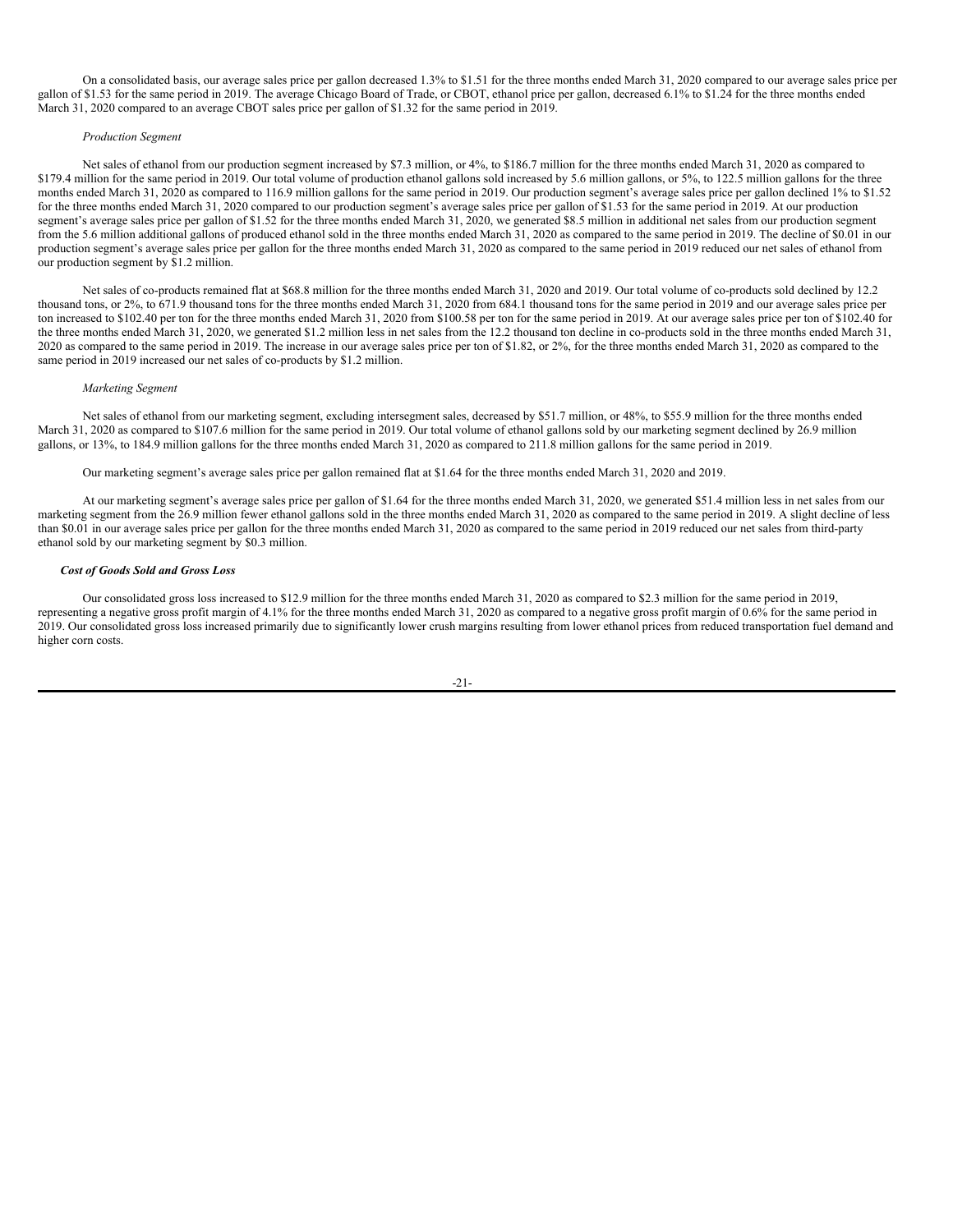On a consolidated basis, our average sales price per gallon decreased 1.3% to $1.51 for the three months ended March 31, 2020 compared to our average sales price per gallon of $1.53 for the same period in 2019. The average Chicago Board of Trade, or CBOT, ethanol price per gallon, decreased 6.1% to $1.24 for the three months ended March 31, 2020 compared to an average CBOT sales price per gallon of $1.32 for the same period in 2019.

*Production Segment*

Net sales of ethanol from our production segment increased by $7.3 million, or 4%, to $186.7 million for the three months ended March 31, 2020 as compared to $179.4 million for the same period in 2019. Our total volume of production ethanol gallons sold increased by 5.6 million gallons, or 5%, to 122.5 million gallons for the three months ended March 31, 2020 as compared to 116.9 million gallons for the same period in 2019. Our production segment's average sales price per gallon declined 1% to $1.52 for the three months ended March 31, 2020 compared to our production segment's average sales price per gallon of $1.53 for the same period in 2019. At our production segment's average sales price per gallon of $1.52 for the three months ended March 31, 2020, we generated $8.5 million in additional net sales from our production segment from the 5.6 million additional gallons of produced ethanol sold in the three months ended March 31, 2020 as compared to the same period in 2019. The decline of $0.01 in our production segment's average sales price per gallon for the three months ended March 31, 2020 as compared to the same period in 2019 reduced our net sales of ethanol from our production segment by $1.2 million.

Net sales of co-products remained flat at $68.8 million for the three months ended March 31, 2020 and 2019. Our total volume of co-products sold declined by 12.2 thousand tons, or 2%, to 671.9 thousand tons for the three months ended March 31, 2020 from 684.1 thousand tons for the same period in 2019 and our average sales price per ton increased to $102.40 per ton for the three months ended March 31, 2020 from $100.58 per ton for the same period in 2019. At our average sales price per ton of $102.40 for the three months ended March 31, 2020, we generated $1.2 million less in net sales from the 12.2 thousand ton decline in co-products sold in the three months ended March 31, 2020 as compared to the same period in 2019. The increase in our average sales price per ton of $1.82, or 2%, for the three months ended March 31, 2020 as compared to the same period in 2019 increased our net sales of co-products by $1.2 million.

*Marketing Segment*

Net sales of ethanol from our marketing segment, excluding intersegment sales, decreased by $51.7 million, or 48%, to $55.9 million for the three months ended March 31, 2020 as compared to $107.6 million for the same period in 2019. Our total volume of ethanol gallons sold by our marketing segment declined by 26.9 million gallons, or 13%, to 184.9 million gallons for the three months ended March 31, 2020 as compared to 211.8 million gallons for the same period in 2019.

Our marketing segment's average sales price per gallon remained flat at $1.64 for the three months ended March 31, 2020 and 2019.

At our marketing segment's average sales price per gallon of $1.64 for the three months ended March 31, 2020, we generated $51.4 million less in net sales from our marketing segment from the 26.9 million fewer ethanol gallons sold in the three months ended March 31, 2020 as compared to the same period in 2019. A slight decline of less than $0.01 in our average sales price per gallon for the three months ended March 31, 2020 as compared to the same period in 2019 reduced our net sales from third-party ethanol sold by our marketing segment by $0.3 million.

***Cost of Goods Sold and Gross Loss***

Our consolidated gross loss increased to $12.9 million for the three months ended March 31, 2020 as compared to $2.3 million for the same period in 2019, representing a negative gross profit margin of 4.1% for the three months ended March 31, 2020 as compared to a negative gross profit margin of 0.6% for the same period in 2019. Our consolidated gross loss increased primarily due to significantly lower crush margins resulting from lower ethanol prices from reduced transportation fuel demand and higher corn costs.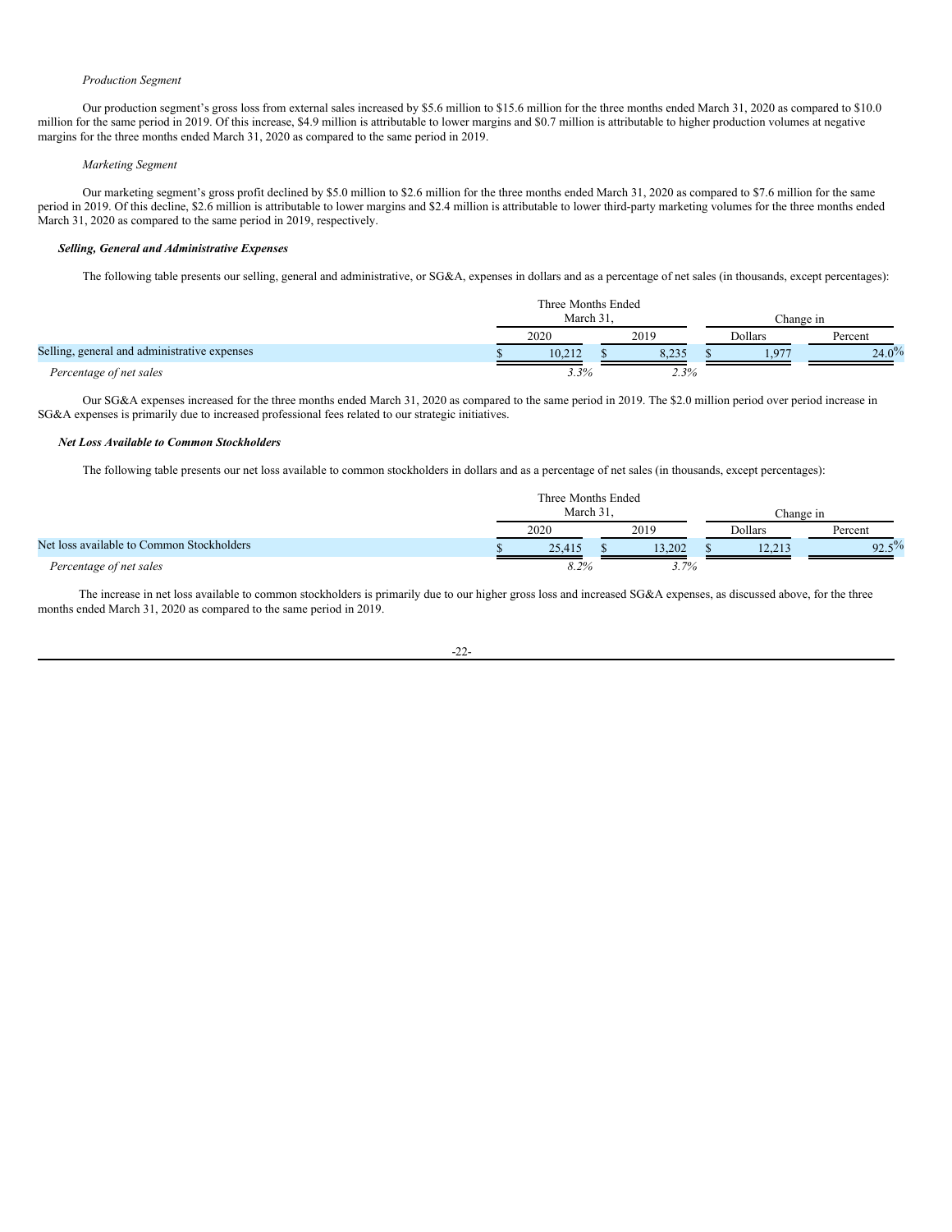*Production Segment*

Our production segment's gross loss from external sales increased by $5.6 million to $15.6 million for the three months ended March 31, 2020 as compared to $10.0 million for the same period in 2019. Of this increase, $4.9 million is attributable to lower margins and $0.7 million is attributable to higher production volumes at negative margins for the three months ended March 31, 2020 as compared to the same period in 2019.

*Marketing Segment*

Our marketing segment's gross profit declined by $5.0 million to $2.6 million for the three months ended March 31, 2020 as compared to $7.6 million for the same period in 2019. Of this decline, $2.6 million is attributable to lower margins and $2.4 million is attributable to lower third-party marketing volumes for the three months ended March 31, 2020 as compared to the same period in 2019, respectively.

***Selling, General and Administrative Expenses***

The following table presents our selling, general and administrative, or SG&A, expenses in dollars and as a percentage of net sales (in thousands, except percentages):

| | Three Months Ended March 31, | | Change in | |
|---|---|---|---|---|
| | 2020 | 2019 | Dollars | Percent |
| Selling, general and administrative expenses | $ 10,212 | $ 8,235 | $ 1,977 | 24.0% |
| *Percentage of net sales* | *3.3%* | *2.3%* | | |

Our SG&A expenses increased for the three months ended March 31, 2020 as compared to the same period in 2019. The $2.0 million period over period increase in SG&A expenses is primarily due to increased professional fees related to our strategic initiatives.

***Net Loss Available to Common Stockholders***

The following table presents our net loss available to common stockholders in dollars and as a percentage of net sales (in thousands, except percentages):

| | Three Months Ended March 31, | | Change in | |
|---|---|---|---|---|
| | 2020 | 2019 | Dollars | Percent |
| Net loss available to Common Stockholders | $ 25,415 | $ 13,202 | $ 12,213 | 92.5% |
| *Percentage of net sales* | *8.2%* | *3.7%* | | |

The increase in net loss available to common stockholders is primarily due to our higher gross loss and increased SG&A expenses, as discussed above, for the three months ended March 31, 2020 as compared to the same period in 2019.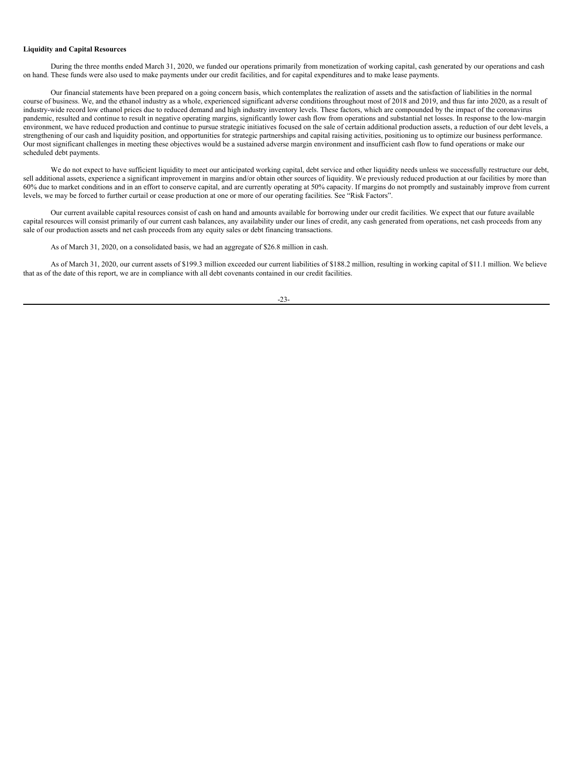**Liquidity and Capital Resources**

During the three months ended March 31, 2020, we funded our operations primarily from monetization of working capital, cash generated by our operations and cash on hand. These funds were also used to make payments under our credit facilities, and for capital expenditures and to make lease payments.

Our financial statements have been prepared on a going concern basis, which contemplates the realization of assets and the satisfaction of liabilities in the normal course of business. We, and the ethanol industry as a whole, experienced significant adverse conditions throughout most of 2018 and 2019, and thus far into 2020, as a result of industry-wide record low ethanol prices due to reduced demand and high industry inventory levels. These factors, which are compounded by the impact of the coronavirus pandemic, resulted and continue to result in negative operating margins, significantly lower cash flow from operations and substantial net losses. In response to the low-margin environment, we have reduced production and continue to pursue strategic initiatives focused on the sale of certain additional production assets, a reduction of our debt levels, a strengthening of our cash and liquidity position, and opportunities for strategic partnerships and capital raising activities, positioning us to optimize our business performance. Our most significant challenges in meeting these objectives would be a sustained adverse margin environment and insufficient cash flow to fund operations or make our scheduled debt payments.

We do not expect to have sufficient liquidity to meet our anticipated working capital, debt service and other liquidity needs unless we successfully restructure our debt, sell additional assets, experience a significant improvement in margins and/or obtain other sources of liquidity. We previously reduced production at our facilities by more than 60% due to market conditions and in an effort to conserve capital, and are currently operating at 50% capacity. If margins do not promptly and sustainably improve from current levels, we may be forced to further curtail or cease production at one or more of our operating facilities. See "Risk Factors".

Our current available capital resources consist of cash on hand and amounts available for borrowing under our credit facilities. We expect that our future available capital resources will consist primarily of our current cash balances, any availability under our lines of credit, any cash generated from operations, net cash proceeds from any sale of our production assets and net cash proceeds from any equity sales or debt financing transactions.

As of March 31, 2020, on a consolidated basis, we had an aggregate of $26.8 million in cash.

As of March 31, 2020, our current assets of $199.3 million exceeded our current liabilities of $188.2 million, resulting in working capital of $11.1 million. We believe that as of the date of this report, we are in compliance with all debt covenants contained in our credit facilities.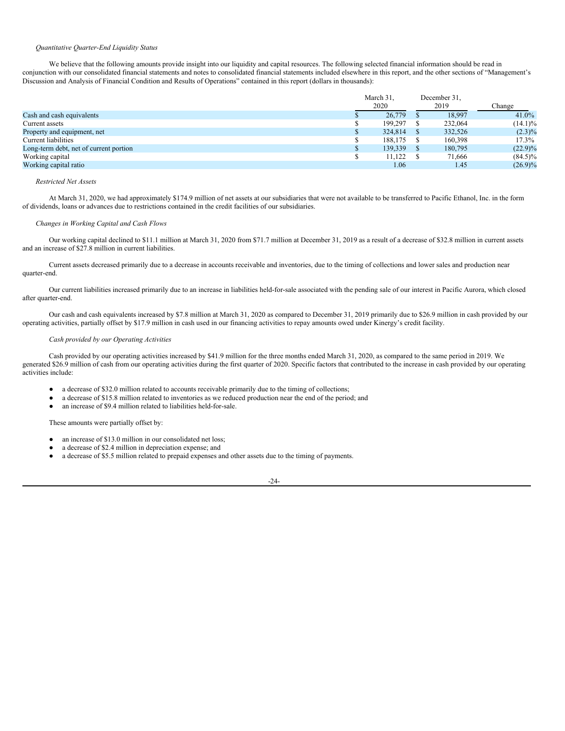*Quantitative Quarter-End Liquidity Status*

We believe that the following amounts provide insight into our liquidity and capital resources. The following selected financial information should be read in conjunction with our consolidated financial statements and notes to consolidated financial statements included elsewhere in this report, and the other sections of "Management's Discussion and Analysis of Financial Condition and Results of Operations" contained in this report (dollars in thousands):

| | March 31, 2020 | December 31, 2019 | Change |
|---|---|---|---|
| Cash and cash equivalents | $ 26,779 | $ 18,997 | 41.0% |
| Current assets | $ 199,297 | $ 232,064 | (14.1)% |
| Property and equipment, net | $ 324,814 | $ 332,526 | (2.3)% |
| Current liabilities | $ 188,175 | $ 160,398 | 17.3% |
| Long-term debt, net of current portion | $ 139,339 | $ 180,795 | (22.9)% |
| Working capital | $ 11,122 | $ 71,666 | (84.5)% |
| Working capital ratio | 1.06 | 1.45 | (26.9)% |

*Restricted Net Assets*

At March 31, 2020, we had approximately $174.9 million of net assets at our subsidiaries that were not available to be transferred to Pacific Ethanol, Inc. in the form of dividends, loans or advances due to restrictions contained in the credit facilities of our subsidiaries.

*Changes in Working Capital and Cash Flows*

Our working capital declined to $11.1 million at March 31, 2020 from $71.7 million at December 31, 2019 as a result of a decrease of $32.8 million in current assets and an increase of $27.8 million in current liabilities.

Current assets decreased primarily due to a decrease in accounts receivable and inventories, due to the timing of collections and lower sales and production near quarter-end.

Our current liabilities increased primarily due to an increase in liabilities held-for-sale associated with the pending sale of our interest in Pacific Aurora, which closed after quarter-end.

Our cash and cash equivalents increased by $7.8 million at March 31, 2020 as compared to December 31, 2019 primarily due to $26.9 million in cash provided by our operating activities, partially offset by $17.9 million in cash used in our financing activities to repay amounts owed under Kinergy's credit facility.

*Cash provided by our Operating Activities*

Cash provided by our operating activities increased by $41.9 million for the three months ended March 31, 2020, as compared to the same period in 2019. We generated $26.9 million of cash from our operating activities during the first quarter of 2020. Specific factors that contributed to the increase in cash provided by our operating activities include:

- a decrease of $32.0 million related to accounts receivable primarily due to the timing of collections;
- a decrease of $15.8 million related to inventories as we reduced production near the end of the period; and
- an increase of $9.4 million related to liabilities held-for-sale.

These amounts were partially offset by:

- an increase of $13.0 million in our consolidated net loss;
- a decrease of $2.4 million in depreciation expense; and
- a decrease of $5.5 million related to prepaid expenses and other assets due to the timing of payments.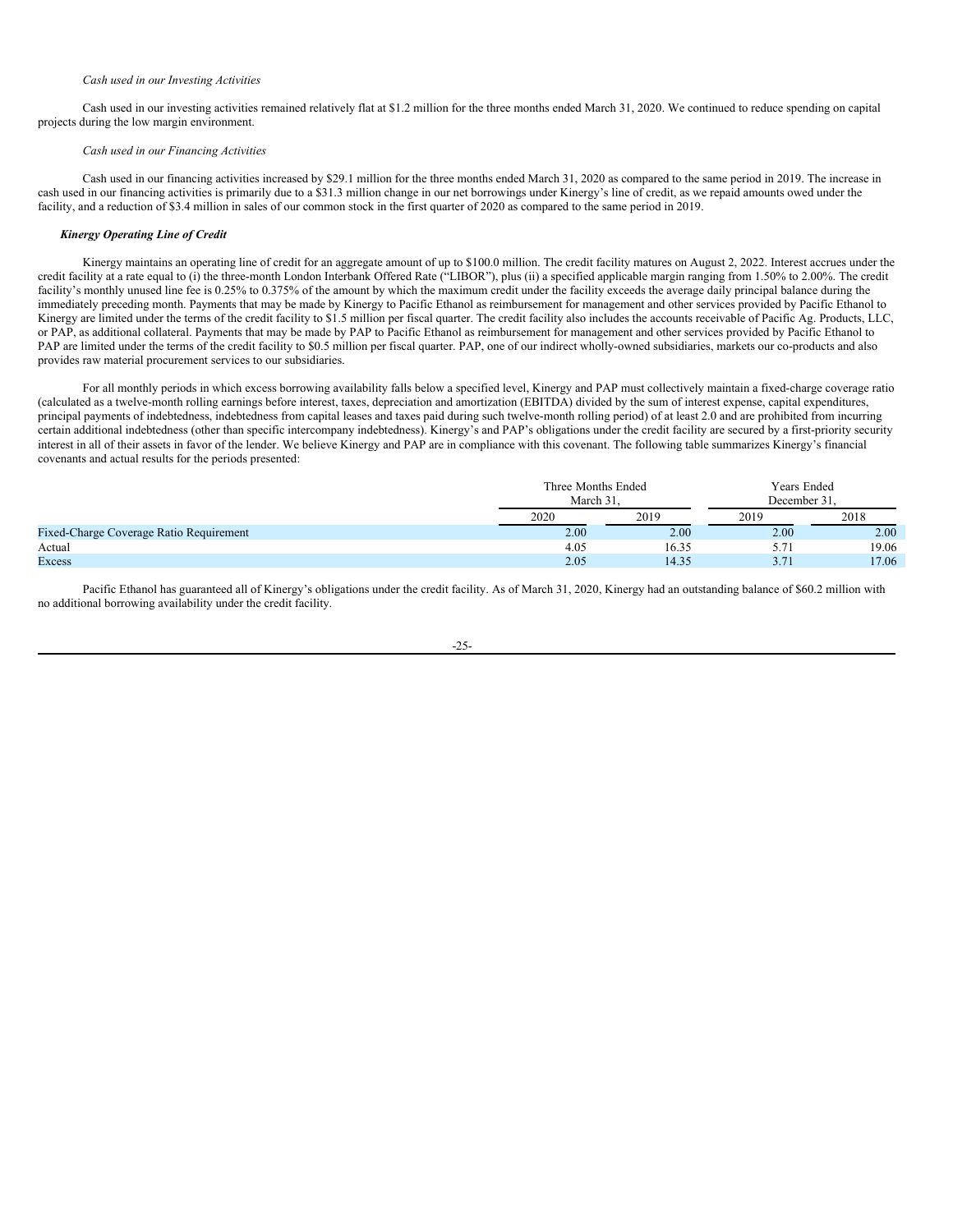*Cash used in our Investing Activities*

Cash used in our investing activities remained relatively flat at $1.2 million for the three months ended March 31, 2020. We continued to reduce spending on capital projects during the low margin environment.

*Cash used in our Financing Activities*

Cash used in our financing activities increased by $29.1 million for the three months ended March 31, 2020 as compared to the same period in 2019. The increase in cash used in our financing activities is primarily due to a $31.3 million change in our net borrowings under Kinergy's line of credit, as we repaid amounts owed under the facility, and a reduction of $3.4 million in sales of our common stock in the first quarter of 2020 as compared to the same period in 2019.

***Kinergy Operating Line of Credit***

Kinergy maintains an operating line of credit for an aggregate amount of up to $100.0 million. The credit facility matures on August 2, 2022. Interest accrues under the credit facility at a rate equal to (i) the three-month London Interbank Offered Rate ("LIBOR"), plus (ii) a specified applicable margin ranging from 1.50% to 2.00%. The credit facility's monthly unused line fee is 0.25% to 0.375% of the amount by which the maximum credit under the facility exceeds the average daily principal balance during the immediately preceding month. Payments that may be made by Kinergy to Pacific Ethanol as reimbursement for management and other services provided by Pacific Ethanol to Kinergy are limited under the terms of the credit facility to $1.5 million per fiscal quarter. The credit facility also includes the accounts receivable of Pacific Ag. Products, LLC, or PAP, as additional collateral. Payments that may be made by PAP to Pacific Ethanol as reimbursement for management and other services provided by Pacific Ethanol to PAP are limited under the terms of the credit facility to $0.5 million per fiscal quarter. PAP, one of our indirect wholly-owned subsidiaries, markets our co-products and also provides raw material procurement services to our subsidiaries.

For all monthly periods in which excess borrowing availability falls below a specified level, Kinergy and PAP must collectively maintain a fixed-charge coverage ratio (calculated as a twelve-month rolling earnings before interest, taxes, depreciation and amortization (EBITDA) divided by the sum of interest expense, capital expenditures, principal payments of indebtedness, indebtedness from capital leases and taxes paid during such twelve-month rolling period) of at least 2.0 and are prohibited from incurring certain additional indebtedness (other than specific intercompany indebtedness). Kinergy's and PAP's obligations under the credit facility are secured by a first-priority security interest in all of their assets in favor of the lender. We believe Kinergy and PAP are in compliance with this covenant. The following table summarizes Kinergy's financial covenants and actual results for the periods presented:

| | Three Months Ended March 31, | | Years Ended December 31, | |
|---|---|---|---|---|
| | 2020 | 2019 | 2019 | 2018 |
| Fixed-Charge Coverage Ratio Requirement | 2.00 | 2.00 | 2.00 | 2.00 |
| Actual | 4.05 | 16.35 | 5.71 | 19.06 |
| Excess | 2.05 | 14.35 | 3.71 | 17.06 |

Pacific Ethanol has guaranteed all of Kinergy's obligations under the credit facility. As of March 31, 2020, Kinergy had an outstanding balance of $60.2 million with no additional borrowing availability under the credit facility.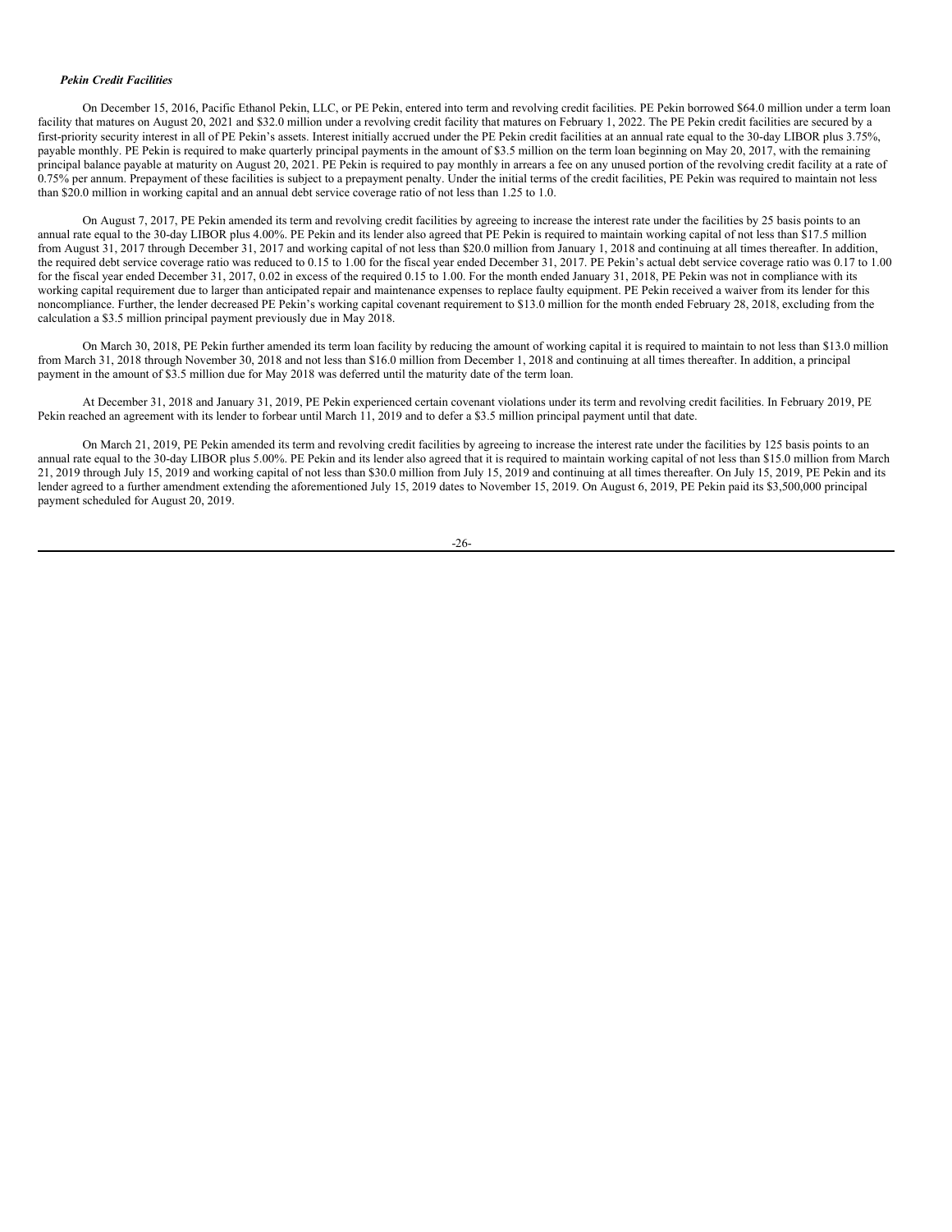***Pekin Credit Facilities***

On December 15, 2016, Pacific Ethanol Pekin, LLC, or PE Pekin, entered into term and revolving credit facilities. PE Pekin borrowed $64.0 million under a term loan facility that matures on August 20, 2021 and $32.0 million under a revolving credit facility that matures on February 1, 2022. The PE Pekin credit facilities are secured by a first-priority security interest in all of PE Pekin's assets. Interest initially accrued under the PE Pekin credit facilities at an annual rate equal to the 30-day LIBOR plus 3.75%, payable monthly. PE Pekin is required to make quarterly principal payments in the amount of $3.5 million on the term loan beginning on May 20, 2017, with the remaining principal balance payable at maturity on August 20, 2021. PE Pekin is required to pay monthly in arrears a fee on any unused portion of the revolving credit facility at a rate of 0.75% per annum. Prepayment of these facilities is subject to a prepayment penalty. Under the initial terms of the credit facilities, PE Pekin was required to maintain not less than $20.0 million in working capital and an annual debt service coverage ratio of not less than 1.25 to 1.0.

On August 7, 2017, PE Pekin amended its term and revolving credit facilities by agreeing to increase the interest rate under the facilities by 25 basis points to an annual rate equal to the 30-day LIBOR plus 4.00%. PE Pekin and its lender also agreed that PE Pekin is required to maintain working capital of not less than $17.5 million from August 31, 2017 through December 31, 2017 and working capital of not less than $20.0 million from January 1, 2018 and continuing at all times thereafter. In addition, the required debt service coverage ratio was reduced to 0.15 to 1.00 for the fiscal year ended December 31, 2017. PE Pekin's actual debt service coverage ratio was 0.17 to 1.00 for the fiscal year ended December 31, 2017, 0.02 in excess of the required 0.15 to 1.00. For the month ended January 31, 2018, PE Pekin was not in compliance with its working capital requirement due to larger than anticipated repair and maintenance expenses to replace faulty equipment. PE Pekin received a waiver from its lender for this noncompliance. Further, the lender decreased PE Pekin's working capital covenant requirement to $13.0 million for the month ended February 28, 2018, excluding from the calculation a $3.5 million principal payment previously due in May 2018.

On March 30, 2018, PE Pekin further amended its term loan facility by reducing the amount of working capital it is required to maintain to not less than $13.0 million from March 31, 2018 through November 30, 2018 and not less than $16.0 million from December 1, 2018 and continuing at all times thereafter. In addition, a principal payment in the amount of $3.5 million due for May 2018 was deferred until the maturity date of the term loan.

At December 31, 2018 and January 31, 2019, PE Pekin experienced certain covenant violations under its term and revolving credit facilities. In February 2019, PE Pekin reached an agreement with its lender to forbear until March 11, 2019 and to defer a $3.5 million principal payment until that date.

On March 21, 2019, PE Pekin amended its term and revolving credit facilities by agreeing to increase the interest rate under the facilities by 125 basis points to an annual rate equal to the 30-day LIBOR plus 5.00%. PE Pekin and its lender also agreed that it is required to maintain working capital of not less than $15.0 million from March 21, 2019 through July 15, 2019 and working capital of not less than $30.0 million from July 15, 2019 and continuing at all times thereafter. On July 15, 2019, PE Pekin and its lender agreed to a further amendment extending the aforementioned July 15, 2019 dates to November 15, 2019. On August 6, 2019, PE Pekin paid its $3,500,000 principal payment scheduled for August 20, 2019.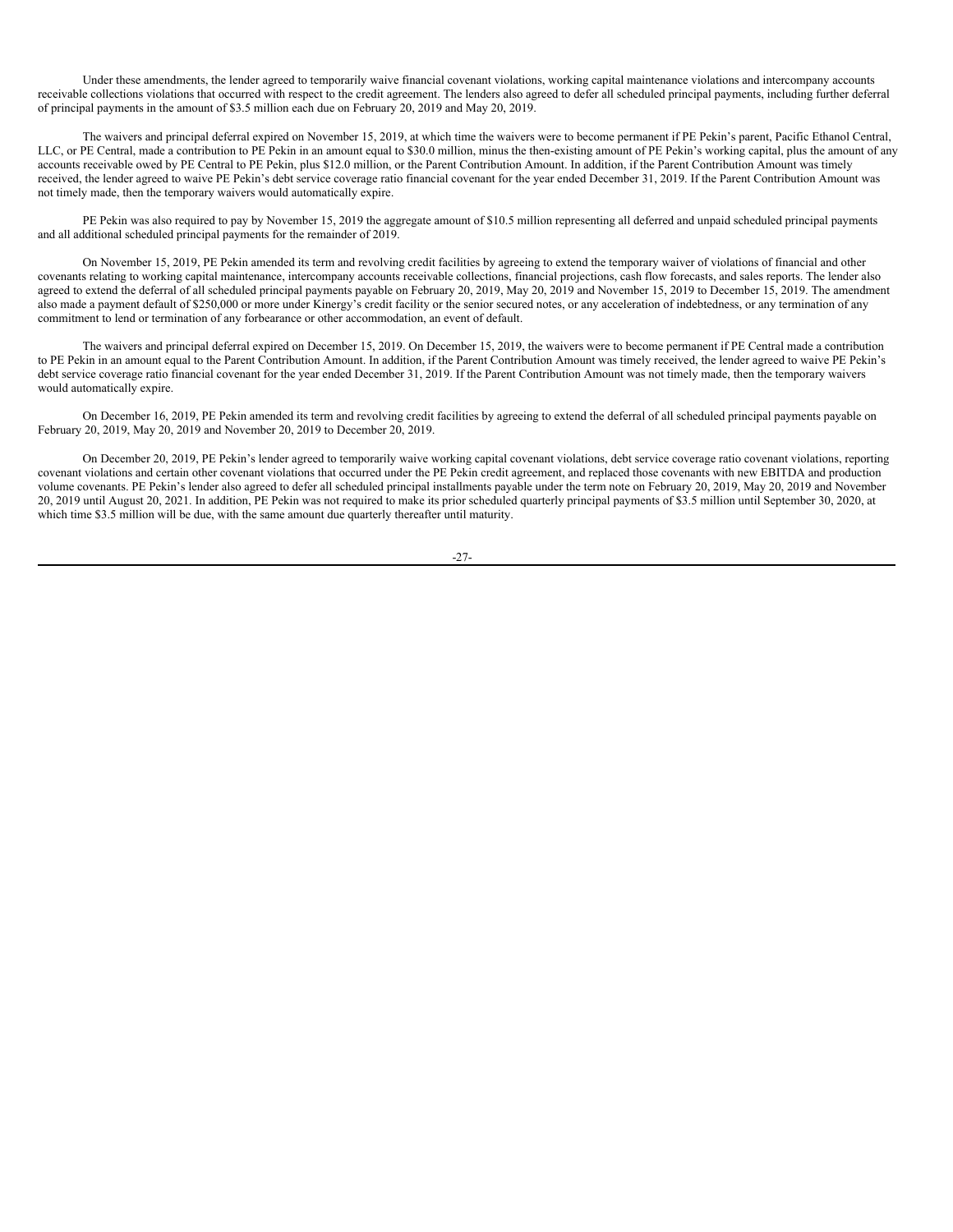Under these amendments, the lender agreed to temporarily waive financial covenant violations, working capital maintenance violations and intercompany accounts receivable collections violations that occurred with respect to the credit agreement. The lenders also agreed to defer all scheduled principal payments, including further deferral of principal payments in the amount of $3.5 million each due on February 20, 2019 and May 20, 2019.

The waivers and principal deferral expired on November 15, 2019, at which time the waivers were to become permanent if PE Pekin's parent, Pacific Ethanol Central, LLC, or PE Central, made a contribution to PE Pekin in an amount equal to $30.0 million, minus the then-existing amount of PE Pekin's working capital, plus the amount of any accounts receivable owed by PE Central to PE Pekin, plus $12.0 million, or the Parent Contribution Amount. In addition, if the Parent Contribution Amount was timely received, the lender agreed to waive PE Pekin's debt service coverage ratio financial covenant for the year ended December 31, 2019. If the Parent Contribution Amount was not timely made, then the temporary waivers would automatically expire.

PE Pekin was also required to pay by November 15, 2019 the aggregate amount of $10.5 million representing all deferred and unpaid scheduled principal payments and all additional scheduled principal payments for the remainder of 2019.

On November 15, 2019, PE Pekin amended its term and revolving credit facilities by agreeing to extend the temporary waiver of violations of financial and other covenants relating to working capital maintenance, intercompany accounts receivable collections, financial projections, cash flow forecasts, and sales reports. The lender also agreed to extend the deferral of all scheduled principal payments payable on February 20, 2019, May 20, 2019 and November 15, 2019 to December 15, 2019. The amendment also made a payment default of $250,000 or more under Kinergy's credit facility or the senior secured notes, or any acceleration of indebtedness, or any termination of any commitment to lend or termination of any forbearance or other accommodation, an event of default.

The waivers and principal deferral expired on December 15, 2019. On December 15, 2019, the waivers were to become permanent if PE Central made a contribution to PE Pekin in an amount equal to the Parent Contribution Amount. In addition, if the Parent Contribution Amount was timely received, the lender agreed to waive PE Pekin's debt service coverage ratio financial covenant for the year ended December 31, 2019. If the Parent Contribution Amount was not timely made, then the temporary waivers would automatically expire.

On December 16, 2019, PE Pekin amended its term and revolving credit facilities by agreeing to extend the deferral of all scheduled principal payments payable on February 20, 2019, May 20, 2019 and November 20, 2019 to December 20, 2019.

On December 20, 2019, PE Pekin's lender agreed to temporarily waive working capital covenant violations, debt service coverage ratio covenant violations, reporting covenant violations and certain other covenant violations that occurred under the PE Pekin credit agreement, and replaced those covenants with new EBITDA and production volume covenants. PE Pekin's lender also agreed to defer all scheduled principal installments payable under the term note on February 20, 2019, May 20, 2019 and November 20, 2019 until August 20, 2021. In addition, PE Pekin was not required to make its prior scheduled quarterly principal payments of $3.5 million until September 30, 2020, at which time $3.5 million will be due, with the same amount due quarterly thereafter until maturity.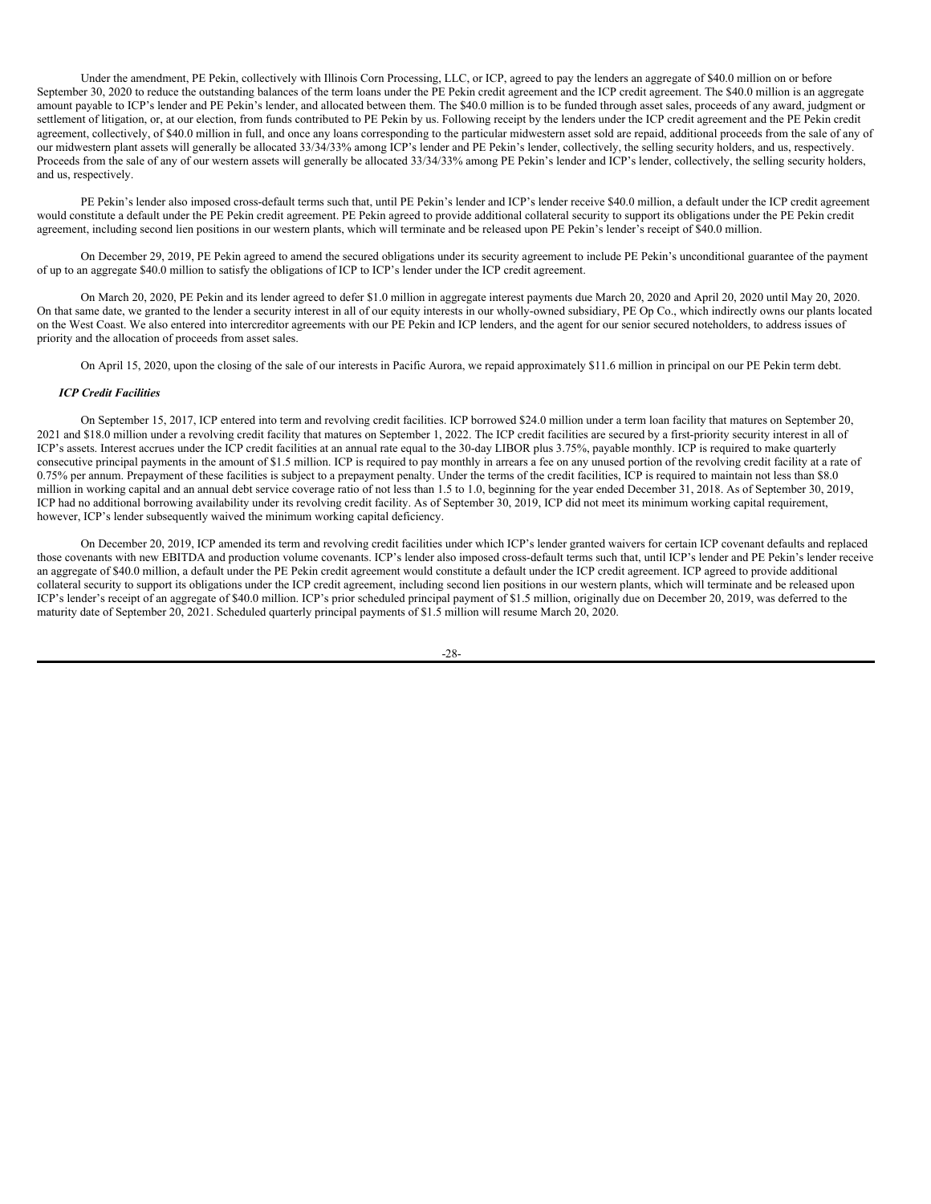Under the amendment, PE Pekin, collectively with Illinois Corn Processing, LLC, or ICP, agreed to pay the lenders an aggregate of $40.0 million on or before September 30, 2020 to reduce the outstanding balances of the term loans under the PE Pekin credit agreement and the ICP credit agreement. The $40.0 million is an aggregate amount payable to ICP's lender and PE Pekin's lender, and allocated between them. The $40.0 million is to be funded through asset sales, proceeds of any award, judgment or settlement of litigation, or, at our election, from funds contributed to PE Pekin by us. Following receipt by the lenders under the ICP credit agreement and the PE Pekin credit agreement, collectively, of $40.0 million in full, and once any loans corresponding to the particular midwestern asset sold are repaid, additional proceeds from the sale of any of our midwestern plant assets will generally be allocated 33/34/33% among ICP's lender and PE Pekin's lender, collectively, the selling security holders, and us, respectively. Proceeds from the sale of any of our western assets will generally be allocated 33/34/33% among PE Pekin's lender and ICP's lender, collectively, the selling security holders, and us, respectively.

PE Pekin's lender also imposed cross-default terms such that, until PE Pekin's lender and ICP's lender receive $40.0 million, a default under the ICP credit agreement would constitute a default under the PE Pekin credit agreement. PE Pekin agreed to provide additional collateral security to support its obligations under the PE Pekin credit agreement, including second lien positions in our western plants, which will terminate and be released upon PE Pekin's lender's receipt of $40.0 million.

On December 29, 2019, PE Pekin agreed to amend the secured obligations under its security agreement to include PE Pekin's unconditional guarantee of the payment of up to an aggregate $40.0 million to satisfy the obligations of ICP to ICP's lender under the ICP credit agreement.

On March 20, 2020, PE Pekin and its lender agreed to defer $1.0 million in aggregate interest payments due March 20, 2020 and April 20, 2020 until May 20, 2020. On that same date, we granted to the lender a security interest in all of our equity interests in our wholly-owned subsidiary, PE Op Co., which indirectly owns our plants located on the West Coast. We also entered into intercreditor agreements with our PE Pekin and ICP lenders, and the agent for our senior secured noteholders, to address issues of priority and the allocation of proceeds from asset sales.

On April 15, 2020, upon the closing of the sale of our interests in Pacific Aurora, we repaid approximately $11.6 million in principal on our PE Pekin term debt.

***ICP Credit Facilities***

On September 15, 2017, ICP entered into term and revolving credit facilities. ICP borrowed $24.0 million under a term loan facility that matures on September 20, 2021 and $18.0 million under a revolving credit facility that matures on September 1, 2022. The ICP credit facilities are secured by a first-priority security interest in all of ICP's assets. Interest accrues under the ICP credit facilities at an annual rate equal to the 30-day LIBOR plus 3.75%, payable monthly. ICP is required to make quarterly consecutive principal payments in the amount of $1.5 million. ICP is required to pay monthly in arrears a fee on any unused portion of the revolving credit facility at a rate of 0.75% per annum. Prepayment of these facilities is subject to a prepayment penalty. Under the terms of the credit facilities, ICP is required to maintain not less than $8.0 million in working capital and an annual debt service coverage ratio of not less than 1.5 to 1.0, beginning for the year ended December 31, 2018. As of September 30, 2019, ICP had no additional borrowing availability under its revolving credit facility. As of September 30, 2019, ICP did not meet its minimum working capital requirement, however, ICP's lender subsequently waived the minimum working capital deficiency.

On December 20, 2019, ICP amended its term and revolving credit facilities under which ICP's lender granted waivers for certain ICP covenant defaults and replaced those covenants with new EBITDA and production volume covenants. ICP's lender also imposed cross-default terms such that, until ICP's lender and PE Pekin's lender receive an aggregate of $40.0 million, a default under the PE Pekin credit agreement would constitute a default under the ICP credit agreement. ICP agreed to provide additional collateral security to support its obligations under the ICP credit agreement, including second lien positions in our western plants, which will terminate and be released upon ICP's lender's receipt of an aggregate of $40.0 million. ICP's prior scheduled principal payment of $1.5 million, originally due on December 20, 2019, was deferred to the maturity date of September 20, 2021. Scheduled quarterly principal payments of $1.5 million will resume March 20, 2020.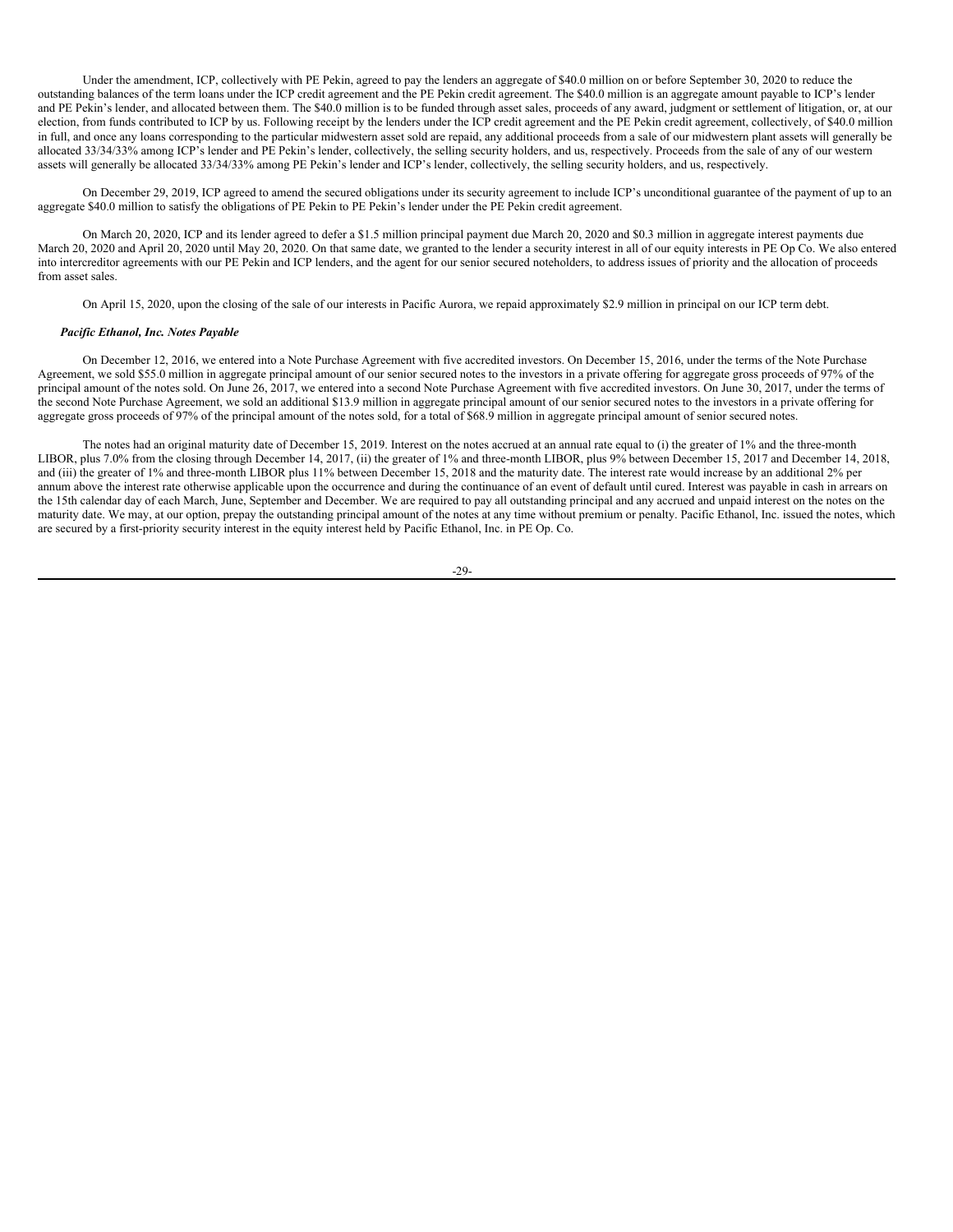Under the amendment, ICP, collectively with PE Pekin, agreed to pay the lenders an aggregate of $40.0 million on or before September 30, 2020 to reduce the outstanding balances of the term loans under the ICP credit agreement and the PE Pekin credit agreement. The $40.0 million is an aggregate amount payable to ICP's lender and PE Pekin's lender, and allocated between them. The $40.0 million is to be funded through asset sales, proceeds of any award, judgment or settlement of litigation, or, at our election, from funds contributed to ICP by us. Following receipt by the lenders under the ICP credit agreement and the PE Pekin credit agreement, collectively, of $40.0 million in full, and once any loans corresponding to the particular midwestern asset sold are repaid, any additional proceeds from a sale of our midwestern plant assets will generally be allocated 33/34/33% among ICP's lender and PE Pekin's lender, collectively, the selling security holders, and us, respectively. Proceeds from the sale of any of our western assets will generally be allocated 33/34/33% among PE Pekin's lender and ICP's lender, collectively, the selling security holders, and us, respectively.

On December 29, 2019, ICP agreed to amend the secured obligations under its security agreement to include ICP's unconditional guarantee of the payment of up to an aggregate $40.0 million to satisfy the obligations of PE Pekin to PE Pekin's lender under the PE Pekin credit agreement.

On March 20, 2020, ICP and its lender agreed to defer a $1.5 million principal payment due March 20, 2020 and $0.3 million in aggregate interest payments due March 20, 2020 and April 20, 2020 until May 20, 2020. On that same date, we granted to the lender a security interest in all of our equity interests in PE Op Co. We also entered into intercreditor agreements with our PE Pekin and ICP lenders, and the agent for our senior secured noteholders, to address issues of priority and the allocation of proceeds from asset sales.

On April 15, 2020, upon the closing of the sale of our interests in Pacific Aurora, we repaid approximately $2.9 million in principal on our ICP term debt.

***Pacific Ethanol, Inc. Notes Payable***

On December 12, 2016, we entered into a Note Purchase Agreement with five accredited investors. On December 15, 2016, under the terms of the Note Purchase Agreement, we sold $55.0 million in aggregate principal amount of our senior secured notes to the investors in a private offering for aggregate gross proceeds of 97% of the principal amount of the notes sold. On June 26, 2017, we entered into a second Note Purchase Agreement with five accredited investors. On June 30, 2017, under the terms of the second Note Purchase Agreement, we sold an additional $13.9 million in aggregate principal amount of our senior secured notes to the investors in a private offering for aggregate gross proceeds of 97% of the principal amount of the notes sold, for a total of $68.9 million in aggregate principal amount of senior secured notes.

The notes had an original maturity date of December 15, 2019. Interest on the notes accrued at an annual rate equal to (i) the greater of 1% and the three-month LIBOR, plus 7.0% from the closing through December 14, 2017, (ii) the greater of 1% and three-month LIBOR, plus 9% between December 15, 2017 and December 14, 2018, and (iii) the greater of 1% and three-month LIBOR plus 11% between December 15, 2018 and the maturity date. The interest rate would increase by an additional 2% per annum above the interest rate otherwise applicable upon the occurrence and during the continuance of an event of default until cured. Interest was payable in cash in arrears on the 15th calendar day of each March, June, September and December. We are required to pay all outstanding principal and any accrued and unpaid interest on the notes on the maturity date. We may, at our option, prepay the outstanding principal amount of the notes at any time without premium or penalty. Pacific Ethanol, Inc. issued the notes, which are secured by a first-priority security interest in the equity interest held by Pacific Ethanol, Inc. in PE Op. Co.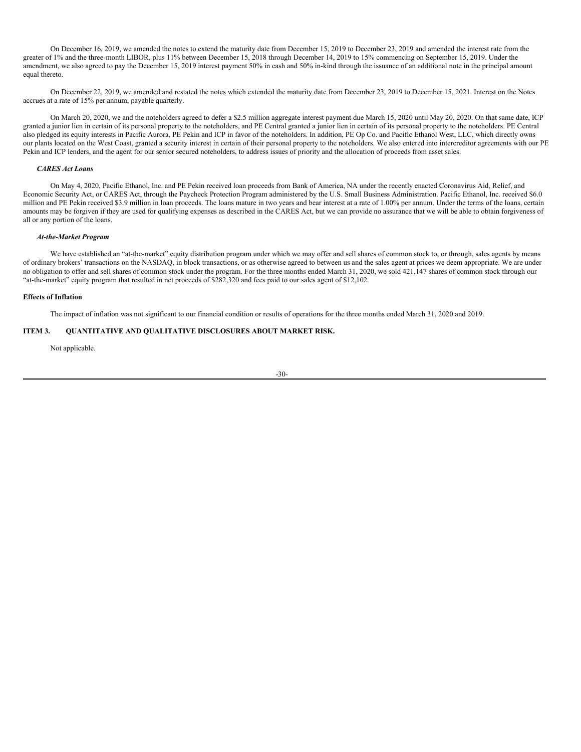On December 16, 2019, we amended the notes to extend the maturity date from December 15, 2019 to December 23, 2019 and amended the interest rate from the greater of 1% and the three-month LIBOR, plus 11% between December 15, 2018 through December 14, 2019 to 15% commencing on September 15, 2019. Under the amendment, we also agreed to pay the December 15, 2019 interest payment 50% in cash and 50% in-kind through the issuance of an additional note in the principal amount equal thereto.

On December 22, 2019, we amended and restated the notes which extended the maturity date from December 23, 2019 to December 15, 2021. Interest on the Notes accrues at a rate of 15% per annum, payable quarterly.

On March 20, 2020, we and the noteholders agreed to defer a $2.5 million aggregate interest payment due March 15, 2020 until May 20, 2020. On that same date, ICP granted a junior lien in certain of its personal property to the noteholders, and PE Central granted a junior lien in certain of its personal property to the noteholders. PE Central also pledged its equity interests in Pacific Aurora, PE Pekin and ICP in favor of the noteholders. In addition, PE Op Co. and Pacific Ethanol West, LLC, which directly owns our plants located on the West Coast, granted a security interest in certain of their personal property to the noteholders. We also entered into intercreditor agreements with our PE Pekin and ICP lenders, and the agent for our senior secured noteholders, to address issues of priority and the allocation of proceeds from asset sales.

***CARES Act Loans***

On May 4, 2020, Pacific Ethanol, Inc. and PE Pekin received loan proceeds from Bank of America, NA under the recently enacted Coronavirus Aid, Relief, and Economic Security Act, or CARES Act, through the Paycheck Protection Program administered by the U.S. Small Business Administration. Pacific Ethanol, Inc. received $6.0 million and PE Pekin received $3.9 million in loan proceeds. The loans mature in two years and bear interest at a rate of 1.00% per annum. Under the terms of the loans, certain amounts may be forgiven if they are used for qualifying expenses as described in the CARES Act, but we can provide no assurance that we will be able to obtain forgiveness of all or any portion of the loans.

***At-the-Market Program***

We have established an "at-the-market" equity distribution program under which we may offer and sell shares of common stock to, or through, sales agents by means of ordinary brokers' transactions on the NASDAQ, in block transactions, or as otherwise agreed to between us and the sales agent at prices we deem appropriate. We are under no obligation to offer and sell shares of common stock under the program. For the three months ended March 31, 2020, we sold 421,147 shares of common stock through our "at-the-market" equity program that resulted in net proceeds of $282,320 and fees paid to our sales agent of $12,102.

**Effects of Inflation**

The impact of inflation was not significant to our financial condition or results of operations for the three months ended March 31, 2020 and 2019.

## ITEM 3. QUANTITATIVE AND QUALITATIVE DISCLOSURES ABOUT MARKET RISK.

Not applicable.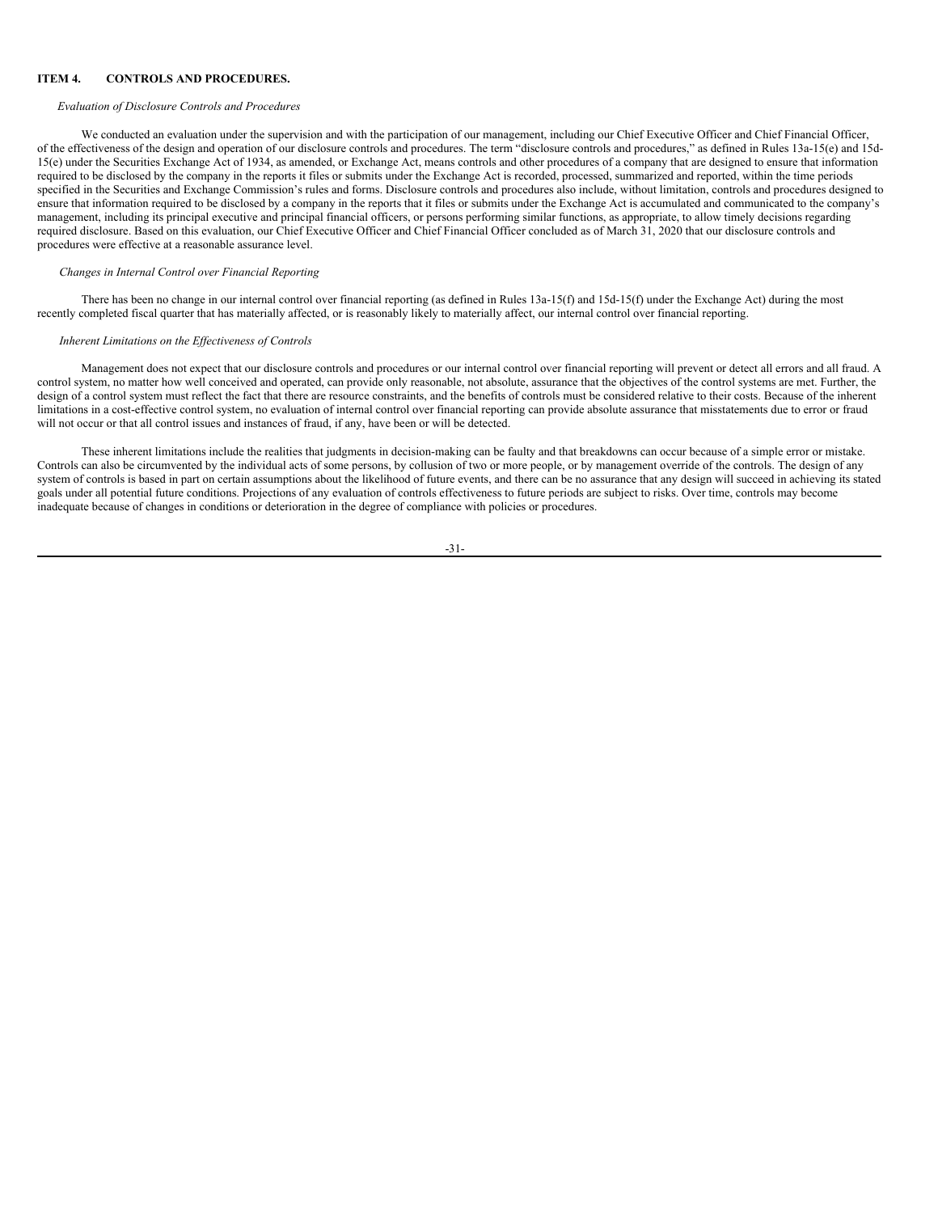## ITEM 4. CONTROLS AND PROCEDURES.

*Evaluation of Disclosure Controls and Procedures*

We conducted an evaluation under the supervision and with the participation of our management, including our Chief Executive Officer and Chief Financial Officer, of the effectiveness of the design and operation of our disclosure controls and procedures. The term "disclosure controls and procedures," as defined in Rules 13a-15(e) and 15d-15(e) under the Securities Exchange Act of 1934, as amended, or Exchange Act, means controls and other procedures of a company that are designed to ensure that information required to be disclosed by the company in the reports it files or submits under the Exchange Act is recorded, processed, summarized and reported, within the time periods specified in the Securities and Exchange Commission's rules and forms. Disclosure controls and procedures also include, without limitation, controls and procedures designed to ensure that information required to be disclosed by a company in the reports that it files or submits under the Exchange Act is accumulated and communicated to the company's management, including its principal executive and principal financial officers, or persons performing similar functions, as appropriate, to allow timely decisions regarding required disclosure. Based on this evaluation, our Chief Executive Officer and Chief Financial Officer concluded as of March 31, 2020 that our disclosure controls and procedures were effective at a reasonable assurance level.

*Changes in Internal Control over Financial Reporting*

There has been no change in our internal control over financial reporting (as defined in Rules 13a-15(f) and 15d-15(f) under the Exchange Act) during the most recently completed fiscal quarter that has materially affected, or is reasonably likely to materially affect, our internal control over financial reporting.

*Inherent Limitations on the Effectiveness of Controls*

Management does not expect that our disclosure controls and procedures or our internal control over financial reporting will prevent or detect all errors and all fraud. A control system, no matter how well conceived and operated, can provide only reasonable, not absolute, assurance that the objectives of the control systems are met. Further, the design of a control system must reflect the fact that there are resource constraints, and the benefits of controls must be considered relative to their costs. Because of the inherent limitations in a cost-effective control system, no evaluation of internal control over financial reporting can provide absolute assurance that misstatements due to error or fraud will not occur or that all control issues and instances of fraud, if any, have been or will be detected.

These inherent limitations include the realities that judgments in decision-making can be faulty and that breakdowns can occur because of a simple error or mistake. Controls can also be circumvented by the individual acts of some persons, by collusion of two or more people, or by management override of the controls. The design of any system of controls is based in part on certain assumptions about the likelihood of future events, and there can be no assurance that any design will succeed in achieving its stated goals under all potential future conditions. Projections of any evaluation of controls effectiveness to future periods are subject to risks. Over time, controls may become inadequate because of changes in conditions or deterioration in the degree of compliance with policies or procedures.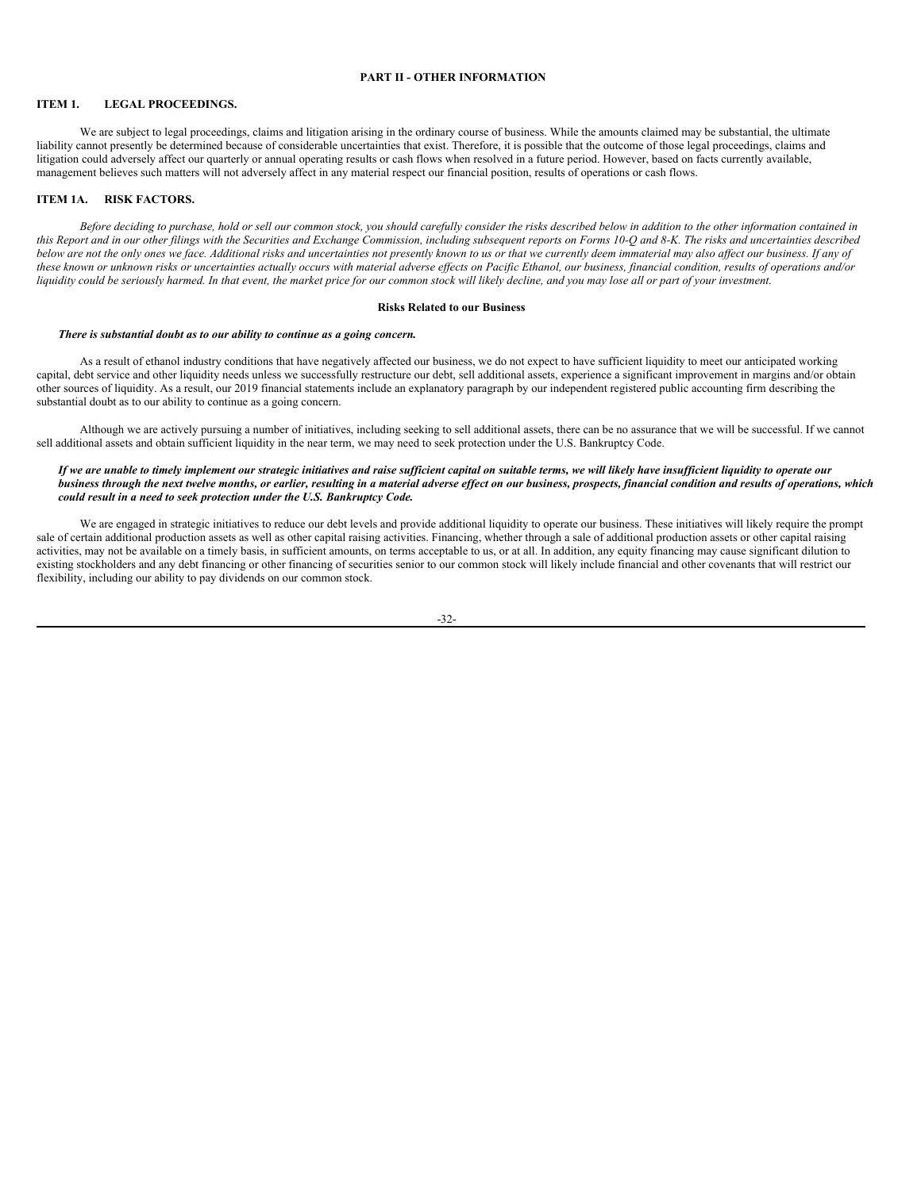# PART II - OTHER INFORMATION

## ITEM 1. LEGAL PROCEEDINGS.

We are subject to legal proceedings, claims and litigation arising in the ordinary course of business. While the amounts claimed may be substantial, the ultimate liability cannot presently be determined because of considerable uncertainties that exist. Therefore, it is possible that the outcome of those legal proceedings, claims and litigation could adversely affect our quarterly or annual operating results or cash flows when resolved in a future period. However, based on facts currently available, management believes such matters will not adversely affect in any material respect our financial position, results of operations or cash flows.

## ITEM 1A. RISK FACTORS.

*Before deciding to purchase, hold or sell our common stock, you should carefully consider the risks described below in addition to the other information contained in this Report and in our other filings with the Securities and Exchange Commission, including subsequent reports on Forms 10-Q and 8-K. The risks and uncertainties described below are not the only ones we face. Additional risks and uncertainties not presently known to us or that we currently deem immaterial may also affect our business. If any of these known or unknown risks or uncertainties actually occurs with material adverse effects on Pacific Ethanol, our business, financial condition, results of operations and/or liquidity could be seriously harmed. In that event, the market price for our common stock will likely decline, and you may lose all or part of your investment.*

### Risks Related to our Business

***There is substantial doubt as to our ability to continue as a going concern.***

As a result of ethanol industry conditions that have negatively affected our business, we do not expect to have sufficient liquidity to meet our anticipated working capital, debt service and other liquidity needs unless we successfully restructure our debt, sell additional assets, experience a significant improvement in margins and/or obtain other sources of liquidity. As a result, our 2019 financial statements include an explanatory paragraph by our independent registered public accounting firm describing the substantial doubt as to our ability to continue as a going concern.

Although we are actively pursuing a number of initiatives, including seeking to sell additional assets, there can be no assurance that we will be successful. If we cannot sell additional assets and obtain sufficient liquidity in the near term, we may need to seek protection under the U.S. Bankruptcy Code.

***If we are unable to timely implement our strategic initiatives and raise sufficient capital on suitable terms, we will likely have insufficient liquidity to operate our business through the next twelve months, or earlier, resulting in a material adverse effect on our business, prospects, financial condition and results of operations, which could result in a need to seek protection under the U.S. Bankruptcy Code.***

We are engaged in strategic initiatives to reduce our debt levels and provide additional liquidity to operate our business. These initiatives will likely require the prompt sale of certain additional production assets as well as other capital raising activities. Financing, whether through a sale of additional production assets or other capital raising activities, may not be available on a timely basis, in sufficient amounts, on terms acceptable to us, or at all. In addition, any equity financing may cause significant dilution to existing stockholders and any debt financing or other financing of securities senior to our common stock will likely include financial and other covenants that will restrict our flexibility, including our ability to pay dividends on our common stock.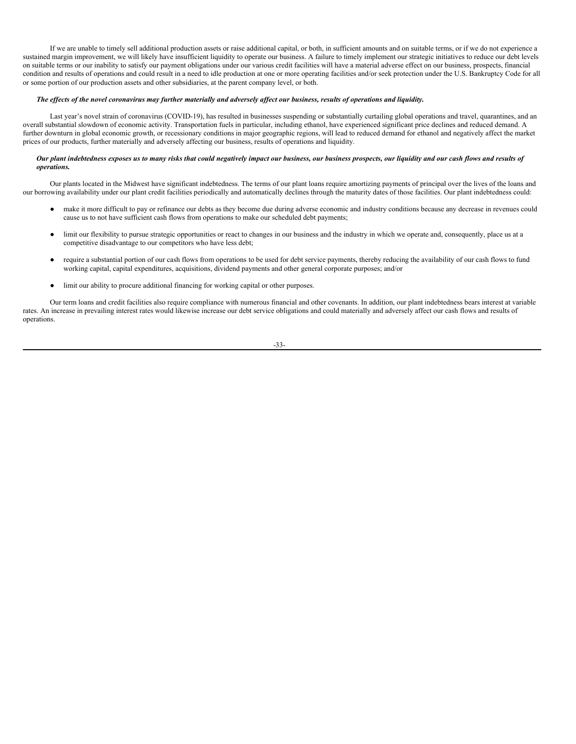If we are unable to timely sell additional production assets or raise additional capital, or both, in sufficient amounts and on suitable terms, or if we do not experience a sustained margin improvement, we will likely have insufficient liquidity to operate our business. A failure to timely implement our strategic initiatives to reduce our debt levels on suitable terms or our inability to satisfy our payment obligations under our various credit facilities will have a material adverse effect on our business, prospects, financial condition and results of operations and could result in a need to idle production at one or more operating facilities and/or seek protection under the U.S. Bankruptcy Code for all or some portion of our production assets and other subsidiaries, at the parent company level, or both.

***The effects of the novel coronavirus may further materially and adversely affect our business, results of operations and liquidity.***

Last year's novel strain of coronavirus (COVID-19), has resulted in businesses suspending or substantially curtailing global operations and travel, quarantines, and an overall substantial slowdown of economic activity. Transportation fuels in particular, including ethanol, have experienced significant price declines and reduced demand. A further downturn in global economic growth, or recessionary conditions in major geographic regions, will lead to reduced demand for ethanol and negatively affect the market prices of our products, further materially and adversely affecting our business, results of operations and liquidity.

***Our plant indebtedness exposes us to many risks that could negatively impact our business, our business prospects, our liquidity and our cash flows and results of operations.***

Our plants located in the Midwest have significant indebtedness. The terms of our plant loans require amortizing payments of principal over the lives of the loans and our borrowing availability under our plant credit facilities periodically and automatically declines through the maturity dates of those facilities. Our plant indebtedness could:

- make it more difficult to pay or refinance our debts as they become due during adverse economic and industry conditions because any decrease in revenues could cause us to not have sufficient cash flows from operations to make our scheduled debt payments;
- limit our flexibility to pursue strategic opportunities or react to changes in our business and the industry in which we operate and, consequently, place us at a competitive disadvantage to our competitors who have less debt;
- require a substantial portion of our cash flows from operations to be used for debt service payments, thereby reducing the availability of our cash flows to fund working capital, capital expenditures, acquisitions, dividend payments and other general corporate purposes; and/or
- limit our ability to procure additional financing for working capital or other purposes.

Our term loans and credit facilities also require compliance with numerous financial and other covenants. In addition, our plant indebtedness bears interest at variable rates. An increase in prevailing interest rates would likewise increase our debt service obligations and could materially and adversely affect our cash flows and results of operations.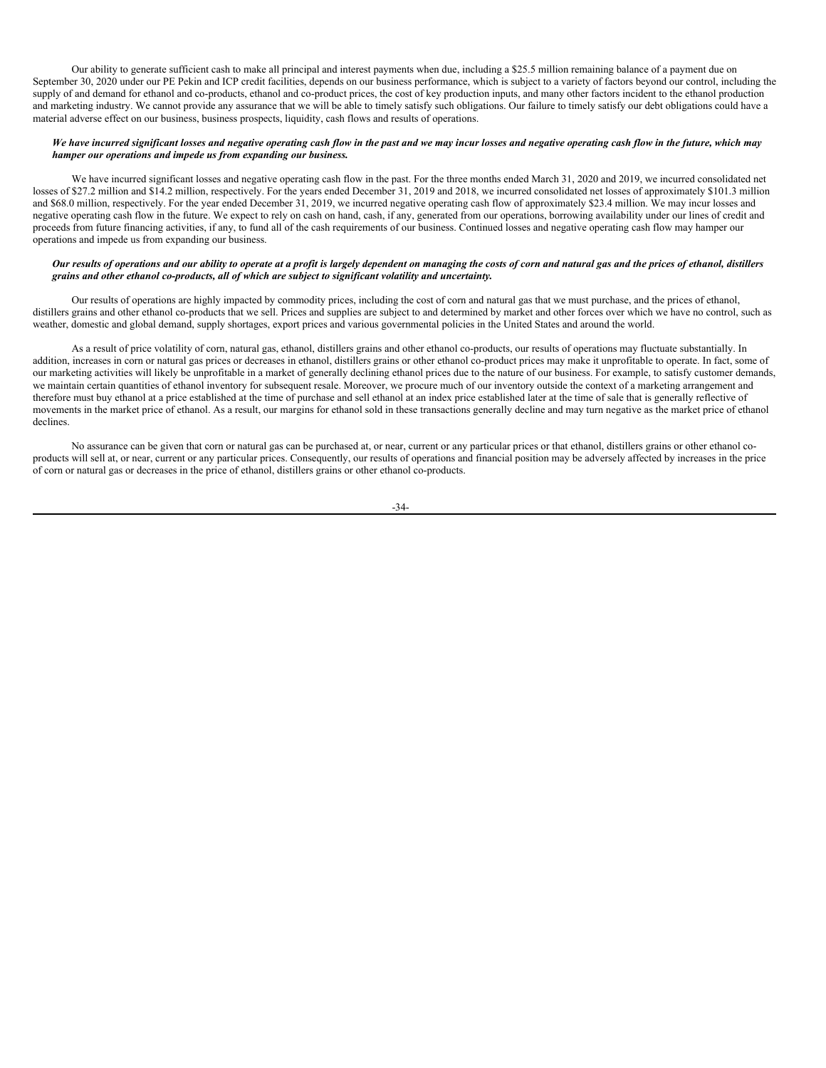Our ability to generate sufficient cash to make all principal and interest payments when due, including a $25.5 million remaining balance of a payment due on September 30, 2020 under our PE Pekin and ICP credit facilities, depends on our business performance, which is subject to a variety of factors beyond our control, including the supply of and demand for ethanol and co-products, ethanol and co-product prices, the cost of key production inputs, and many other factors incident to the ethanol production and marketing industry. We cannot provide any assurance that we will be able to timely satisfy such obligations. Our failure to timely satisfy our debt obligations could have a material adverse effect on our business, business prospects, liquidity, cash flows and results of operations.

***We have incurred significant losses and negative operating cash flow in the past and we may incur losses and negative operating cash flow in the future, which may hamper our operations and impede us from expanding our business.***

We have incurred significant losses and negative operating cash flow in the past. For the three months ended March 31, 2020 and 2019, we incurred consolidated net losses of $27.2 million and $14.2 million, respectively. For the years ended December 31, 2019 and 2018, we incurred consolidated net losses of approximately $101.3 million and $68.0 million, respectively. For the year ended December 31, 2019, we incurred negative operating cash flow of approximately $23.4 million. We may incur losses and negative operating cash flow in the future. We expect to rely on cash on hand, cash, if any, generated from our operations, borrowing availability under our lines of credit and proceeds from future financing activities, if any, to fund all of the cash requirements of our business. Continued losses and negative operating cash flow may hamper our operations and impede us from expanding our business.

***Our results of operations and our ability to operate at a profit is largely dependent on managing the costs of corn and natural gas and the prices of ethanol, distillers grains and other ethanol co-products, all of which are subject to significant volatility and uncertainty.***

Our results of operations are highly impacted by commodity prices, including the cost of corn and natural gas that we must purchase, and the prices of ethanol, distillers grains and other ethanol co-products that we sell. Prices and supplies are subject to and determined by market and other forces over which we have no control, such as weather, domestic and global demand, supply shortages, export prices and various governmental policies in the United States and around the world.

As a result of price volatility of corn, natural gas, ethanol, distillers grains and other ethanol co-products, our results of operations may fluctuate substantially. In addition, increases in corn or natural gas prices or decreases in ethanol, distillers grains or other ethanol co-product prices may make it unprofitable to operate. In fact, some of our marketing activities will likely be unprofitable in a market of generally declining ethanol prices due to the nature of our business. For example, to satisfy customer demands, we maintain certain quantities of ethanol inventory for subsequent resale. Moreover, we procure much of our inventory outside the context of a marketing arrangement and therefore must buy ethanol at a price established at the time of purchase and sell ethanol at an index price established later at the time of sale that is generally reflective of movements in the market price of ethanol. As a result, our margins for ethanol sold in these transactions generally decline and may turn negative as the market price of ethanol declines.

No assurance can be given that corn or natural gas can be purchased at, or near, current or any particular prices or that ethanol, distillers grains or other ethanol co-products will sell at, or near, current or any particular prices. Consequently, our results of operations and financial position may be adversely affected by increases in the price of corn or natural gas or decreases in the price of ethanol, distillers grains or other ethanol co-products.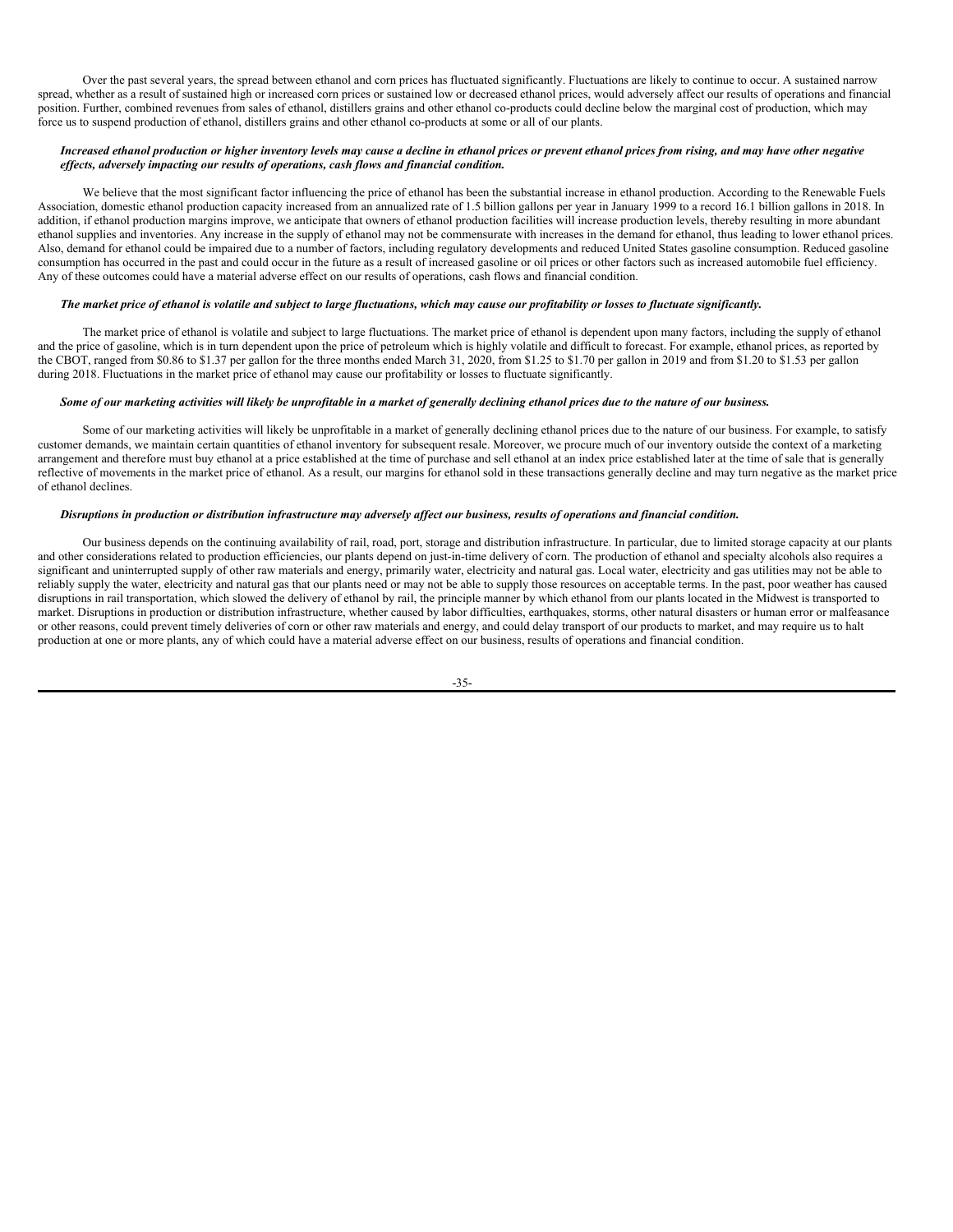Over the past several years, the spread between ethanol and corn prices has fluctuated significantly. Fluctuations are likely to continue to occur. A sustained narrow spread, whether as a result of sustained high or increased corn prices or sustained low or decreased ethanol prices, would adversely affect our results of operations and financial position. Further, combined revenues from sales of ethanol, distillers grains and other ethanol co-products could decline below the marginal cost of production, which may force us to suspend production of ethanol, distillers grains and other ethanol co-products at some or all of our plants.

***Increased ethanol production or higher inventory levels may cause a decline in ethanol prices or prevent ethanol prices from rising, and may have other negative effects, adversely impacting our results of operations, cash flows and financial condition.***

We believe that the most significant factor influencing the price of ethanol has been the substantial increase in ethanol production. According to the Renewable Fuels Association, domestic ethanol production capacity increased from an annualized rate of 1.5 billion gallons per year in January 1999 to a record 16.1 billion gallons in 2018. In addition, if ethanol production margins improve, we anticipate that owners of ethanol production facilities will increase production levels, thereby resulting in more abundant ethanol supplies and inventories. Any increase in the supply of ethanol may not be commensurate with increases in the demand for ethanol, thus leading to lower ethanol prices. Also, demand for ethanol could be impaired due to a number of factors, including regulatory developments and reduced United States gasoline consumption. Reduced gasoline consumption has occurred in the past and could occur in the future as a result of increased gasoline or oil prices or other factors such as increased automobile fuel efficiency. Any of these outcomes could have a material adverse effect on our results of operations, cash flows and financial condition.

***The market price of ethanol is volatile and subject to large fluctuations, which may cause our profitability or losses to fluctuate significantly.***

The market price of ethanol is volatile and subject to large fluctuations. The market price of ethanol is dependent upon many factors, including the supply of ethanol and the price of gasoline, which is in turn dependent upon the price of petroleum which is highly volatile and difficult to forecast. For example, ethanol prices, as reported by the CBOT, ranged from $0.86 to $1.37 per gallon for the three months ended March 31, 2020, from $1.25 to $1.70 per gallon in 2019 and from $1.20 to $1.53 per gallon during 2018. Fluctuations in the market price of ethanol may cause our profitability or losses to fluctuate significantly.

***Some of our marketing activities will likely be unprofitable in a market of generally declining ethanol prices due to the nature of our business.***

Some of our marketing activities will likely be unprofitable in a market of generally declining ethanol prices due to the nature of our business. For example, to satisfy customer demands, we maintain certain quantities of ethanol inventory for subsequent resale. Moreover, we procure much of our inventory outside the context of a marketing arrangement and therefore must buy ethanol at a price established at the time of purchase and sell ethanol at an index price established later at the time of sale that is generally reflective of movements in the market price of ethanol. As a result, our margins for ethanol sold in these transactions generally decline and may turn negative as the market price of ethanol declines.

***Disruptions in production or distribution infrastructure may adversely affect our business, results of operations and financial condition.***

Our business depends on the continuing availability of rail, road, port, storage and distribution infrastructure. In particular, due to limited storage capacity at our plants and other considerations related to production efficiencies, our plants depend on just-in-time delivery of corn. The production of ethanol and specialty alcohols also requires a significant and uninterrupted supply of other raw materials and energy, primarily water, electricity and natural gas. Local water, electricity and gas utilities may not be able to reliably supply the water, electricity and natural gas that our plants need or may not be able to supply those resources on acceptable terms. In the past, poor weather has caused disruptions in rail transportation, which slowed the delivery of ethanol by rail, the principle manner by which ethanol from our plants located in the Midwest is transported to market. Disruptions in production or distribution infrastructure, whether caused by labor difficulties, earthquakes, storms, other natural disasters or human error or malfeasance or other reasons, could prevent timely deliveries of corn or other raw materials and energy, and could delay transport of our products to market, and may require us to halt production at one or more plants, any of which could have a material adverse effect on our business, results of operations and financial condition.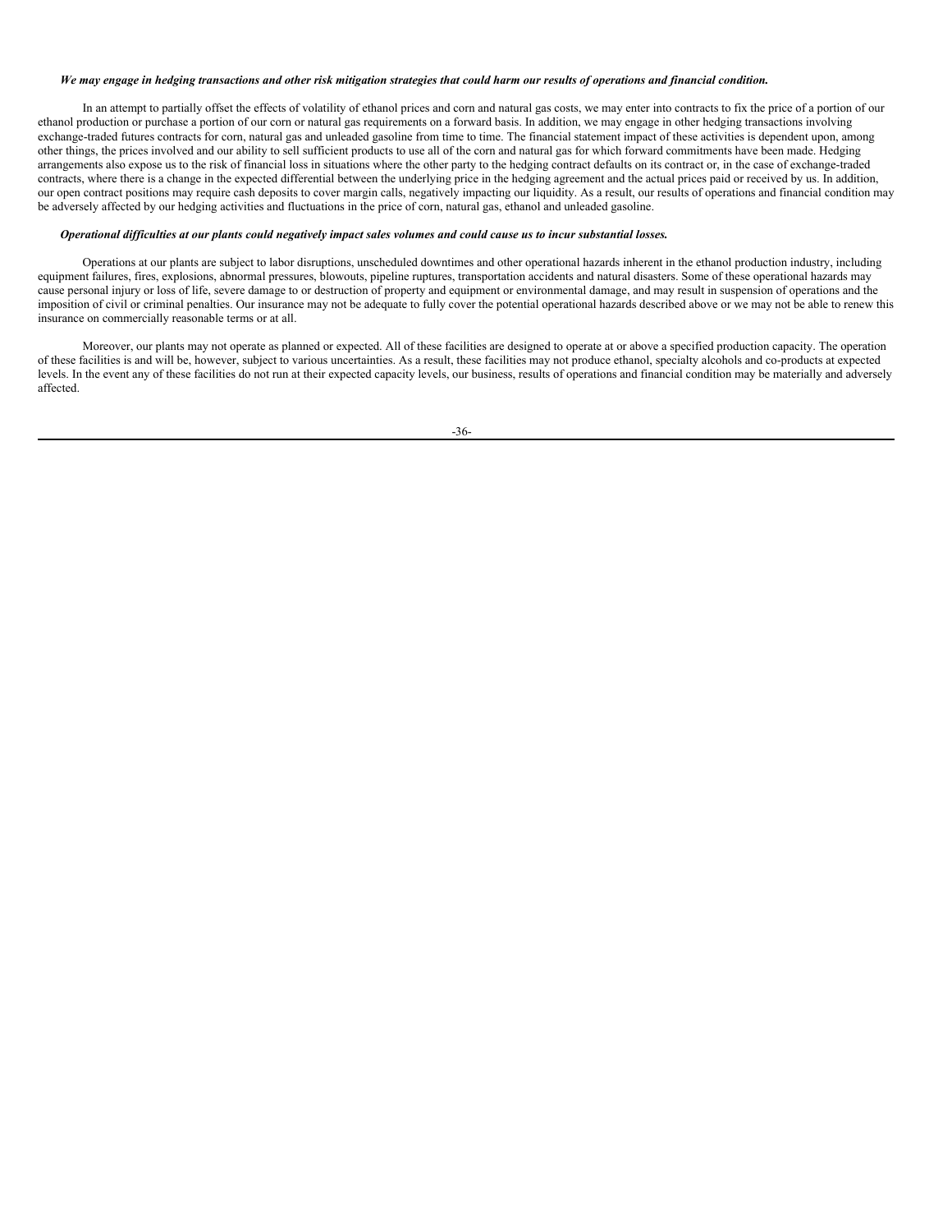***We may engage in hedging transactions and other risk mitigation strategies that could harm our results of operations and financial condition.***

In an attempt to partially offset the effects of volatility of ethanol prices and corn and natural gas costs, we may enter into contracts to fix the price of a portion of our ethanol production or purchase a portion of our corn or natural gas requirements on a forward basis. In addition, we may engage in other hedging transactions involving exchange-traded futures contracts for corn, natural gas and unleaded gasoline from time to time. The financial statement impact of these activities is dependent upon, among other things, the prices involved and our ability to sell sufficient products to use all of the corn and natural gas for which forward commitments have been made. Hedging arrangements also expose us to the risk of financial loss in situations where the other party to the hedging contract defaults on its contract or, in the case of exchange-traded contracts, where there is a change in the expected differential between the underlying price in the hedging agreement and the actual prices paid or received by us. In addition, our open contract positions may require cash deposits to cover margin calls, negatively impacting our liquidity. As a result, our results of operations and financial condition may be adversely affected by our hedging activities and fluctuations in the price of corn, natural gas, ethanol and unleaded gasoline.

***Operational difficulties at our plants could negatively impact sales volumes and could cause us to incur substantial losses.***

Operations at our plants are subject to labor disruptions, unscheduled downtimes and other operational hazards inherent in the ethanol production industry, including equipment failures, fires, explosions, abnormal pressures, blowouts, pipeline ruptures, transportation accidents and natural disasters. Some of these operational hazards may cause personal injury or loss of life, severe damage to or destruction of property and equipment or environmental damage, and may result in suspension of operations and the imposition of civil or criminal penalties. Our insurance may not be adequate to fully cover the potential operational hazards described above or we may not be able to renew this insurance on commercially reasonable terms or at all.

Moreover, our plants may not operate as planned or expected. All of these facilities are designed to operate at or above a specified production capacity. The operation of these facilities is and will be, however, subject to various uncertainties. As a result, these facilities may not produce ethanol, specialty alcohols and co-products at expected levels. In the event any of these facilities do not run at their expected capacity levels, our business, results of operations and financial condition may be materially and adversely affected.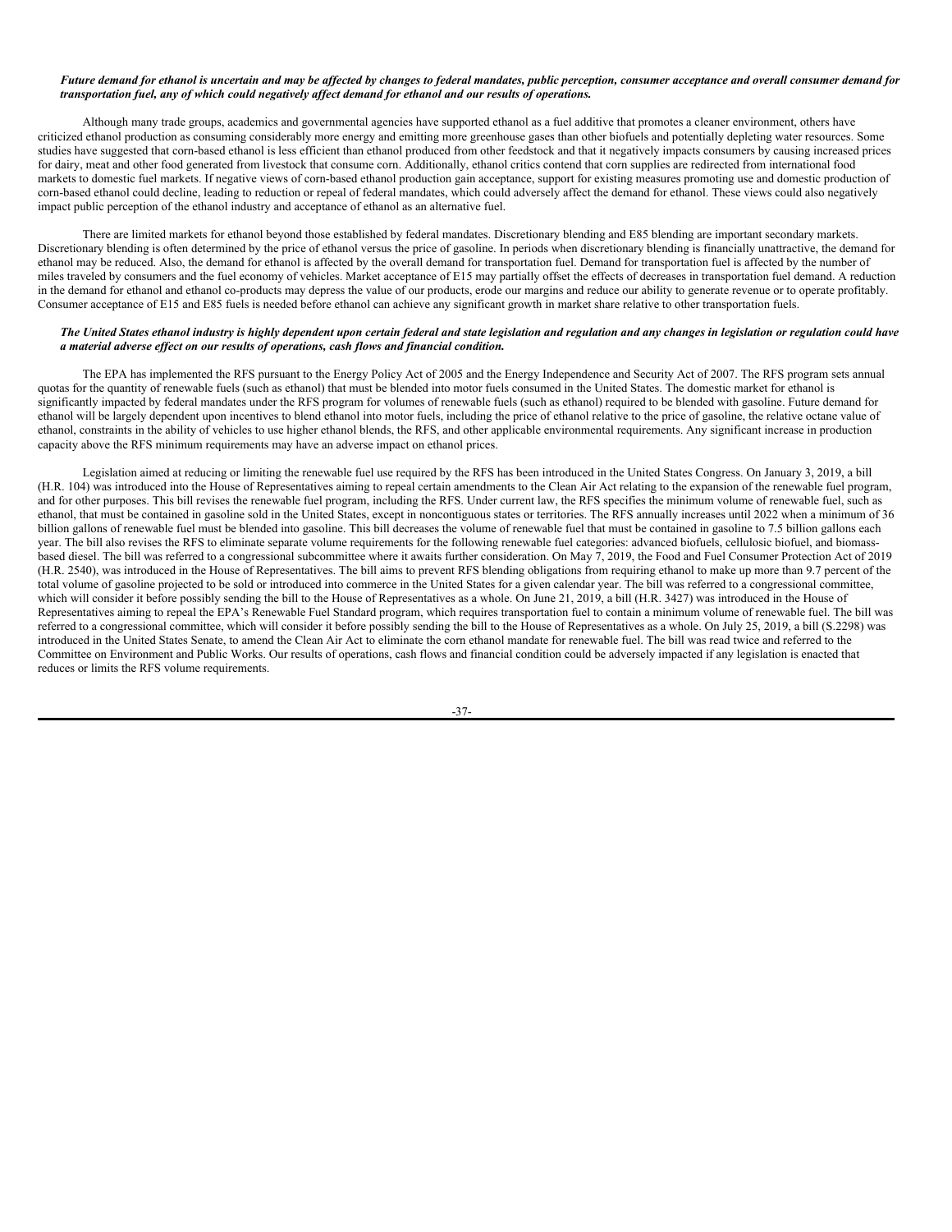***Future demand for ethanol is uncertain and may be affected by changes to federal mandates, public perception, consumer acceptance and overall consumer demand for transportation fuel, any of which could negatively affect demand for ethanol and our results of operations.***

Although many trade groups, academics and governmental agencies have supported ethanol as a fuel additive that promotes a cleaner environment, others have criticized ethanol production as consuming considerably more energy and emitting more greenhouse gases than other biofuels and potentially depleting water resources. Some studies have suggested that corn-based ethanol is less efficient than ethanol produced from other feedstock and that it negatively impacts consumers by causing increased prices for dairy, meat and other food generated from livestock that consume corn. Additionally, ethanol critics contend that corn supplies are redirected from international food markets to domestic fuel markets. If negative views of corn-based ethanol production gain acceptance, support for existing measures promoting use and domestic production of corn-based ethanol could decline, leading to reduction or repeal of federal mandates, which could adversely affect the demand for ethanol. These views could also negatively impact public perception of the ethanol industry and acceptance of ethanol as an alternative fuel.

There are limited markets for ethanol beyond those established by federal mandates. Discretionary blending and E85 blending are important secondary markets. Discretionary blending is often determined by the price of ethanol versus the price of gasoline. In periods when discretionary blending is financially unattractive, the demand for ethanol may be reduced. Also, the demand for ethanol is affected by the overall demand for transportation fuel. Demand for transportation fuel is affected by the number of miles traveled by consumers and the fuel economy of vehicles. Market acceptance of E15 may partially offset the effects of decreases in transportation fuel demand. A reduction in the demand for ethanol and ethanol co-products may depress the value of our products, erode our margins and reduce our ability to generate revenue or to operate profitably. Consumer acceptance of E15 and E85 fuels is needed before ethanol can achieve any significant growth in market share relative to other transportation fuels.

***The United States ethanol industry is highly dependent upon certain federal and state legislation and regulation and any changes in legislation or regulation could have a material adverse effect on our results of operations, cash flows and financial condition.***

The EPA has implemented the RFS pursuant to the Energy Policy Act of 2005 and the Energy Independence and Security Act of 2007. The RFS program sets annual quotas for the quantity of renewable fuels (such as ethanol) that must be blended into motor fuels consumed in the United States. The domestic market for ethanol is significantly impacted by federal mandates under the RFS program for volumes of renewable fuels (such as ethanol) required to be blended with gasoline. Future demand for ethanol will be largely dependent upon incentives to blend ethanol into motor fuels, including the price of ethanol relative to the price of gasoline, the relative octane value of ethanol, constraints in the ability of vehicles to use higher ethanol blends, the RFS, and other applicable environmental requirements. Any significant increase in production capacity above the RFS minimum requirements may have an adverse impact on ethanol prices.

Legislation aimed at reducing or limiting the renewable fuel use required by the RFS has been introduced in the United States Congress. On January 3, 2019, a bill (H.R. 104) was introduced into the House of Representatives aiming to repeal certain amendments to the Clean Air Act relating to the expansion of the renewable fuel program, and for other purposes. This bill revises the renewable fuel program, including the RFS. Under current law, the RFS specifies the minimum volume of renewable fuel, such as ethanol, that must be contained in gasoline sold in the United States, except in noncontiguous states or territories. The RFS annually increases until 2022 when a minimum of 36 billion gallons of renewable fuel must be blended into gasoline. This bill decreases the volume of renewable fuel that must be contained in gasoline to 7.5 billion gallons each year. The bill also revises the RFS to eliminate separate volume requirements for the following renewable fuel categories: advanced biofuels, cellulosic biofuel, and biomass-based diesel. The bill was referred to a congressional subcommittee where it awaits further consideration. On May 7, 2019, the Food and Fuel Consumer Protection Act of 2019 (H.R. 2540), was introduced in the House of Representatives. The bill aims to prevent RFS blending obligations from requiring ethanol to make up more than 9.7 percent of the total volume of gasoline projected to be sold or introduced into commerce in the United States for a given calendar year. The bill was referred to a congressional committee, which will consider it before possibly sending the bill to the House of Representatives as a whole. On June 21, 2019, a bill (H.R. 3427) was introduced in the House of Representatives aiming to repeal the EPA's Renewable Fuel Standard program, which requires transportation fuel to contain a minimum volume of renewable fuel. The bill was referred to a congressional committee, which will consider it before possibly sending the bill to the House of Representatives as a whole. On July 25, 2019, a bill (S.2298) was introduced in the United States Senate, to amend the Clean Air Act to eliminate the corn ethanol mandate for renewable fuel. The bill was read twice and referred to the Committee on Environment and Public Works. Our results of operations, cash flows and financial condition could be adversely impacted if any legislation is enacted that reduces or limits the RFS volume requirements.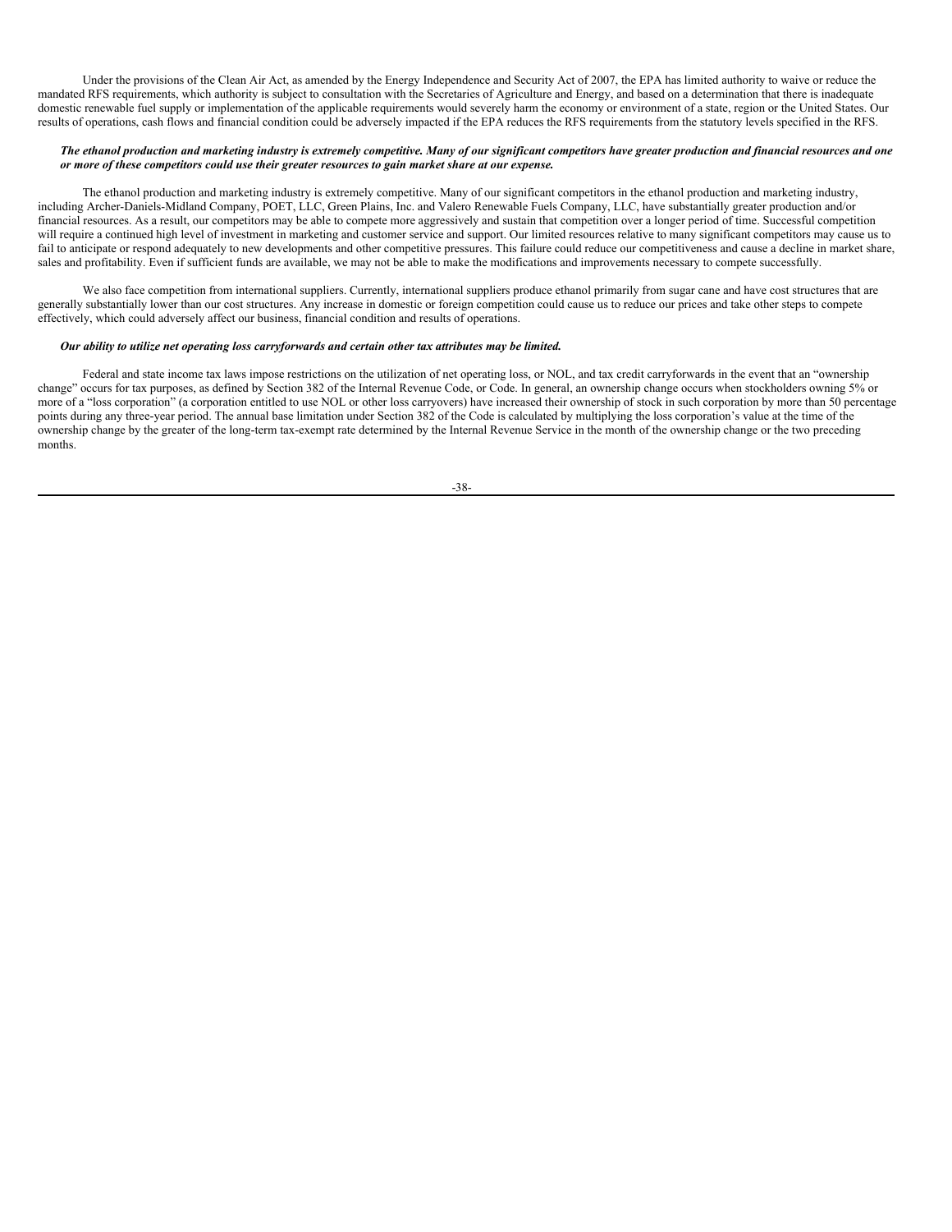Under the provisions of the Clean Air Act, as amended by the Energy Independence and Security Act of 2007, the EPA has limited authority to waive or reduce the mandated RFS requirements, which authority is subject to consultation with the Secretaries of Agriculture and Energy, and based on a determination that there is inadequate domestic renewable fuel supply or implementation of the applicable requirements would severely harm the economy or environment of a state, region or the United States. Our results of operations, cash flows and financial condition could be adversely impacted if the EPA reduces the RFS requirements from the statutory levels specified in the RFS.

***The ethanol production and marketing industry is extremely competitive. Many of our significant competitors have greater production and financial resources and one or more of these competitors could use their greater resources to gain market share at our expense.***

The ethanol production and marketing industry is extremely competitive. Many of our significant competitors in the ethanol production and marketing industry, including Archer-Daniels-Midland Company, POET, LLC, Green Plains, Inc. and Valero Renewable Fuels Company, LLC, have substantially greater production and/or financial resources. As a result, our competitors may be able to compete more aggressively and sustain that competition over a longer period of time. Successful competition will require a continued high level of investment in marketing and customer service and support. Our limited resources relative to many significant competitors may cause us to fail to anticipate or respond adequately to new developments and other competitive pressures. This failure could reduce our competitiveness and cause a decline in market share, sales and profitability. Even if sufficient funds are available, we may not be able to make the modifications and improvements necessary to compete successfully.

We also face competition from international suppliers. Currently, international suppliers produce ethanol primarily from sugar cane and have cost structures that are generally substantially lower than our cost structures. Any increase in domestic or foreign competition could cause us to reduce our prices and take other steps to compete effectively, which could adversely affect our business, financial condition and results of operations.

***Our ability to utilize net operating loss carryforwards and certain other tax attributes may be limited.***

Federal and state income tax laws impose restrictions on the utilization of net operating loss, or NOL, and tax credit carryforwards in the event that an "ownership change" occurs for tax purposes, as defined by Section 382 of the Internal Revenue Code, or Code. In general, an ownership change occurs when stockholders owning 5% or more of a "loss corporation" (a corporation entitled to use NOL or other loss carryovers) have increased their ownership of stock in such corporation by more than 50 percentage points during any three-year period. The annual base limitation under Section 382 of the Code is calculated by multiplying the loss corporation's value at the time of the ownership change by the greater of the long-term tax-exempt rate determined by the Internal Revenue Service in the month of the ownership change or the two preceding months.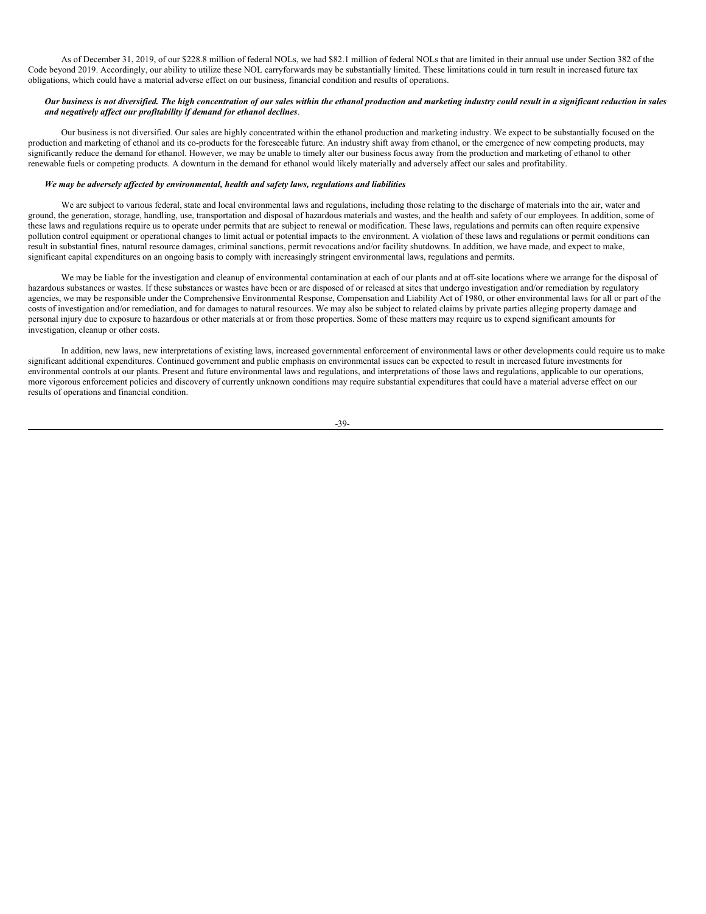As of December 31, 2019, of our $228.8 million of federal NOLs, we had $82.1 million of federal NOLs that are limited in their annual use under Section 382 of the Code beyond 2019. Accordingly, our ability to utilize these NOL carryforwards may be substantially limited. These limitations could in turn result in increased future tax obligations, which could have a material adverse effect on our business, financial condition and results of operations.

***Our business is not diversified. The high concentration of our sales within the ethanol production and marketing industry could result in a significant reduction in sales and negatively affect our profitability if demand for ethanol declines*.**

Our business is not diversified. Our sales are highly concentrated within the ethanol production and marketing industry. We expect to be substantially focused on the production and marketing of ethanol and its co-products for the foreseeable future. An industry shift away from ethanol, or the emergence of new competing products, may significantly reduce the demand for ethanol. However, we may be unable to timely alter our business focus away from the production and marketing of ethanol to other renewable fuels or competing products. A downturn in the demand for ethanol would likely materially and adversely affect our sales and profitability.

***We may be adversely affected by environmental, health and safety laws, regulations and liabilities***

We are subject to various federal, state and local environmental laws and regulations, including those relating to the discharge of materials into the air, water and ground, the generation, storage, handling, use, transportation and disposal of hazardous materials and wastes, and the health and safety of our employees. In addition, some of these laws and regulations require us to operate under permits that are subject to renewal or modification. These laws, regulations and permits can often require expensive pollution control equipment or operational changes to limit actual or potential impacts to the environment. A violation of these laws and regulations or permit conditions can result in substantial fines, natural resource damages, criminal sanctions, permit revocations and/or facility shutdowns. In addition, we have made, and expect to make, significant capital expenditures on an ongoing basis to comply with increasingly stringent environmental laws, regulations and permits.

We may be liable for the investigation and cleanup of environmental contamination at each of our plants and at off-site locations where we arrange for the disposal of hazardous substances or wastes. If these substances or wastes have been or are disposed of or released at sites that undergo investigation and/or remediation by regulatory agencies, we may be responsible under the Comprehensive Environmental Response, Compensation and Liability Act of 1980, or other environmental laws for all or part of the costs of investigation and/or remediation, and for damages to natural resources. We may also be subject to related claims by private parties alleging property damage and personal injury due to exposure to hazardous or other materials at or from those properties. Some of these matters may require us to expend significant amounts for investigation, cleanup or other costs.

In addition, new laws, new interpretations of existing laws, increased governmental enforcement of environmental laws or other developments could require us to make significant additional expenditures. Continued government and public emphasis on environmental issues can be expected to result in increased future investments for environmental controls at our plants. Present and future environmental laws and regulations, and interpretations of those laws and regulations, applicable to our operations, more vigorous enforcement policies and discovery of currently unknown conditions may require substantial expenditures that could have a material adverse effect on our results of operations and financial condition.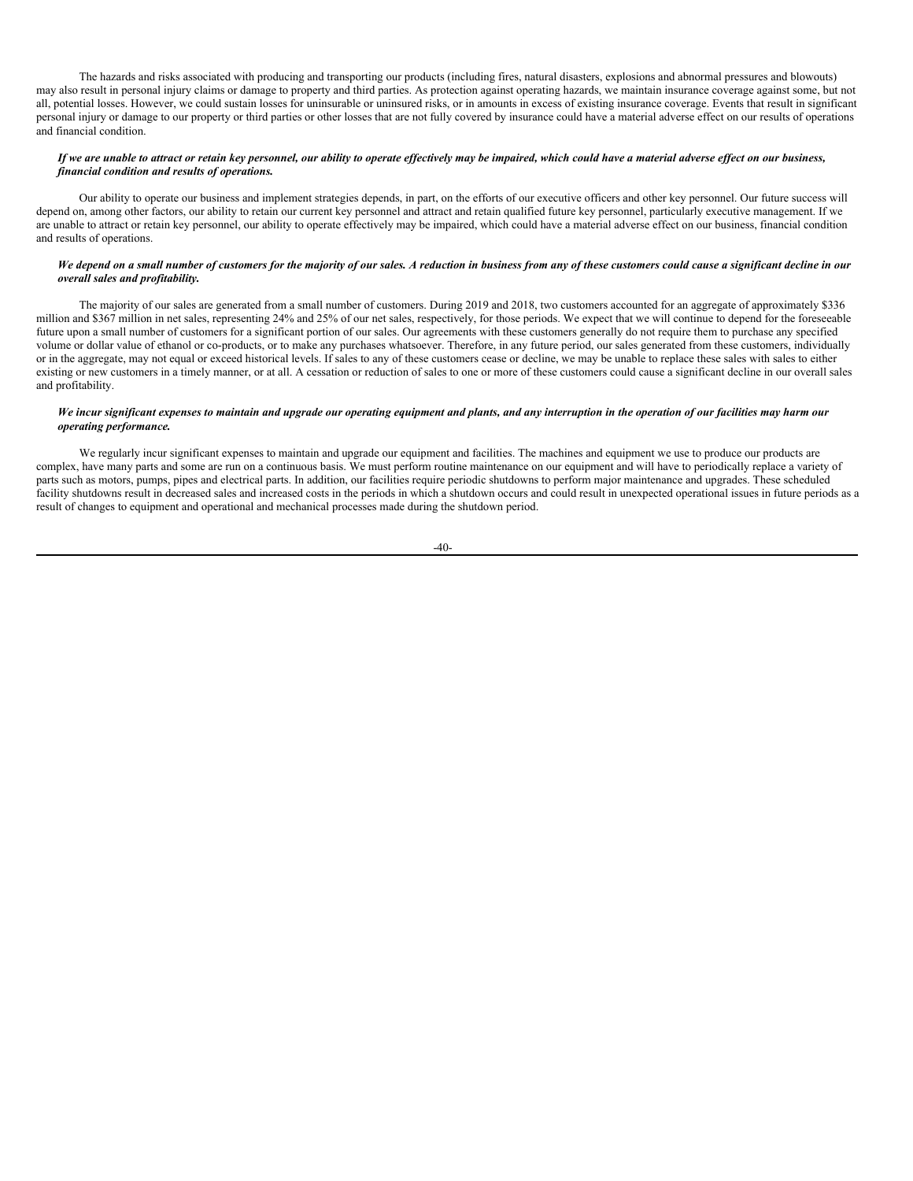The hazards and risks associated with producing and transporting our products (including fires, natural disasters, explosions and abnormal pressures and blowouts) may also result in personal injury claims or damage to property and third parties. As protection against operating hazards, we maintain insurance coverage against some, but not all, potential losses. However, we could sustain losses for uninsurable or uninsured risks, or in amounts in excess of existing insurance coverage. Events that result in significant personal injury or damage to our property or third parties or other losses that are not fully covered by insurance could have a material adverse effect on our results of operations and financial condition.

***If we are unable to attract or retain key personnel, our ability to operate effectively may be impaired, which could have a material adverse effect on our business, financial condition and results of operations.***

Our ability to operate our business and implement strategies depends, in part, on the efforts of our executive officers and other key personnel. Our future success will depend on, among other factors, our ability to retain our current key personnel and attract and retain qualified future key personnel, particularly executive management. If we are unable to attract or retain key personnel, our ability to operate effectively may be impaired, which could have a material adverse effect on our business, financial condition and results of operations.

***We depend on a small number of customers for the majority of our sales. A reduction in business from any of these customers could cause a significant decline in our overall sales and profitability.***

The majority of our sales are generated from a small number of customers. During 2019 and 2018, two customers accounted for an aggregate of approximately $336 million and $367 million in net sales, representing 24% and 25% of our net sales, respectively, for those periods. We expect that we will continue to depend for the foreseeable future upon a small number of customers for a significant portion of our sales. Our agreements with these customers generally do not require them to purchase any specified volume or dollar value of ethanol or co-products, or to make any purchases whatsoever. Therefore, in any future period, our sales generated from these customers, individually or in the aggregate, may not equal or exceed historical levels. If sales to any of these customers cease or decline, we may be unable to replace these sales with sales to either existing or new customers in a timely manner, or at all. A cessation or reduction of sales to one or more of these customers could cause a significant decline in our overall sales and profitability.

***We incur significant expenses to maintain and upgrade our operating equipment and plants, and any interruption in the operation of our facilities may harm our operating performance.***

We regularly incur significant expenses to maintain and upgrade our equipment and facilities. The machines and equipment we use to produce our products are complex, have many parts and some are run on a continuous basis. We must perform routine maintenance on our equipment and will have to periodically replace a variety of parts such as motors, pumps, pipes and electrical parts. In addition, our facilities require periodic shutdowns to perform major maintenance and upgrades. These scheduled facility shutdowns result in decreased sales and increased costs in the periods in which a shutdown occurs and could result in unexpected operational issues in future periods as a result of changes to equipment and operational and mechanical processes made during the shutdown period.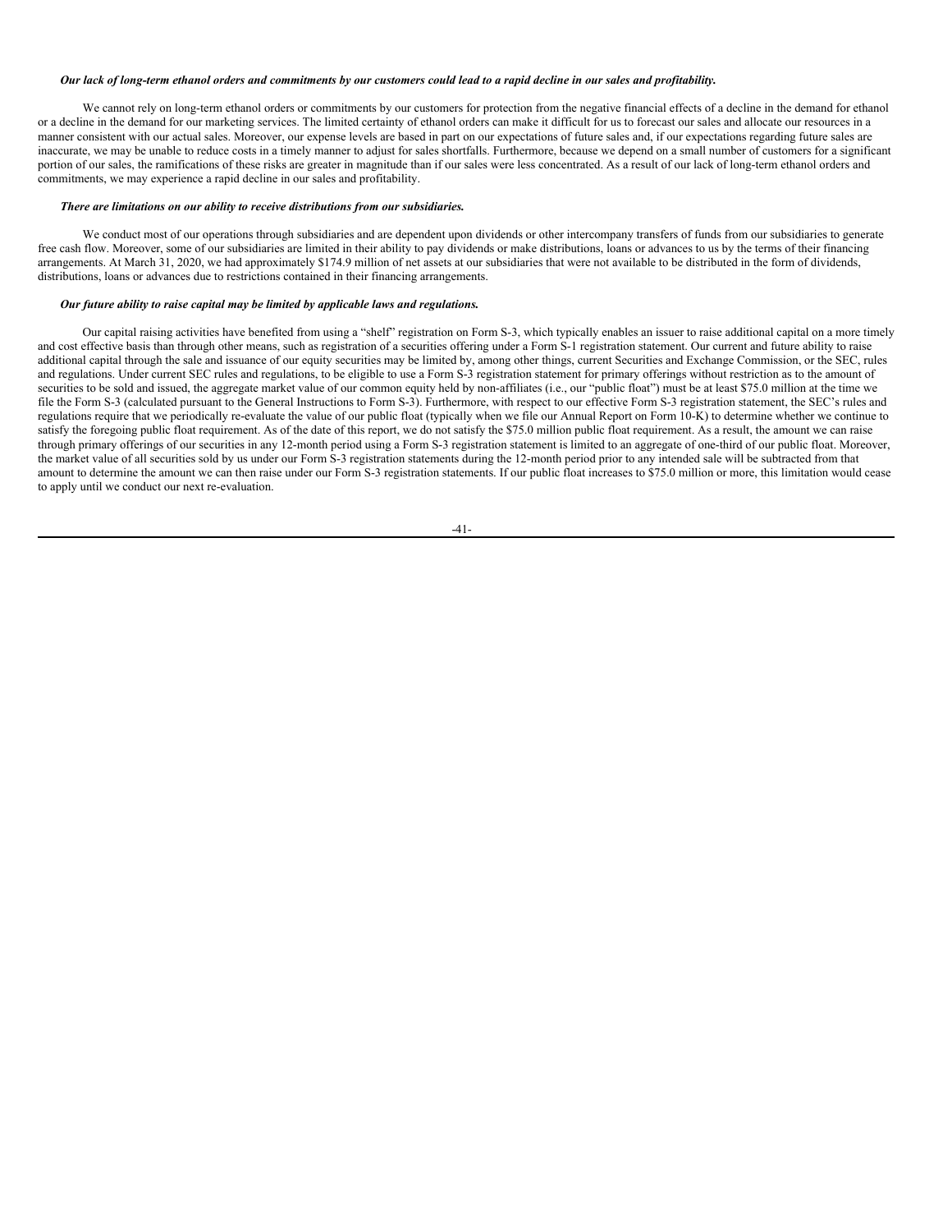***Our lack of long-term ethanol orders and commitments by our customers could lead to a rapid decline in our sales and profitability.***

We cannot rely on long-term ethanol orders or commitments by our customers for protection from the negative financial effects of a decline in the demand for ethanol or a decline in the demand for our marketing services. The limited certainty of ethanol orders can make it difficult for us to forecast our sales and allocate our resources in a manner consistent with our actual sales. Moreover, our expense levels are based in part on our expectations of future sales and, if our expectations regarding future sales are inaccurate, we may be unable to reduce costs in a timely manner to adjust for sales shortfalls. Furthermore, because we depend on a small number of customers for a significant portion of our sales, the ramifications of these risks are greater in magnitude than if our sales were less concentrated. As a result of our lack of long-term ethanol orders and commitments, we may experience a rapid decline in our sales and profitability.

***There are limitations on our ability to receive distributions from our subsidiaries.***

We conduct most of our operations through subsidiaries and are dependent upon dividends or other intercompany transfers of funds from our subsidiaries to generate free cash flow. Moreover, some of our subsidiaries are limited in their ability to pay dividends or make distributions, loans or advances to us by the terms of their financing arrangements. At March 31, 2020, we had approximately $174.9 million of net assets at our subsidiaries that were not available to be distributed in the form of dividends, distributions, loans or advances due to restrictions contained in their financing arrangements.

***Our future ability to raise capital may be limited by applicable laws and regulations.***

Our capital raising activities have benefited from using a "shelf" registration on Form S-3, which typically enables an issuer to raise additional capital on a more timely and cost effective basis than through other means, such as registration of a securities offering under a Form S-1 registration statement. Our current and future ability to raise additional capital through the sale and issuance of our equity securities may be limited by, among other things, current Securities and Exchange Commission, or the SEC, rules and regulations. Under current SEC rules and regulations, to be eligible to use a Form S-3 registration statement for primary offerings without restriction as to the amount of securities to be sold and issued, the aggregate market value of our common equity held by non-affiliates (i.e., our "public float") must be at least $75.0 million at the time we file the Form S-3 (calculated pursuant to the General Instructions to Form S-3). Furthermore, with respect to our effective Form S-3 registration statement, the SEC's rules and regulations require that we periodically re-evaluate the value of our public float (typically when we file our Annual Report on Form 10-K) to determine whether we continue to satisfy the foregoing public float requirement. As of the date of this report, we do not satisfy the $75.0 million public float requirement. As a result, the amount we can raise through primary offerings of our securities in any 12-month period using a Form S-3 registration statement is limited to an aggregate of one-third of our public float. Moreover, the market value of all securities sold by us under our Form S-3 registration statements during the 12-month period prior to any intended sale will be subtracted from that amount to determine the amount we can then raise under our Form S-3 registration statements. If our public float increases to $75.0 million or more, this limitation would cease to apply until we conduct our next re-evaluation.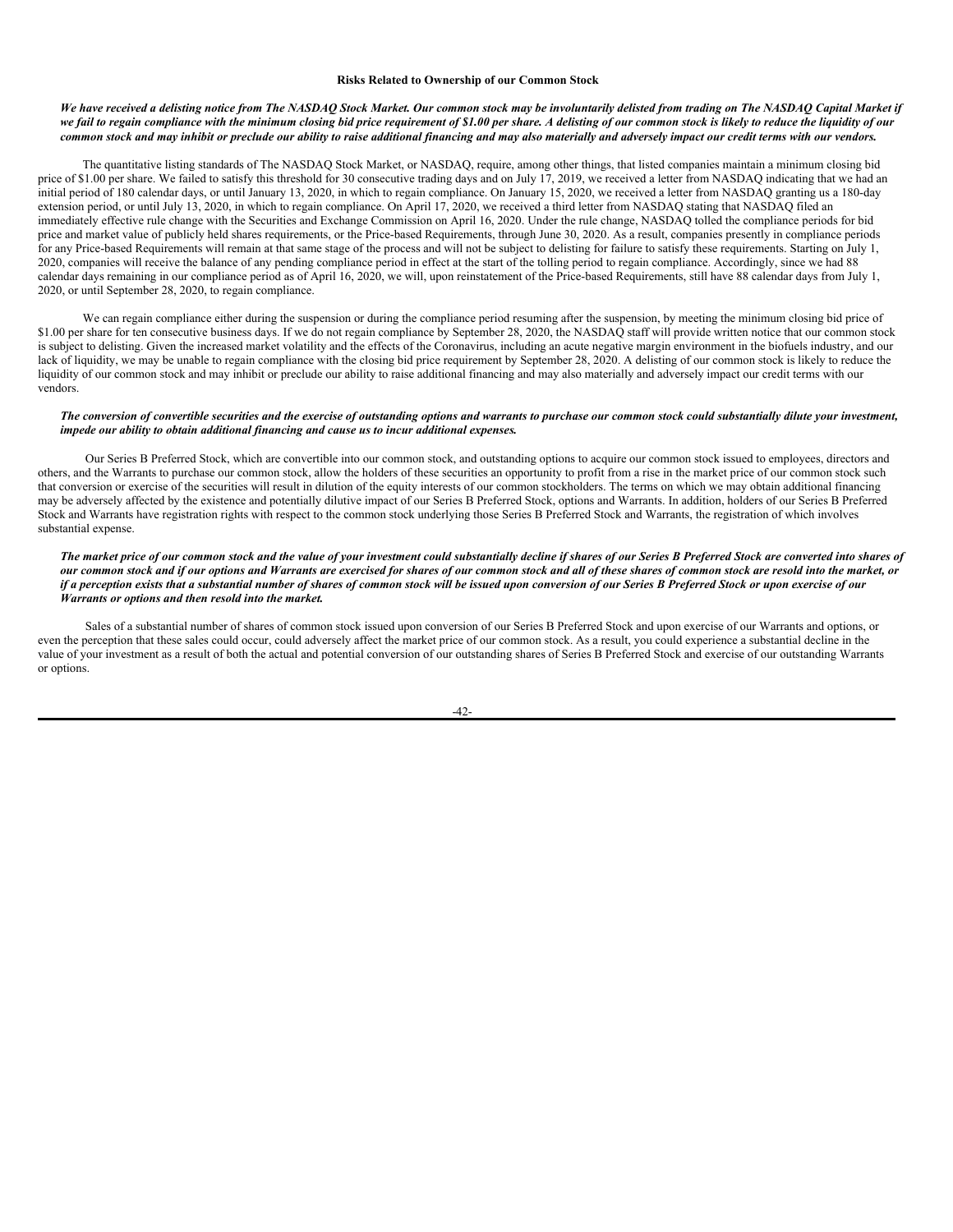### Risks Related to Ownership of our Common Stock

***We have received a delisting notice from The NASDAQ Stock Market. Our common stock may be involuntarily delisted from trading on The NASDAQ Capital Market if we fail to regain compliance with the minimum closing bid price requirement of $1.00 per share. A delisting of our common stock is likely to reduce the liquidity of our common stock and may inhibit or preclude our ability to raise additional financing and may also materially and adversely impact our credit terms with our vendors.***

The quantitative listing standards of The NASDAQ Stock Market, or NASDAQ, require, among other things, that listed companies maintain a minimum closing bid price of $1.00 per share. We failed to satisfy this threshold for 30 consecutive trading days and on July 17, 2019, we received a letter from NASDAQ indicating that we had an initial period of 180 calendar days, or until January 13, 2020, in which to regain compliance. On January 15, 2020, we received a letter from NASDAQ granting us a 180-day extension period, or until July 13, 2020, in which to regain compliance. On April 17, 2020, we received a third letter from NASDAQ stating that NASDAQ filed an immediately effective rule change with the Securities and Exchange Commission on April 16, 2020. Under the rule change, NASDAQ tolled the compliance periods for bid price and market value of publicly held shares requirements, or the Price-based Requirements, through June 30, 2020. As a result, companies presently in compliance periods for any Price-based Requirements will remain at that same stage of the process and will not be subject to delisting for failure to satisfy these requirements. Starting on July 1, 2020, companies will receive the balance of any pending compliance period in effect at the start of the tolling period to regain compliance. Accordingly, since we had 88 calendar days remaining in our compliance period as of April 16, 2020, we will, upon reinstatement of the Price-based Requirements, still have 88 calendar days from July 1, 2020, or until September 28, 2020, to regain compliance.

We can regain compliance either during the suspension or during the compliance period resuming after the suspension, by meeting the minimum closing bid price of $1.00 per share for ten consecutive business days. If we do not regain compliance by September 28, 2020, the NASDAQ staff will provide written notice that our common stock is subject to delisting. Given the increased market volatility and the effects of the Coronavirus, including an acute negative margin environment in the biofuels industry, and our lack of liquidity, we may be unable to regain compliance with the closing bid price requirement by September 28, 2020. A delisting of our common stock is likely to reduce the liquidity of our common stock and may inhibit or preclude our ability to raise additional financing and may also materially and adversely impact our credit terms with our vendors.

***The conversion of convertible securities and the exercise of outstanding options and warrants to purchase our common stock could substantially dilute your investment, impede our ability to obtain additional financing and cause us to incur additional expenses.***

Our Series B Preferred Stock, which are convertible into our common stock, and outstanding options to acquire our common stock issued to employees, directors and others, and the Warrants to purchase our common stock, allow the holders of these securities an opportunity to profit from a rise in the market price of our common stock such that conversion or exercise of the securities will result in dilution of the equity interests of our common stockholders. The terms on which we may obtain additional financing may be adversely affected by the existence and potentially dilutive impact of our Series B Preferred Stock, options and Warrants. In addition, holders of our Series B Preferred Stock and Warrants have registration rights with respect to the common stock underlying those Series B Preferred Stock and Warrants, the registration of which involves substantial expense.

***The market price of our common stock and the value of your investment could substantially decline if shares of our Series B Preferred Stock are converted into shares of our common stock and if our options and Warrants are exercised for shares of our common stock and all of these shares of common stock are resold into the market, or if a perception exists that a substantial number of shares of common stock will be issued upon conversion of our Series B Preferred Stock or upon exercise of our Warrants or options and then resold into the market.***

Sales of a substantial number of shares of common stock issued upon conversion of our Series B Preferred Stock and upon exercise of our Warrants and options, or even the perception that these sales could occur, could adversely affect the market price of our common stock. As a result, you could experience a substantial decline in the value of your investment as a result of both the actual and potential conversion of our outstanding shares of Series B Preferred Stock and exercise of our outstanding Warrants or options.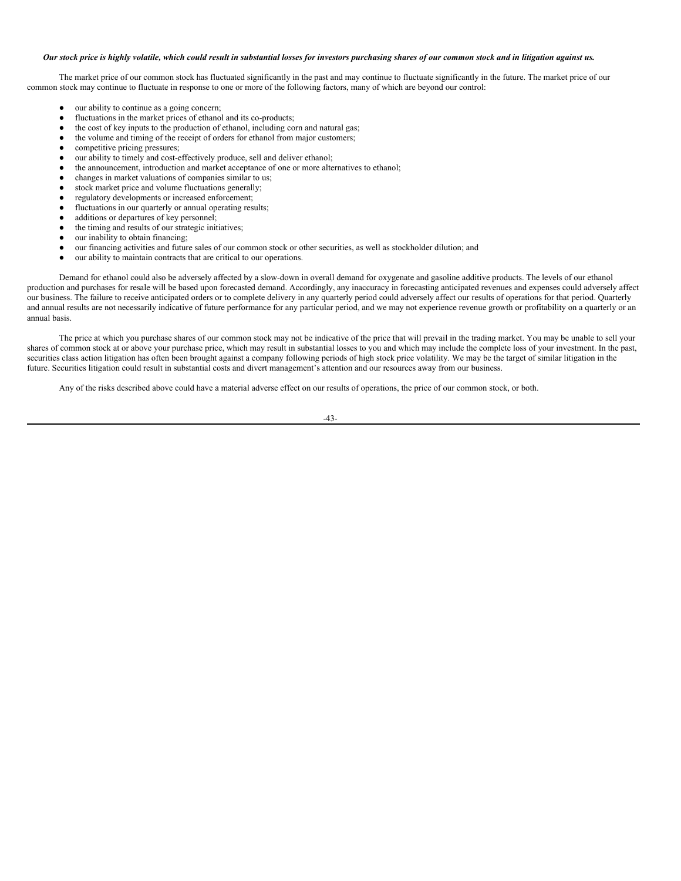***Our stock price is highly volatile, which could result in substantial losses for investors purchasing shares of our common stock and in litigation against us.***

The market price of our common stock has fluctuated significantly in the past and may continue to fluctuate significantly in the future. The market price of our common stock may continue to fluctuate in response to one or more of the following factors, many of which are beyond our control:

- our ability to continue as a going concern;
- fluctuations in the market prices of ethanol and its co-products;
- the cost of key inputs to the production of ethanol, including corn and natural gas;
- the volume and timing of the receipt of orders for ethanol from major customers;
- competitive pricing pressures;
- our ability to timely and cost-effectively produce, sell and deliver ethanol;
- the announcement, introduction and market acceptance of one or more alternatives to ethanol;
- changes in market valuations of companies similar to us;
- stock market price and volume fluctuations generally;
- regulatory developments or increased enforcement;
- fluctuations in our quarterly or annual operating results;
- additions or departures of key personnel;
- the timing and results of our strategic initiatives;
- our inability to obtain financing;
- our financing activities and future sales of our common stock or other securities, as well as stockholder dilution; and
- our ability to maintain contracts that are critical to our operations.

Demand for ethanol could also be adversely affected by a slow-down in overall demand for oxygenate and gasoline additive products. The levels of our ethanol production and purchases for resale will be based upon forecasted demand. Accordingly, any inaccuracy in forecasting anticipated revenues and expenses could adversely affect our business. The failure to receive anticipated orders or to complete delivery in any quarterly period could adversely affect our results of operations for that period. Quarterly and annual results are not necessarily indicative of future performance for any particular period, and we may not experience revenue growth or profitability on a quarterly or an annual basis.

The price at which you purchase shares of our common stock may not be indicative of the price that will prevail in the trading market. You may be unable to sell your shares of common stock at or above your purchase price, which may result in substantial losses to you and which may include the complete loss of your investment. In the past, securities class action litigation has often been brought against a company following periods of high stock price volatility. We may be the target of similar litigation in the future. Securities litigation could result in substantial costs and divert management's attention and our resources away from our business.

Any of the risks described above could have a material adverse effect on our results of operations, the price of our common stock, or both.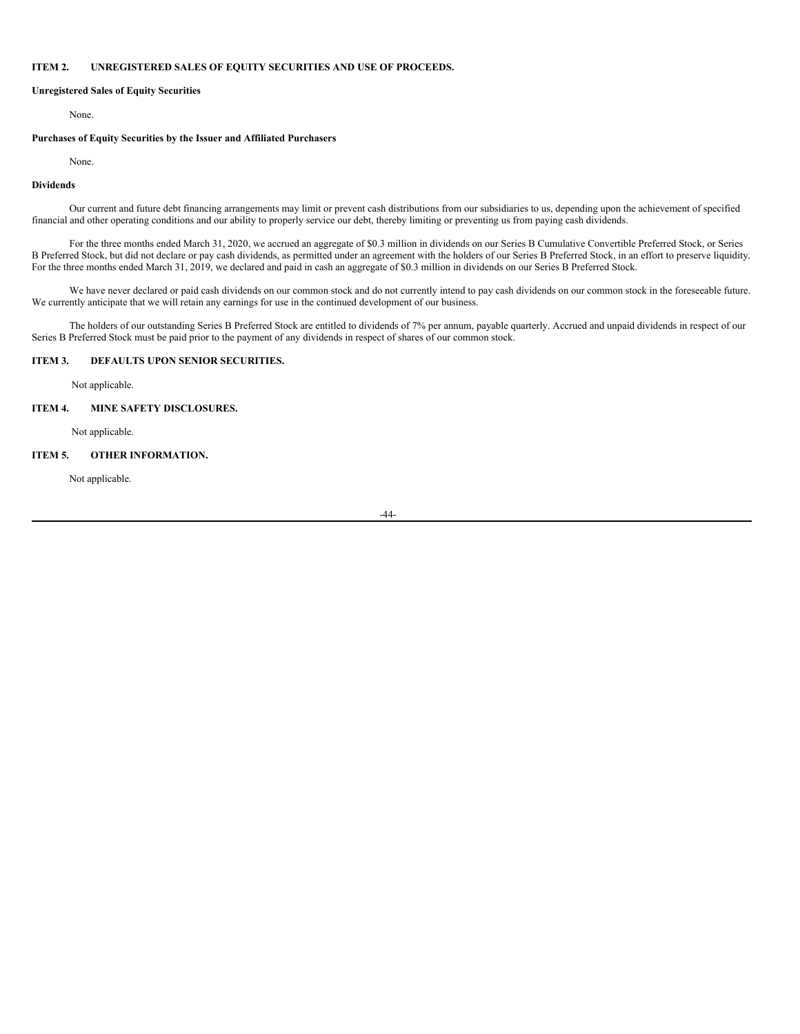## ITEM 2. UNREGISTERED SALES OF EQUITY SECURITIES AND USE OF PROCEEDS.

**Unregistered Sales of Equity Securities**

None.

**Purchases of Equity Securities by the Issuer and Affiliated Purchasers**

None.

**Dividends**

Our current and future debt financing arrangements may limit or prevent cash distributions from our subsidiaries to us, depending upon the achievement of specified financial and other operating conditions and our ability to properly service our debt, thereby limiting or preventing us from paying cash dividends.

For the three months ended March 31, 2020, we accrued an aggregate of $0.3 million in dividends on our Series B Cumulative Convertible Preferred Stock, or Series B Preferred Stock, but did not declare or pay cash dividends, as permitted under an agreement with the holders of our Series B Preferred Stock, in an effort to preserve liquidity. For the three months ended March 31, 2019, we declared and paid in cash an aggregate of $0.3 million in dividends on our Series B Preferred Stock.

We have never declared or paid cash dividends on our common stock and do not currently intend to pay cash dividends on our common stock in the foreseeable future. We currently anticipate that we will retain any earnings for use in the continued development of our business.

The holders of our outstanding Series B Preferred Stock are entitled to dividends of 7% per annum, payable quarterly. Accrued and unpaid dividends in respect of our Series B Preferred Stock must be paid prior to the payment of any dividends in respect of shares of our common stock.

## ITEM 3. DEFAULTS UPON SENIOR SECURITIES.

Not applicable.

## ITEM 4. MINE SAFETY DISCLOSURES.

Not applicable.

## ITEM 5. OTHER INFORMATION.

Not applicable.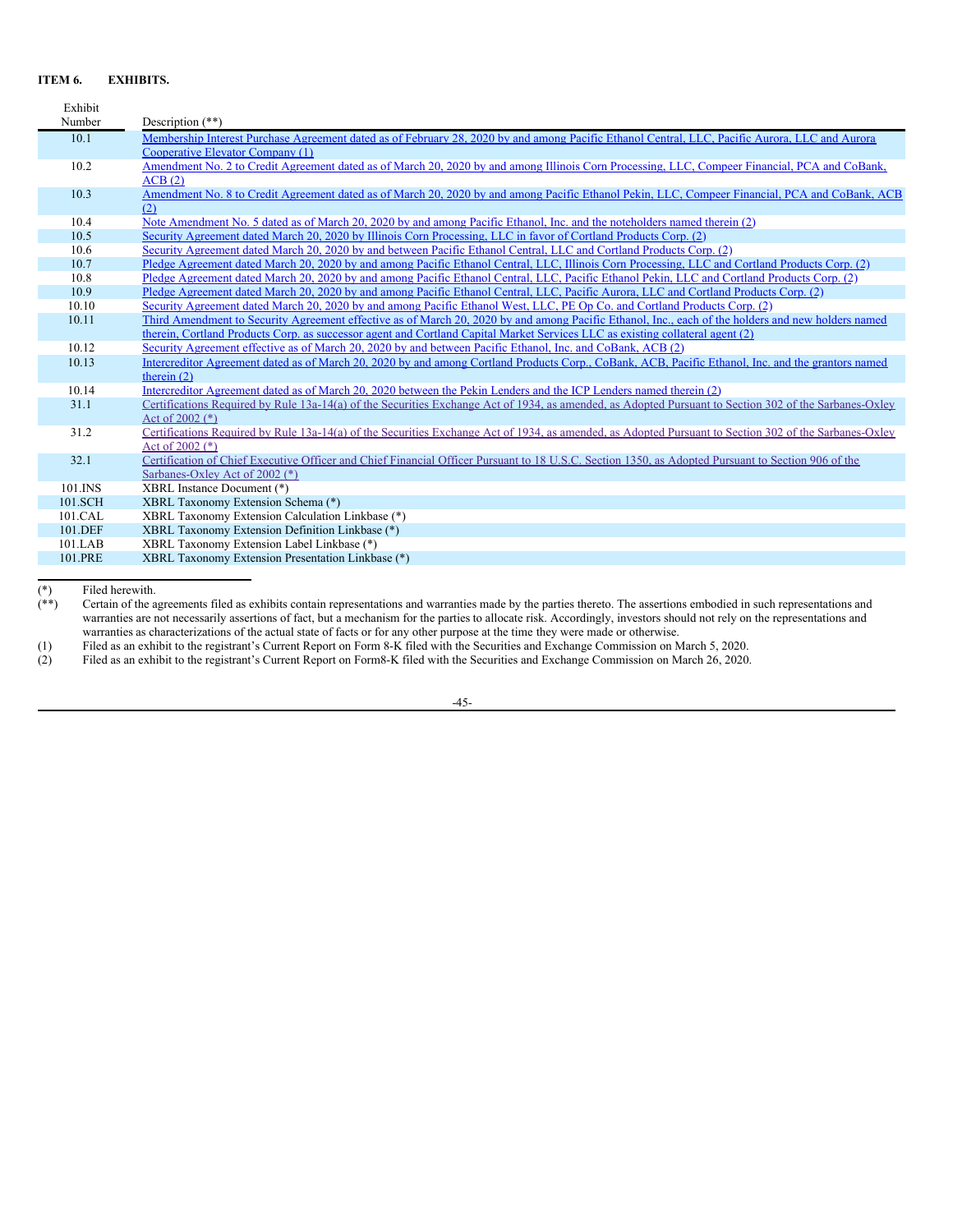## ITEM 6. EXHIBITS.

| Exhibit Number | Description (**) |
|---|---|
| 10.1 | Membership Interest Purchase Agreement dated as of February 28, 2020 by and among Pacific Ethanol Central, LLC, Pacific Aurora, LLC and Aurora Cooperative Elevator Company (1) |
| 10.2 | Amendment No. 2 to Credit Agreement dated as of March 20, 2020 by and among Illinois Corn Processing, LLC, Compeer Financial, PCA and CoBank, ACB (2) |
| 10.3 | Amendment No. 8 to Credit Agreement dated as of March 20, 2020 by and among Pacific Ethanol Pekin, LLC, Compeer Financial, PCA and CoBank, ACB (2) |
| 10.4 | Note Amendment No. 5 dated as of March 20, 2020 by and among Pacific Ethanol, Inc. and the noteholders named therein (2) |
| 10.5 | Security Agreement dated March 20, 2020 by Illinois Corn Processing, LLC in favor of Cortland Products Corp. (2) |
| 10.6 | Security Agreement dated March 20, 2020 by and between Pacific Ethanol Central, LLC and Cortland Products Corp. (2) |
| 10.7 | Pledge Agreement dated March 20, 2020 by and among Pacific Ethanol Central, LLC, Illinois Corn Processing, LLC and Cortland Products Corp. (2) |
| 10.8 | Pledge Agreement dated March 20, 2020 by and among Pacific Ethanol Central, LLC, Pacific Ethanol Pekin, LLC and Cortland Products Corp. (2) |
| 10.9 | Pledge Agreement dated March 20, 2020 by and among Pacific Ethanol Central, LLC, Pacific Aurora, LLC and Cortland Products Corp. (2) |
| 10.10 | Security Agreement dated March 20, 2020 by and among Pacific Ethanol West, LLC, PE Op Co. and Cortland Products Corp. (2) |
| 10.11 | Third Amendment to Security Agreement effective as of March 20, 2020 by and among Pacific Ethanol, Inc., each of the holders and new holders named therein, Cortland Products Corp. as successor agent and Cortland Capital Market Services LLC as existing collateral agent (2) |
| 10.12 | Security Agreement effective as of March 20, 2020 by and between Pacific Ethanol, Inc. and CoBank, ACB (2) |
| 10.13 | Intercreditor Agreement dated as of March 20, 2020 by and among Cortland Products Corp., CoBank, ACB, Pacific Ethanol, Inc. and the grantors named therein (2) |
| 10.14 | Intercreditor Agreement dated as of March 20, 2020 between the Pekin Lenders and the ICP Lenders named therein (2) |
| 31.1 | Certifications Required by Rule 13a-14(a) of the Securities Exchange Act of 1934, as amended, as Adopted Pursuant to Section 302 of the Sarbanes-Oxley Act of 2002 (*) |
| 31.2 | Certifications Required by Rule 13a-14(a) of the Securities Exchange Act of 1934, as amended, as Adopted Pursuant to Section 302 of the Sarbanes-Oxley Act of 2002 (*) |
| 32.1 | Certification of Chief Executive Officer and Chief Financial Officer Pursuant to 18 U.S.C. Section 1350, as Adopted Pursuant to Section 906 of the Sarbanes-Oxley Act of 2002 (*) |
| 101.INS | XBRL Instance Document (*) |
| 101.SCH | XBRL Taxonomy Extension Schema (*) |
| 101.CAL | XBRL Taxonomy Extension Calculation Linkbase (*) |
| 101.DEF | XBRL Taxonomy Extension Definition Linkbase (*) |
| 101.LAB | XBRL Taxonomy Extension Label Linkbase (*) |
| 101.PRE | XBRL Taxonomy Extension Presentation Linkbase (*) |

(*) Filed herewith.

(**) Certain of the agreements filed as exhibits contain representations and warranties made by the parties thereto. The assertions embodied in such representations and warranties are not necessarily assertions of fact, but a mechanism for the parties to allocate risk. Accordingly, investors should not rely on the representations and warranties as characterizations of the actual state of facts or for any other purpose at the time they were made or otherwise.

(1) Filed as an exhibit to the registrant's Current Report on Form 8-K filed with the Securities and Exchange Commission on March 5, 2020.

(2) Filed as an exhibit to the registrant's Current Report on Form8-K filed with the Securities and Exchange Commission on March 26, 2020.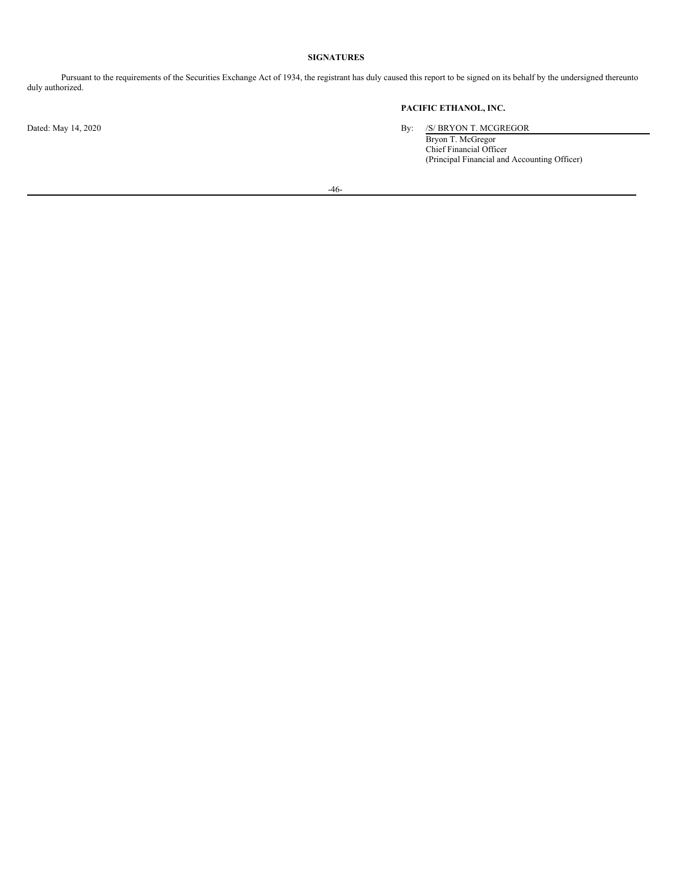## SIGNATURES

Pursuant to the requirements of the Securities Exchange Act of 1934, the registrant has duly caused this report to be signed on its behalf by the undersigned thereunto duly authorized.

**PACIFIC ETHANOL, INC.**

Dated: May 14, 2020

By: /S/ BRYON T. MCGREGOR
Bryon T. McGregor
Chief Financial Officer
(Principal Financial and Accounting Officer)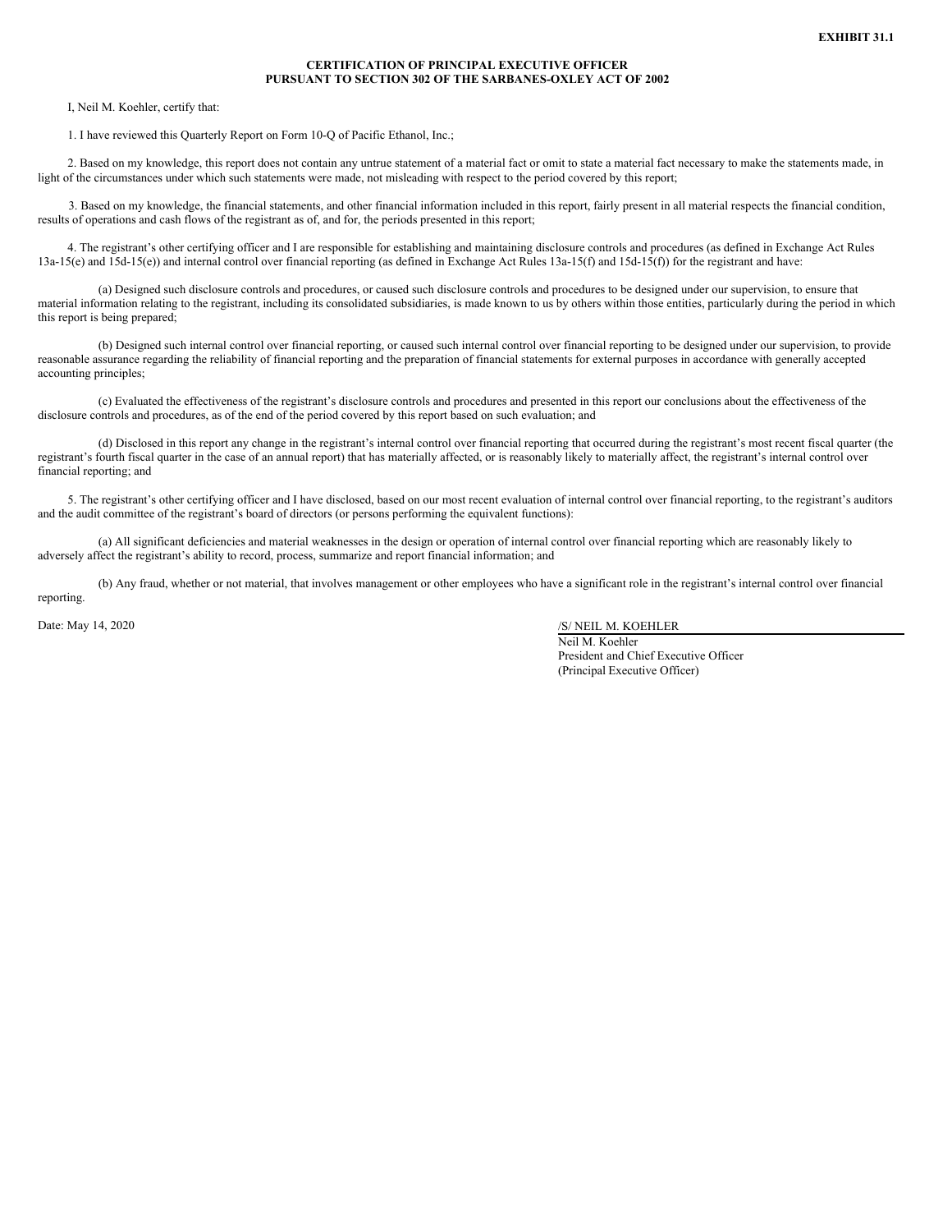**EXHIBIT 31.1**

# CERTIFICATION OF PRINCIPAL EXECUTIVE OFFICER PURSUANT TO SECTION 302 OF THE SARBANES-OXLEY ACT OF 2002

I, Neil M. Koehler, certify that:

1. I have reviewed this Quarterly Report on Form 10-Q of Pacific Ethanol, Inc.;

2. Based on my knowledge, this report does not contain any untrue statement of a material fact or omit to state a material fact necessary to make the statements made, in light of the circumstances under which such statements were made, not misleading with respect to the period covered by this report;

3. Based on my knowledge, the financial statements, and other financial information included in this report, fairly present in all material respects the financial condition, results of operations and cash flows of the registrant as of, and for, the periods presented in this report;

4. The registrant's other certifying officer and I are responsible for establishing and maintaining disclosure controls and procedures (as defined in Exchange Act Rules 13a-15(e) and 15d-15(e)) and internal control over financial reporting (as defined in Exchange Act Rules 13a-15(f) and 15d-15(f)) for the registrant and have:

(a) Designed such disclosure controls and procedures, or caused such disclosure controls and procedures to be designed under our supervision, to ensure that material information relating to the registrant, including its consolidated subsidiaries, is made known to us by others within those entities, particularly during the period in which this report is being prepared;

(b) Designed such internal control over financial reporting, or caused such internal control over financial reporting to be designed under our supervision, to provide reasonable assurance regarding the reliability of financial reporting and the preparation of financial statements for external purposes in accordance with generally accepted accounting principles;

(c) Evaluated the effectiveness of the registrant's disclosure controls and procedures and presented in this report our conclusions about the effectiveness of the disclosure controls and procedures, as of the end of the period covered by this report based on such evaluation; and

(d) Disclosed in this report any change in the registrant's internal control over financial reporting that occurred during the registrant's most recent fiscal quarter (the registrant's fourth fiscal quarter in the case of an annual report) that has materially affected, or is reasonably likely to materially affect, the registrant's internal control over financial reporting; and

5. The registrant's other certifying officer and I have disclosed, based on our most recent evaluation of internal control over financial reporting, to the registrant's auditors and the audit committee of the registrant's board of directors (or persons performing the equivalent functions):

(a) All significant deficiencies and material weaknesses in the design or operation of internal control over financial reporting which are reasonably likely to adversely affect the registrant's ability to record, process, summarize and report financial information; and

(b) Any fraud, whether or not material, that involves management or other employees who have a significant role in the registrant's internal control over financial reporting.

Date: May 14, 2020

/S/ NEIL M. KOEHLER
Neil M. Koehler
President and Chief Executive Officer
(Principal Executive Officer)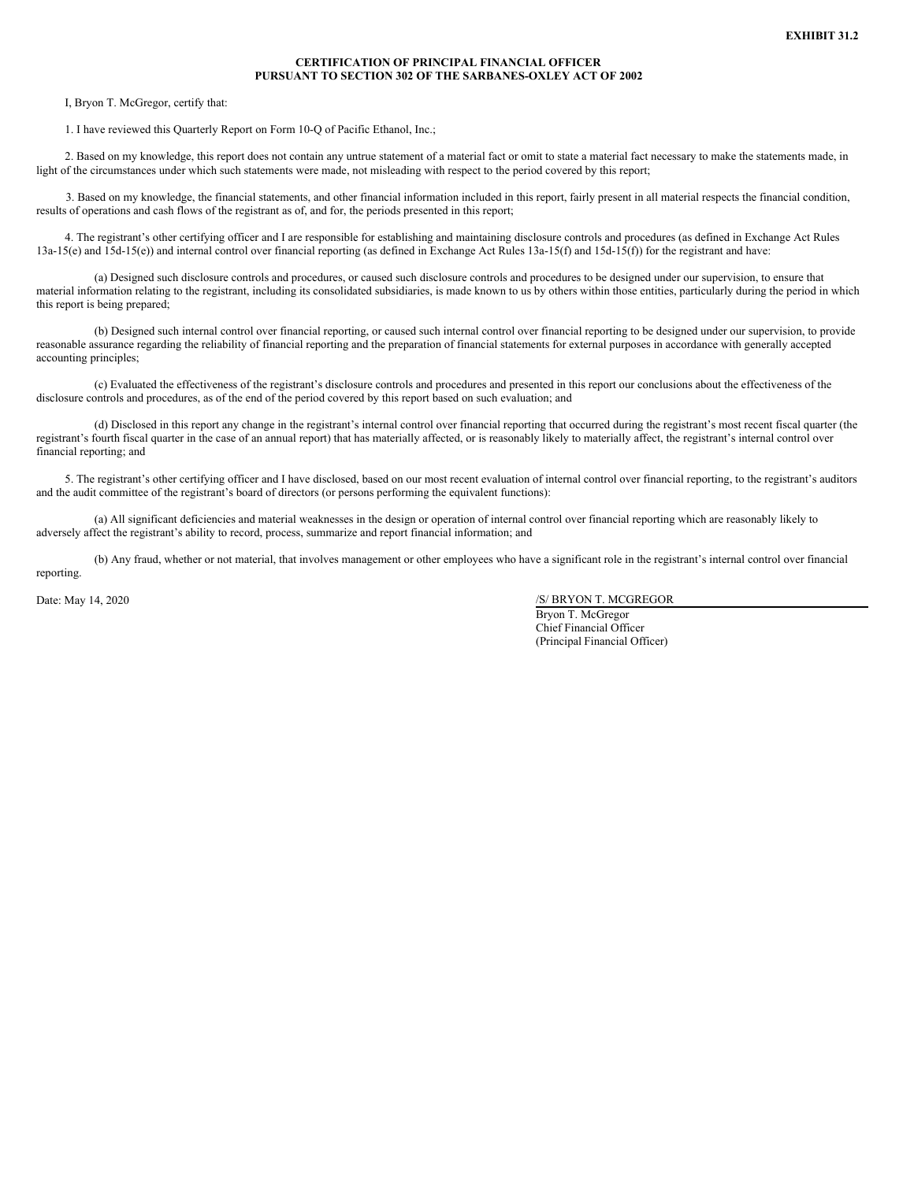**EXHIBIT 31.2**

**CERTIFICATION OF PRINCIPAL FINANCIAL OFFICER**
**PURSUANT TO SECTION 302 OF THE SARBANES-OXLEY ACT OF 2002**

I, Bryon T. McGregor, certify that:

1. I have reviewed this Quarterly Report on Form 10-Q of Pacific Ethanol, Inc.;

2. Based on my knowledge, this report does not contain any untrue statement of a material fact or omit to state a material fact necessary to make the statements made, in light of the circumstances under which such statements were made, not misleading with respect to the period covered by this report;

3. Based on my knowledge, the financial statements, and other financial information included in this report, fairly present in all material respects the financial condition, results of operations and cash flows of the registrant as of, and for, the periods presented in this report;

4. The registrant's other certifying officer and I are responsible for establishing and maintaining disclosure controls and procedures (as defined in Exchange Act Rules 13a-15(e) and 15d-15(e)) and internal control over financial reporting (as defined in Exchange Act Rules 13a-15(f) and 15d-15(f)) for the registrant and have:

(a) Designed such disclosure controls and procedures, or caused such disclosure controls and procedures to be designed under our supervision, to ensure that material information relating to the registrant, including its consolidated subsidiaries, is made known to us by others within those entities, particularly during the period in which this report is being prepared;

(b) Designed such internal control over financial reporting, or caused such internal control over financial reporting to be designed under our supervision, to provide reasonable assurance regarding the reliability of financial reporting and the preparation of financial statements for external purposes in accordance with generally accepted accounting principles;

(c) Evaluated the effectiveness of the registrant's disclosure controls and procedures and presented in this report our conclusions about the effectiveness of the disclosure controls and procedures, as of the end of the period covered by this report based on such evaluation; and

(d) Disclosed in this report any change in the registrant's internal control over financial reporting that occurred during the registrant's most recent fiscal quarter (the registrant's fourth fiscal quarter in the case of an annual report) that has materially affected, or is reasonably likely to materially affect, the registrant's internal control over financial reporting; and

5. The registrant's other certifying officer and I have disclosed, based on our most recent evaluation of internal control over financial reporting, to the registrant's auditors and the audit committee of the registrant's board of directors (or persons performing the equivalent functions):

(a) All significant deficiencies and material weaknesses in the design or operation of internal control over financial reporting which are reasonably likely to adversely affect the registrant's ability to record, process, summarize and report financial information; and

(b) Any fraud, whether or not material, that involves management or other employees who have a significant role in the registrant's internal control over financial reporting.

Date: May 14, 2020

/S/ BRYON T. MCGREGOR
Bryon T. McGregor
Chief Financial Officer
(Principal Financial Officer)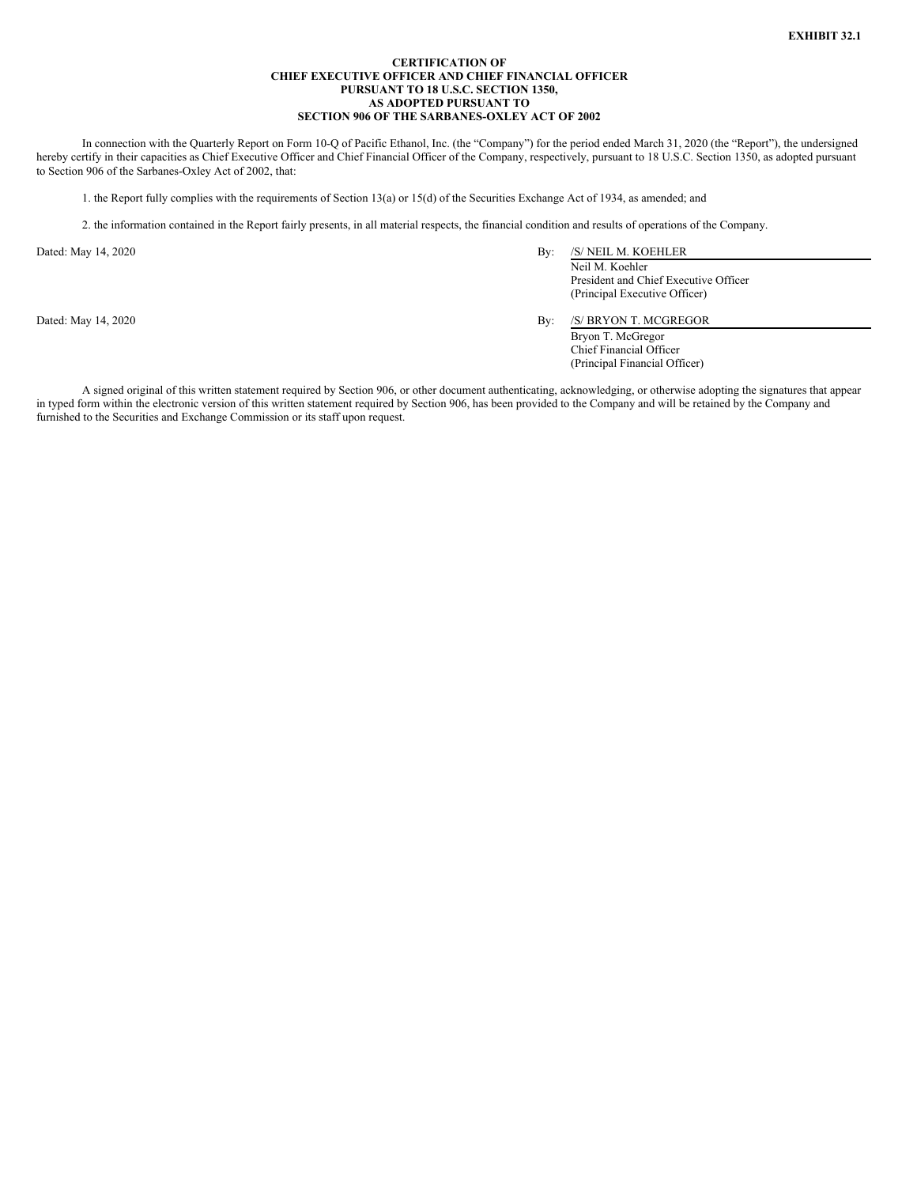**EXHIBIT 32.1**

**CERTIFICATION OF**
**CHIEF EXECUTIVE OFFICER AND CHIEF FINANCIAL OFFICER**
**PURSUANT TO 18 U.S.C. SECTION 1350,**
**AS ADOPTED PURSUANT TO**
**SECTION 906 OF THE SARBANES-OXLEY ACT OF 2002**

In connection with the Quarterly Report on Form 10-Q of Pacific Ethanol, Inc. (the “Company”) for the period ended March 31, 2020 (the “Report”), the undersigned hereby certify in their capacities as Chief Executive Officer and Chief Financial Officer of the Company, respectively, pursuant to 18 U.S.C. Section 1350, as adopted pursuant to Section 906 of the Sarbanes-Oxley Act of 2002, that:

1. the Report fully complies with the requirements of Section 13(a) or 15(d) of the Securities Exchange Act of 1934, as amended; and

2. the information contained in the Report fairly presents, in all material respects, the financial condition and results of operations of the Company.

Dated: May 14, 2020

By: /S/ NEIL M. KOEHLER
Neil M. Koehler
President and Chief Executive Officer
(Principal Executive Officer)

Dated: May 14, 2020

By: /S/ BRYON T. MCGREGOR
Bryon T. McGregor
Chief Financial Officer
(Principal Financial Officer)

A signed original of this written statement required by Section 906, or other document authenticating, acknowledging, or otherwise adopting the signatures that appear in typed form within the electronic version of this written statement required by Section 906, has been provided to the Company and will be retained by the Company and furnished to the Securities and Exchange Commission or its staff upon request.